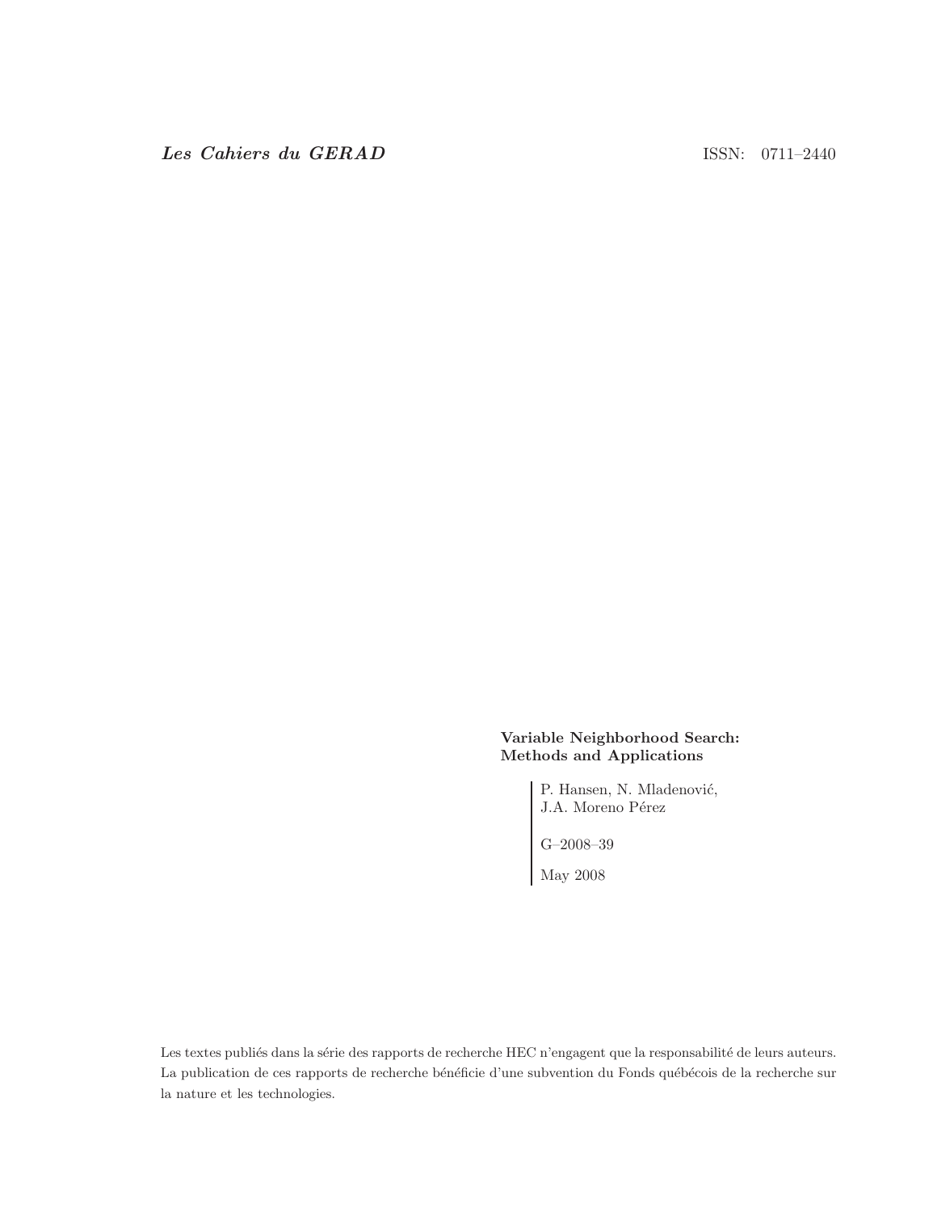*Les Cahiers du GERAD* ISSN: 0711–2440

**Variable Neighborhood Search: Methods and Applications**

P. Hansen, N. Mladenović,
J.A. Moreno Pérez

G–2008–39

May 2008

Les textes publiés dans la série des rapports de recherche HEC n'engagent que la responsabilité de leurs auteurs. La publication de ces rapports de recherche bénéficie d'une subvention du Fonds québécois de la recherche sur la nature et les technologies.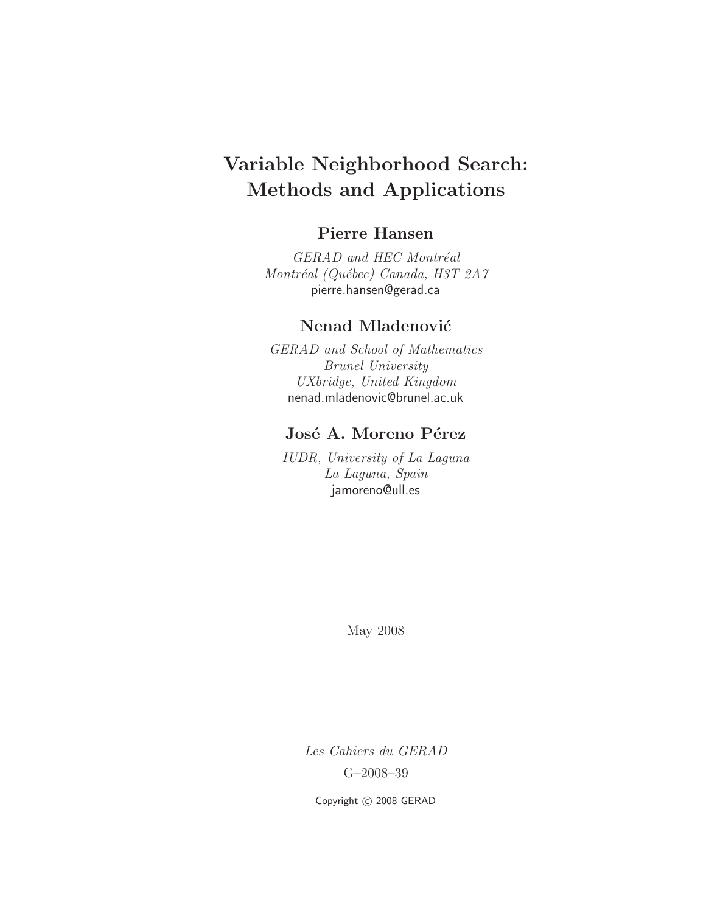# Variable Neighborhood Search: Methods and Applications

**Pierre Hansen**

*GERAD and HEC Montréal*
*Montréal (Québec) Canada, H3T 2A7*
pierre.hansen@gerad.ca

**Nenad Mladenović**

*GERAD and School of Mathematics*
*Brunel University*
*UXbridge, United Kingdom*
nenad.mladenovic@brunel.ac.uk

**José A. Moreno Pérez**

*IUDR, University of La Laguna*
*La Laguna, Spain*
jamoreno@ull.es

May 2008

*Les Cahiers du GERAD*

G–2008–39

Copyright © 2008 GERAD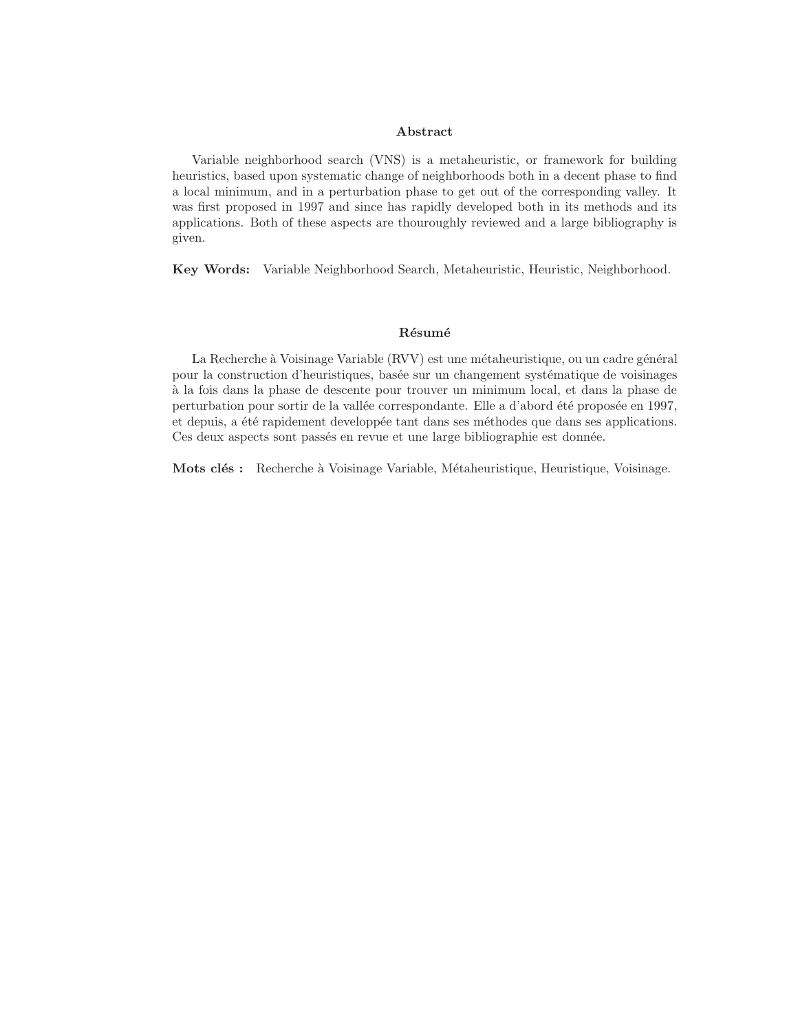## Abstract

Variable neighborhood search (VNS) is a metaheuristic, or framework for building heuristics, based upon systematic change of neighborhoods both in a decent phase to find a local minimum, and in a perturbation phase to get out of the corresponding valley. It was first proposed in 1997 and since has rapidly developed both in its methods and its applications. Both of these aspects are thouroughly reviewed and a large bibliography is given.

**Key Words:** Variable Neighborhood Search, Metaheuristic, Heuristic, Neighborhood.

## Résumé

La Recherche à Voisinage Variable (RVV) est une métaheuristique, ou un cadre général pour la construction d'heuristiques, basée sur un changement systématique de voisinages à la fois dans la phase de descente pour trouver un minimum local, et dans la phase de perturbation pour sortir de la vallée correspondante. Elle a d'abord été proposée en 1997, et depuis, a été rapidement developpée tant dans ses méthodes que dans ses applications. Ces deux aspects sont passés en revue et une large bibliographie est donnée.

**Mots clés :** Recherche à Voisinage Variable, Métaheuristique, Heuristique, Voisinage.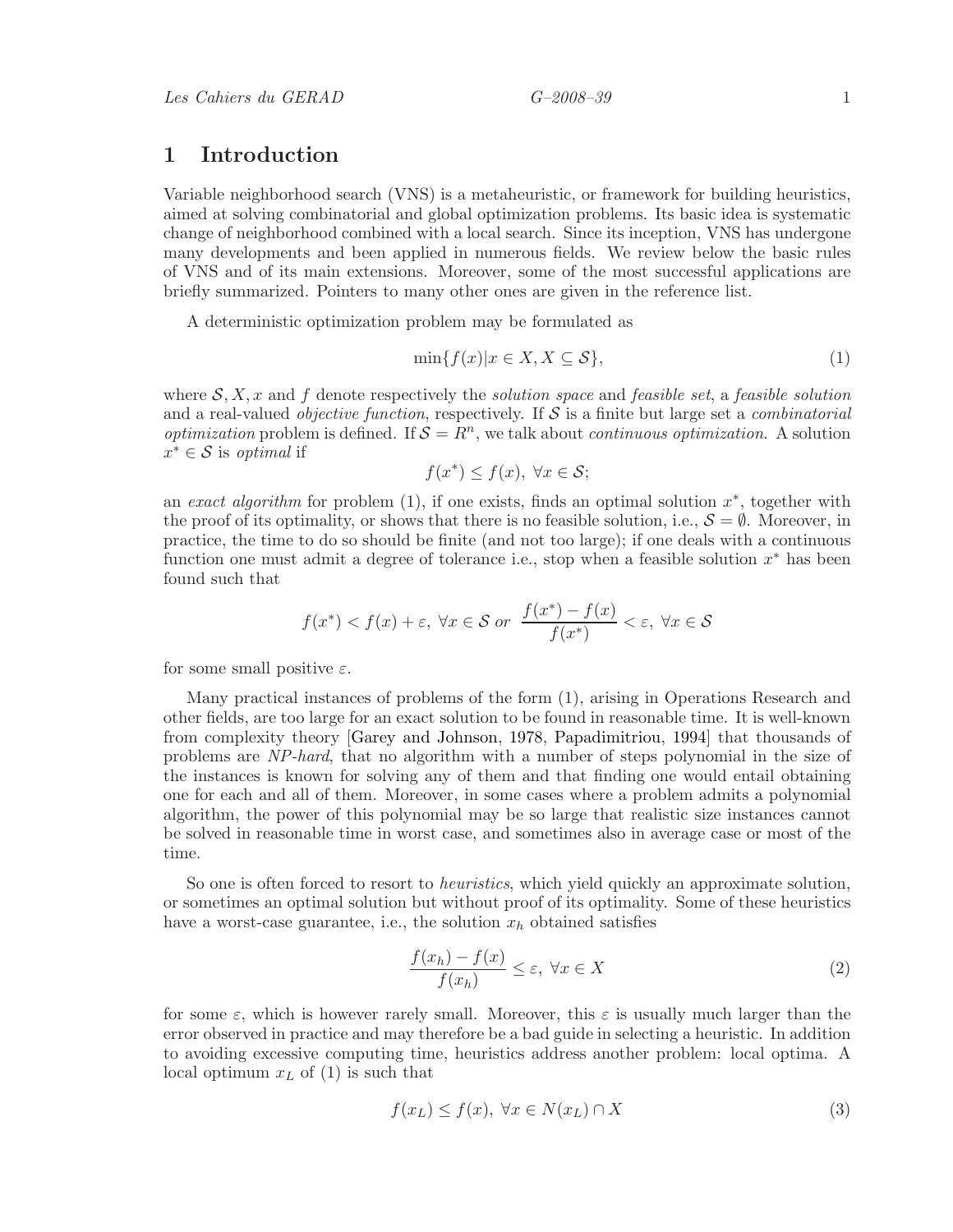# 1 Introduction

Variable neighborhood search (VNS) is a metaheuristic, or framework for building heuristics, aimed at solving combinatorial and global optimization problems. Its basic idea is systematic change of neighborhood combined with a local search. Since its inception, VNS has undergone many developments and been applied in numerous fields. We review below the basic rules of VNS and of its main extensions. Moreover, some of the most successful applications are briefly summarized. Pointers to many other ones are given in the reference list.

A deterministic optimization problem may be formulated as

$$\min\{f(x)|x \in X, X \subseteq \mathcal{S}\}, \tag{1}$$

where $\mathcal{S}, X, x$ and $f$ denote respectively the *solution space* and *feasible set*, a *feasible solution* and a real-valued *objective function*, respectively. If $\mathcal{S}$ is a finite but large set a *combinatorial optimization* problem is defined. If $\mathcal{S} = R^n$, we talk about *continuous optimization*. A solution $x^* \in \mathcal{S}$ is *optimal* if

$$f(x^*) \leq f(x),\ \forall x \in \mathcal{S};$$

an *exact algorithm* for problem (1), if one exists, finds an optimal solution $x^*$, together with the proof of its optimality, or shows that there is no feasible solution, i.e., $\mathcal{S} = \emptyset$. Moreover, in practice, the time to do so should be finite (and not too large); if one deals with a continuous function one must admit a degree of tolerance i.e., stop when a feasible solution $x^*$ has been found such that

$$f(x^*) < f(x) + \varepsilon,\ \forall x \in \mathcal{S} \ \textit{or}\ \ \frac{f(x^*) - f(x)}{f(x^*)} < \varepsilon,\ \forall x \in \mathcal{S}$$

for some small positive $\varepsilon$.

Many practical instances of problems of the form (1), arising in Operations Research and other fields, are too large for an exact solution to be found in reasonable time. It is well-known from complexity theory [Garey and Johnson, 1978, Papadimitriou, 1994] that thousands of problems are *NP-hard*, that no algorithm with a number of steps polynomial in the size of the instances is known for solving any of them and that finding one would entail obtaining one for each and all of them. Moreover, in some cases where a problem admits a polynomial algorithm, the power of this polynomial may be so large that realistic size instances cannot be solved in reasonable time in worst case, and sometimes also in average case or most of the time.

So one is often forced to resort to *heuristics*, which yield quickly an approximate solution, or sometimes an optimal solution but without proof of its optimality. Some of these heuristics have a worst-case guarantee, i.e., the solution $x_h$ obtained satisfies

$$\frac{f(x_h) - f(x)}{f(x_h)} \leq \varepsilon,\ \forall x \in X \tag{2}$$

for some $\varepsilon$, which is however rarely small. Moreover, this $\varepsilon$ is usually much larger than the error observed in practice and may therefore be a bad guide in selecting a heuristic. In addition to avoiding excessive computing time, heuristics address another problem: local optima. A local optimum $x_L$ of (1) is such that

$$f(x_L) \leq f(x),\ \forall x \in N(x_L) \cap X \tag{3}$$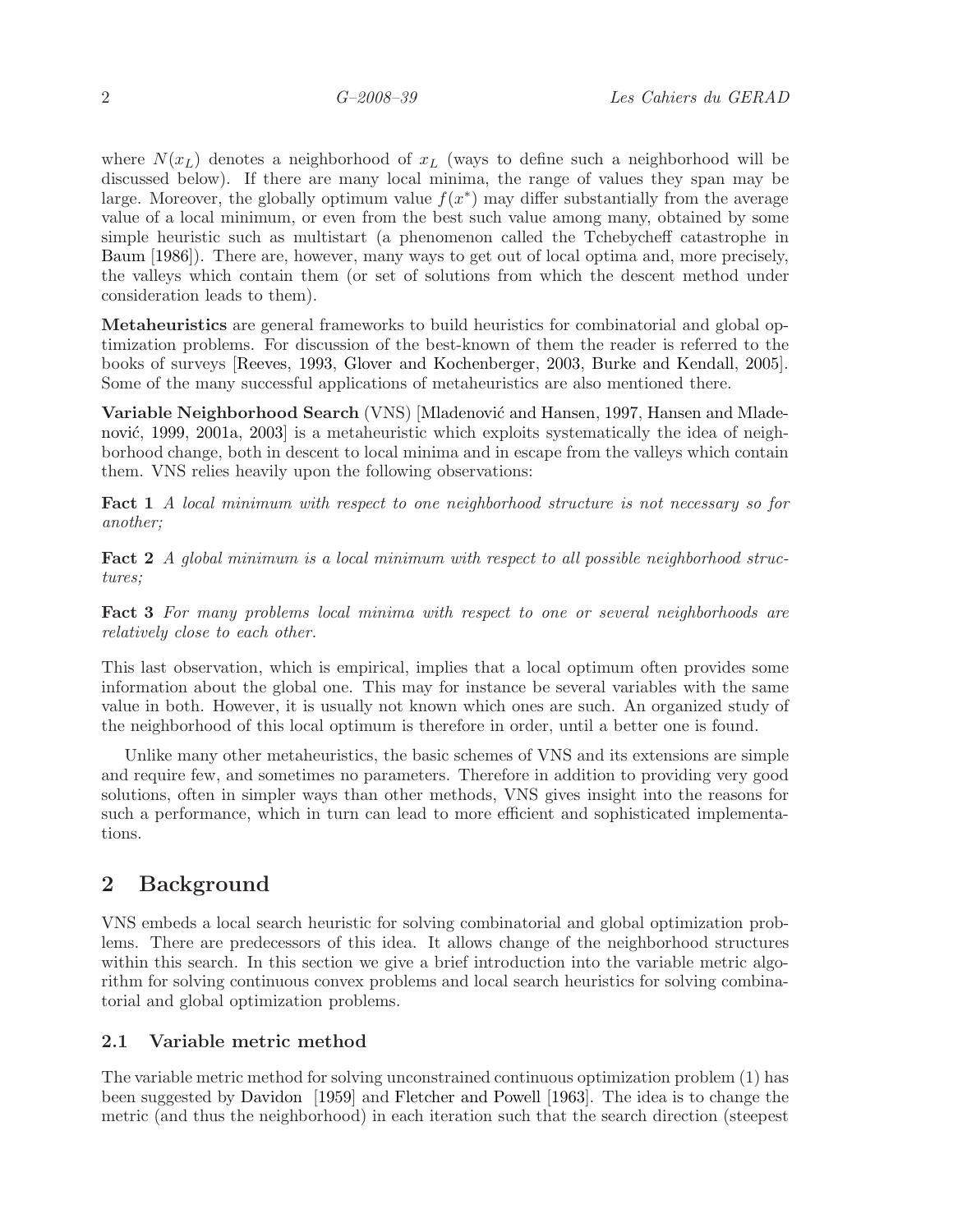where $N(x_L)$ denotes a neighborhood of $x_L$ (ways to define such a neighborhood will be discussed below). If there are many local minima, the range of values they span may be large. Moreover, the globally optimum value $f(x^*)$ may differ substantially from the average value of a local minimum, or even from the best such value among many, obtained by some simple heuristic such as multistart (a phenomenon called the Tchebycheff catastrophe in Baum [1986]). There are, however, many ways to get out of local optima and, more precisely, the valleys which contain them (or set of solutions from which the descent method under consideration leads to them).

**Metaheuristics** are general frameworks to build heuristics for combinatorial and global optimization problems. For discussion of the best-known of them the reader is referred to the books of surveys [Reeves, 1993, Glover and Kochenberger, 2003, Burke and Kendall, 2005]. Some of the many successful applications of metaheuristics are also mentioned there.

**Variable Neighborhood Search** (VNS) [Mladenović and Hansen, 1997, Hansen and Mladenović, 1999, 2001a, 2003] is a metaheuristic which exploits systematically the idea of neighborhood change, both in descent to local minima and in escape from the valleys which contain them. VNS relies heavily upon the following observations:

**Fact 1** *A local minimum with respect to one neighborhood structure is not necessary so for another;*

**Fact 2** *A global minimum is a local minimum with respect to all possible neighborhood structures;*

**Fact 3** *For many problems local minima with respect to one or several neighborhoods are relatively close to each other.*

This last observation, which is empirical, implies that a local optimum often provides some information about the global one. This may for instance be several variables with the same value in both. However, it is usually not known which ones are such. An organized study of the neighborhood of this local optimum is therefore in order, until a better one is found.

Unlike many other metaheuristics, the basic schemes of VNS and its extensions are simple and require few, and sometimes no parameters. Therefore in addition to providing very good solutions, often in simpler ways than other methods, VNS gives insight into the reasons for such a performance, which in turn can lead to more efficient and sophisticated implementations.

## 2 Background

VNS embeds a local search heuristic for solving combinatorial and global optimization problems. There are predecessors of this idea. It allows change of the neighborhood structures within this search. In this section we give a brief introduction into the variable metric algorithm for solving continuous convex problems and local search heuristics for solving combinatorial and global optimization problems.

### 2.1 Variable metric method

The variable metric method for solving unconstrained continuous optimization problem (1) has been suggested by Davidon [1959] and Fletcher and Powell [1963]. The idea is to change the metric (and thus the neighborhood) in each iteration such that the search direction (steepest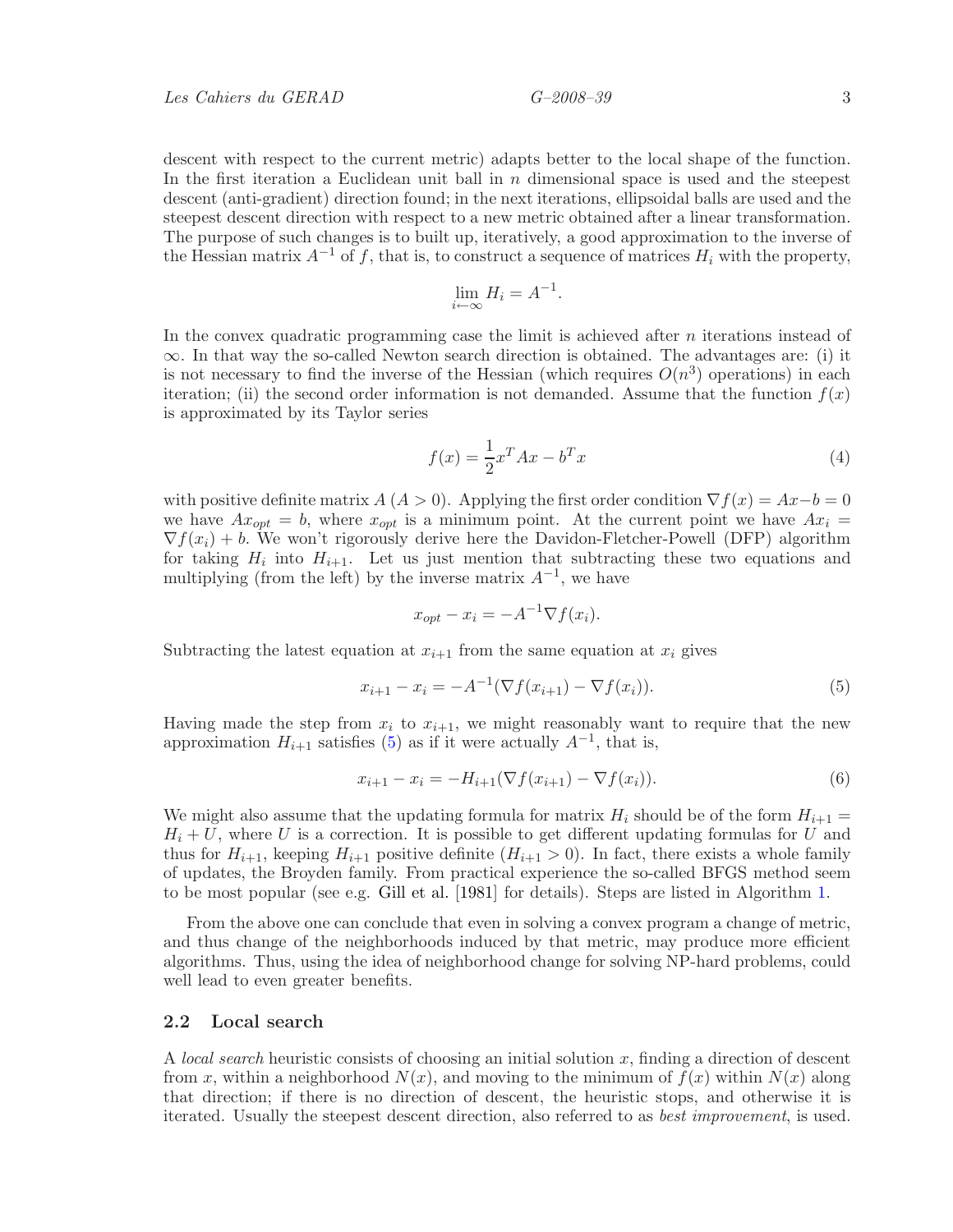descent with respect to the current metric) adapts better to the local shape of the function. In the first iteration a Euclidean unit ball in $n$ dimensional space is used and the steepest descent (anti-gradient) direction found; in the next iterations, ellipsoidal balls are used and the steepest descent direction with respect to a new metric obtained after a linear transformation. The purpose of such changes is to built up, iteratively, a good approximation to the inverse of the Hessian matrix $A^{-1}$ of $f$, that is, to construct a sequence of matrices $H_i$ with the property,

$$\lim_{i \leftarrow \infty} H_i = A^{-1}.$$

In the convex quadratic programming case the limit is achieved after $n$ iterations instead of $\infty$. In that way the so-called Newton search direction is obtained. The advantages are: (i) it is not necessary to find the inverse of the Hessian (which requires $O(n^3)$ operations) in each iteration; (ii) the second order information is not demanded. Assume that the function $f(x)$ is approximated by its Taylor series

$$f(x) = \frac{1}{2}x^T A x - b^T x \tag{4}$$

with positive definite matrix $A$ ($A > 0$). Applying the first order condition $\nabla f(x) = Ax - b = 0$ we have $Ax_{opt} = b$, where $x_{opt}$ is a minimum point. At the current point we have $Ax_i = \nabla f(x_i) + b$. We won't rigorously derive here the Davidon-Fletcher-Powell (DFP) algorithm for taking $H_i$ into $H_{i+1}$. Let us just mention that subtracting these two equations and multiplying (from the left) by the inverse matrix $A^{-1}$, we have

$$x_{opt} - x_i = -A^{-1}\nabla f(x_i).$$

Subtracting the latest equation at $x_{i+1}$ from the same equation at $x_i$ gives

$$x_{i+1} - x_i = -A^{-1}(\nabla f(x_{i+1}) - \nabla f(x_i)). \tag{5}$$

Having made the step from $x_i$ to $x_{i+1}$, we might reasonably want to require that the new approximation $H_{i+1}$ satisfies (5) as if it were actually $A^{-1}$, that is,

$$x_{i+1} - x_i = -H_{i+1}(\nabla f(x_{i+1}) - \nabla f(x_i)). \tag{6}$$

We might also assume that the updating formula for matrix $H_i$ should be of the form $H_{i+1} = H_i + U$, where $U$ is a correction. It is possible to get different updating formulas for $U$ and thus for $H_{i+1}$, keeping $H_{i+1}$ positive definite ($H_{i+1} > 0$). In fact, there exists a whole family of updates, the Broyden family. From practical experience the so-called BFGS method seem to be most popular (see e.g. Gill et al. [1981] for details). Steps are listed in Algorithm 1.

From the above one can conclude that even in solving a convex program a change of metric, and thus change of the neighborhoods induced by that metric, may produce more efficient algorithms. Thus, using the idea of neighborhood change for solving NP-hard problems, could well lead to even greater benefits.

## 2.2 Local search

A *local search* heuristic consists of choosing an initial solution $x$, finding a direction of descent from $x$, within a neighborhood $N(x)$, and moving to the minimum of $f(x)$ within $N(x)$ along that direction; if there is no direction of descent, the heuristic stops, and otherwise it is iterated. Usually the steepest descent direction, also referred to as *best improvement*, is used.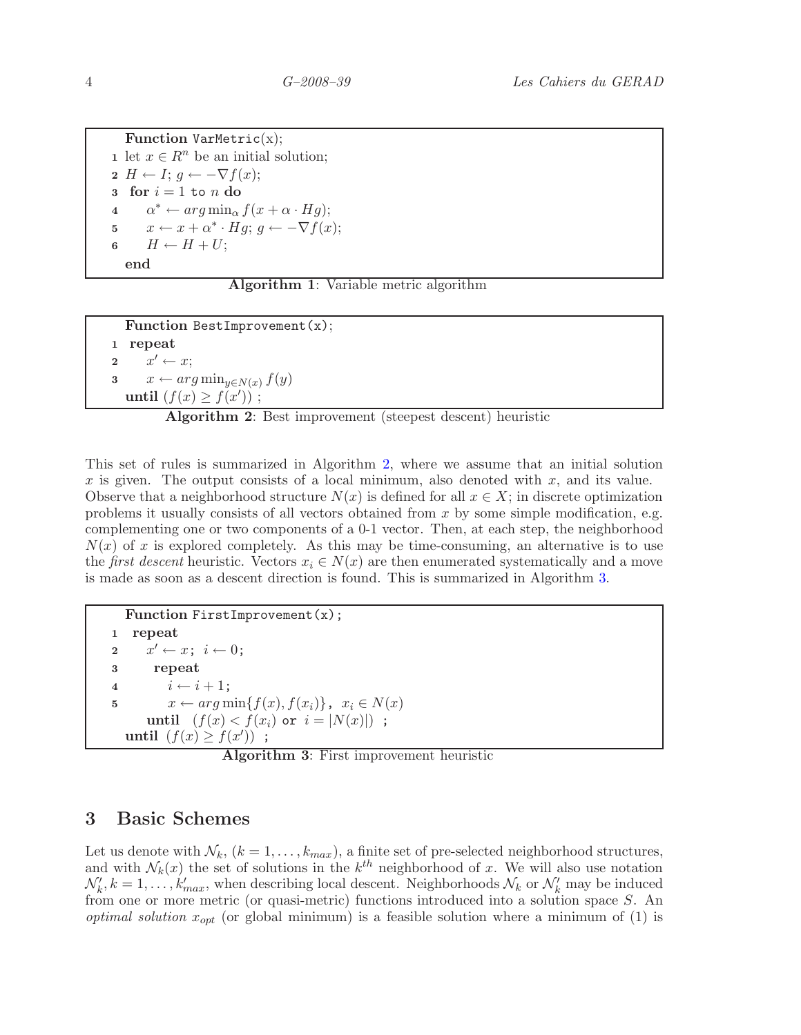```
Function VarMetric(x);
1  let x ∈ R^n be an initial solution;
2  H ← I; g ← −∇f(x);
3  for i = 1 to n do
4      α* ← arg min_α f(x + α · Hg);
5      x ← x + α* · Hg; g ← −∇f(x);
6      H ← H + U;
   end
```

**Algorithm 1**: Variable metric algorithm

```
Function BestImprovement(x);
1  repeat
2      x' ← x;
3      x ← arg min_{y∈N(x)} f(y)
   until (f(x) ≥ f(x'));
```

**Algorithm 2**: Best improvement (steepest descent) heuristic

This set of rules is summarized in Algorithm 2, where we assume that an initial solution $x$ is given. The output consists of a local minimum, also denoted with $x$, and its value. Observe that a neighborhood structure $N(x)$ is defined for all $x \in X$; in discrete optimization problems it usually consists of all vectors obtained from $x$ by some simple modification, e.g. complementing one or two components of a 0-1 vector. Then, at each step, the neighborhood $N(x)$ of $x$ is explored completely. As this may be time-consuming, an alternative is to use the *first descent* heuristic. Vectors $x_i \in N(x)$ are then enumerated systematically and a move is made as soon as a descent direction is found. This is summarized in Algorithm 3.

```
Function FirstImprovement(x);
1  repeat
2      x' ← x; i ← 0;
3      repeat
4          i ← i + 1;
5          x ← arg min{f(x), f(x_i)}, x_i ∈ N(x)
       until (f(x) < f(x_i) or i = |N(x)|);
   until (f(x) ≥ f(x'));
```

**Algorithm 3**: First improvement heuristic

## 3 Basic Schemes

Let us denote with $\mathcal{N}_k$, $(k = 1, \dots, k_{max})$, a finite set of pre-selected neighborhood structures, and with $\mathcal{N}_k(x)$ the set of solutions in the $k^{th}$ neighborhood of $x$. We will also use notation $\mathcal{N}'_k, k = 1, \dots, k'_{max}$, when describing local descent. Neighborhoods $\mathcal{N}_k$ or $\mathcal{N}'_k$ may be induced from one or more metric (or quasi-metric) functions introduced into a solution space $S$. An *optimal solution* $x_{opt}$ (or global minimum) is a feasible solution where a minimum of (1) is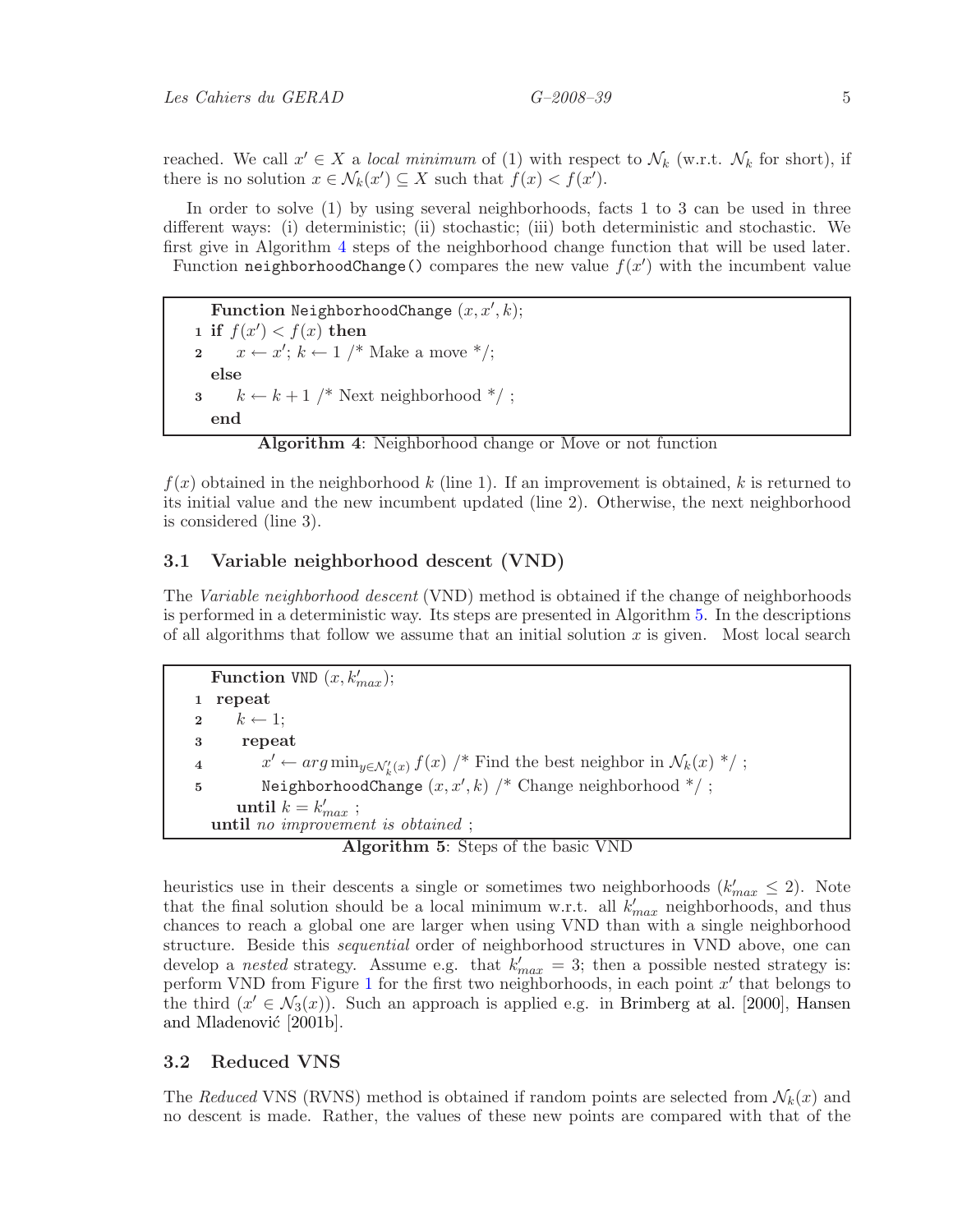reached. We call $x' \in X$ a *local minimum* of (1) with respect to $\mathcal{N}_k$ (w.r.t. $\mathcal{N}_k$ for short), if there is no solution $x \in \mathcal{N}_k(x') \subseteq X$ such that $f(x) < f(x')$.

In order to solve (1) by using several neighborhoods, facts 1 to 3 can be used in three different ways: (i) deterministic; (ii) stochastic; (iii) both deterministic and stochastic. We first give in Algorithm 4 steps of the neighborhood change function that will be used later. Function `neighborhoodChange()` compares the new value $f(x')$ with the incumbent value

```
   Function NeighborhoodChange (x, x', k);
1  if f(x') < f(x) then
2      x ← x'; k ← 1 /* Make a move */;
   else
3      k ← k + 1 /* Next neighborhood */ ;
   end
```

**Algorithm 4**: Neighborhood change or Move or not function

$f(x)$ obtained in the neighborhood $k$ (line 1). If an improvement is obtained, $k$ is returned to its initial value and the new incumbent updated (line 2). Otherwise, the next neighborhood is considered (line 3).

### 3.1 Variable neighborhood descent (VND)

The *Variable neighborhood descent* (VND) method is obtained if the change of neighborhoods is performed in a deterministic way. Its steps are presented in Algorithm 5. In the descriptions of all algorithms that follow we assume that an initial solution $x$ is given. Most local search

```
   Function VND (x, k'_max);
1  repeat
2      k ← 1;
3      repeat
4          x' ← arg min_{y ∈ N'_k(x)} f(x) /* Find the best neighbor in N_k(x) */ ;
5          NeighborhoodChange (x, x', k) /* Change neighborhood */ ;
       until k = k'_max ;
   until no improvement is obtained ;
```

**Algorithm 5**: Steps of the basic VND

heuristics use in their descents a single or sometimes two neighborhoods ($k'_{max} \leq 2$). Note that the final solution should be a local minimum w.r.t. all $k'_{max}$ neighborhoods, and thus chances to reach a global one are larger when using VND than with a single neighborhood structure. Beside this *sequential* order of neighborhood structures in VND above, one can develop a *nested* strategy. Assume e.g. that $k'_{max} = 3$; then a possible nested strategy is: perform VND from Figure 1 for the first two neighborhoods, in each point $x'$ that belongs to the third ($x' \in \mathcal{N}_3(x)$). Such an approach is applied e.g. in Brimberg at al. [2000], Hansen and Mladenović [2001b].

### 3.2 Reduced VNS

The *Reduced* VNS (RVNS) method is obtained if random points are selected from $\mathcal{N}_k(x)$ and no descent is made. Rather, the values of these new points are compared with that of the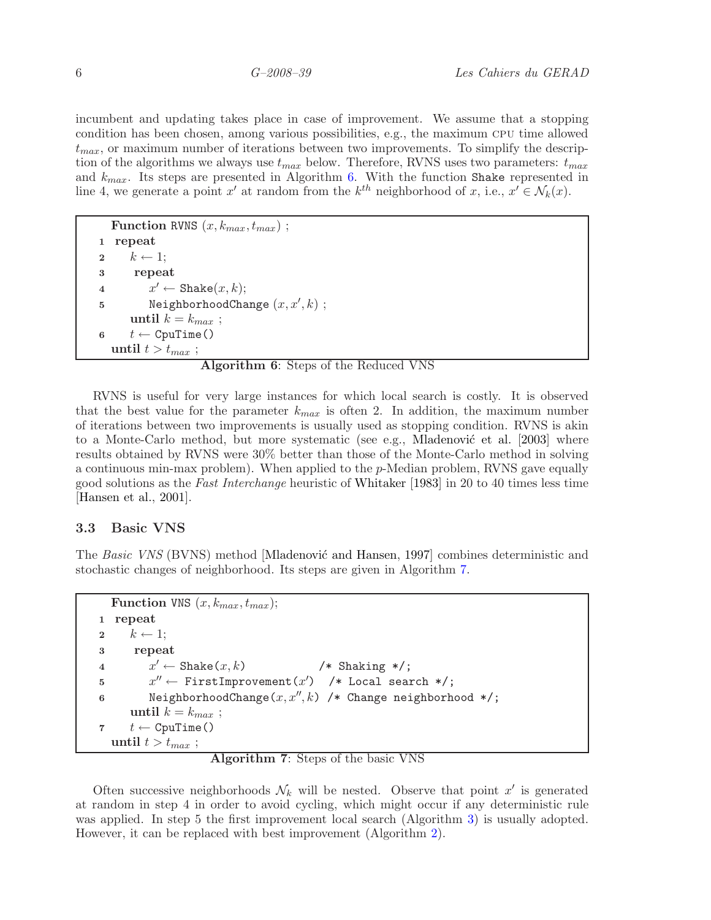incumbent and updating takes place in case of improvement. We assume that a stopping condition has been chosen, among various possibilities, e.g., the maximum CPU time allowed $t_{max}$, or maximum number of iterations between two improvements. To simplify the description of the algorithms we always use $t_{max}$ below. Therefore, RVNS uses two parameters: $t_{max}$ and $k_{max}$. Its steps are presented in Algorithm 6. With the function Shake represented in line 4, we generate a point $x'$ at random from the $k^{th}$ neighborhood of $x$, i.e., $x' \in \mathcal{N}_k(x)$.

```
   Function RVNS (x, k_max, t_max) ;
1  repeat
2      k ← 1;
3      repeat
4          x' ← Shake(x, k);
5          NeighborhoodChange (x, x', k) ;
       until k = k_max ;
6      t ← CpuTime()
   until t > t_max ;
```

**Algorithm 6**: Steps of the Reduced VNS

RVNS is useful for very large instances for which local search is costly. It is observed that the best value for the parameter $k_{max}$ is often 2. In addition, the maximum number of iterations between two improvements is usually used as stopping condition. RVNS is akin to a Monte-Carlo method, but more systematic (see e.g., Mladenović et al. [2003] where results obtained by RVNS were 30% better than those of the Monte-Carlo method in solving a continuous min-max problem). When applied to the $p$-Median problem, RVNS gave equally good solutions as the *Fast Interchange* heuristic of Whitaker [1983] in 20 to 40 times less time [Hansen et al., 2001].

### 3.3 Basic VNS

The *Basic VNS* (BVNS) method [Mladenović and Hansen, 1997] combines deterministic and stochastic changes of neighborhood. Its steps are given in Algorithm 7.

```
   Function VNS (x, k_max, t_max);
1  repeat
2      k ← 1;
3      repeat
4          x' ← Shake(x, k)              /* Shaking */;
5          x'' ← FirstImprovement(x')    /* Local search */;
6          NeighborhoodChange(x, x'', k) /* Change neighborhood */;
       until k = k_max ;
7      t ← CpuTime()
   until t > t_max ;
```

**Algorithm 7**: Steps of the basic VNS

Often successive neighborhoods $\mathcal{N}_k$ will be nested. Observe that point $x'$ is generated at random in step 4 in order to avoid cycling, which might occur if any deterministic rule was applied. In step 5 the first improvement local search (Algorithm 3) is usually adopted. However, it can be replaced with best improvement (Algorithm 2).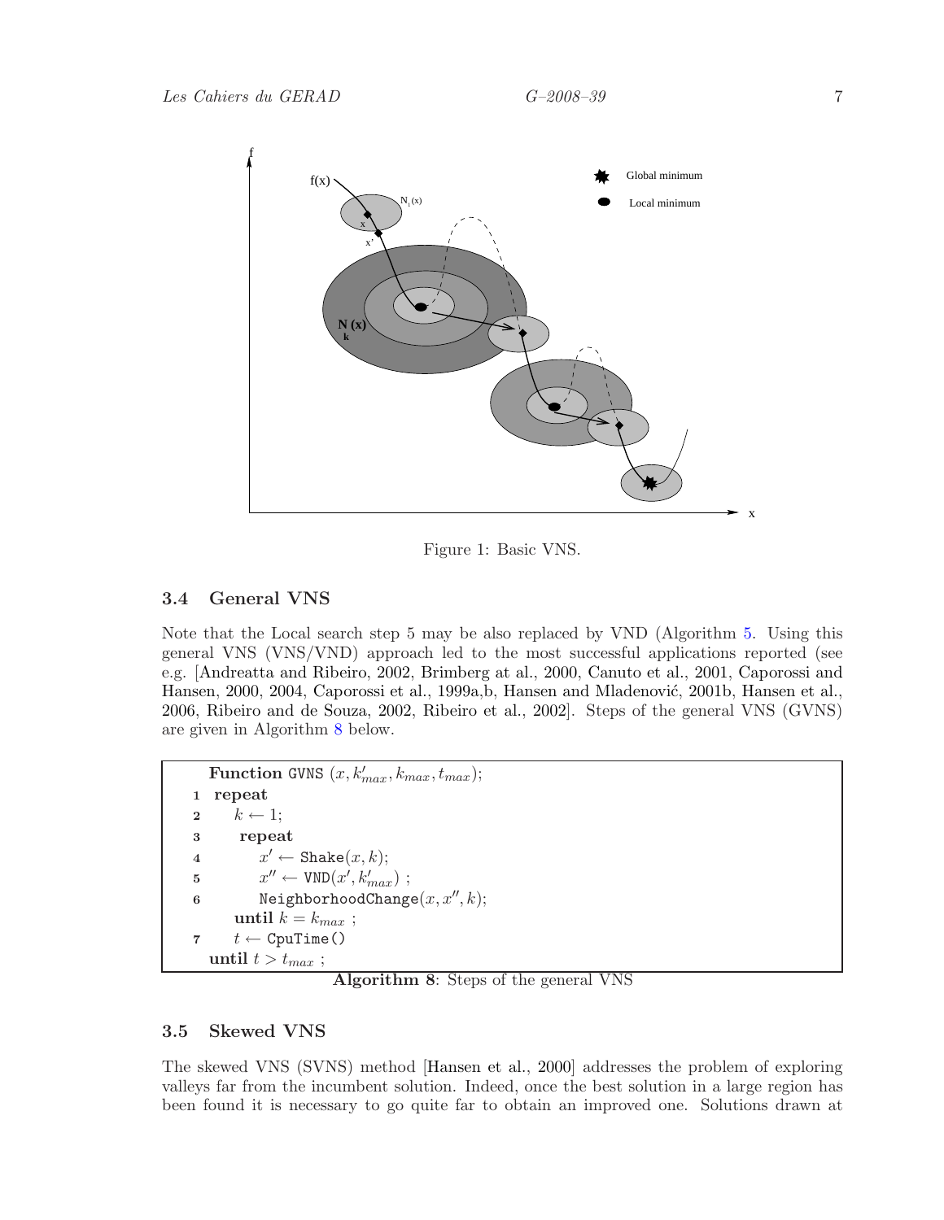Figure 1: Basic VNS.

### 3.4 General VNS

Note that the Local search step 5 may be also replaced by VND (Algorithm 5. Using this general VNS (VNS/VND) approach led to the most successful applications reported (see e.g. [Andreatta and Ribeiro, 2002, Brimberg at al., 2000, Canuto et al., 2001, Caporossi and Hansen, 2000, 2004, Caporossi et al., 1999a,b, Hansen and Mladenović, 2001b, Hansen et al., 2006, Ribeiro and de Souza, 2002, Ribeiro et al., 2002]. Steps of the general VNS (GVNS) are given in Algorithm 8 below.

```
   Function GVNS (x, k'_max, k_max, t_max);
1  repeat
2      k ← 1;
3      repeat
4          x' ← Shake(x, k);
5          x'' ← VND(x', k'_max) ;
6          NeighborhoodChange(x, x'', k);
       until k = k_max ;
7      t ← CpuTime()
   until t > t_max ;
```

**Algorithm 8**: Steps of the general VNS

### 3.5 Skewed VNS

The skewed VNS (SVNS) method [Hansen et al., 2000] addresses the problem of exploring valleys far from the incumbent solution. Indeed, once the best solution in a large region has been found it is necessary to go quite far to obtain an improved one. Solutions drawn at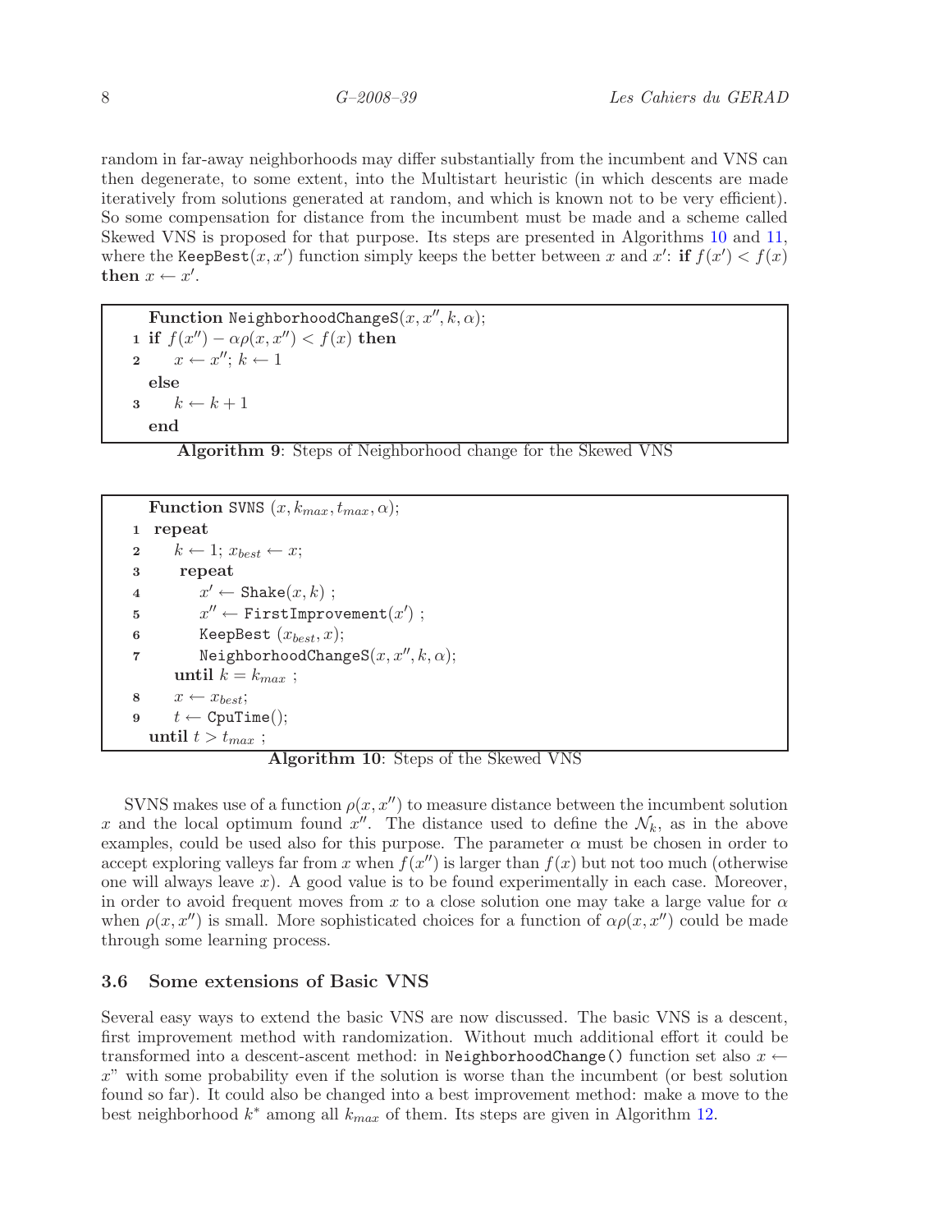random in far-away neighborhoods may differ substantially from the incumbent and VNS can then degenerate, to some extent, into the Multistart heuristic (in which descents are made iteratively from solutions generated at random, and which is known not to be very efficient). So some compensation for distance from the incumbent must be made and a scheme called Skewed VNS is proposed for that purpose. Its steps are presented in Algorithms 10 and 11, where the `KeepBest`$(x, x')$ function simply keeps the better between $x$ and $x'$: **if** $f(x') < f(x)$ **then** $x \leftarrow x'$.

```
   Function NeighborhoodChangeS(x, x'', k, α);
1  if f(x'') − αρ(x, x'') < f(x) then
2      x ← x''; k ← 1
   else
3      k ← k + 1
   end
```

**Algorithm 9**: Steps of Neighborhood change for the Skewed VNS

```
   Function SVNS (x, k_max, t_max, α);
1  repeat
2      k ← 1; x_best ← x;
3      repeat
4          x' ← Shake(x, k) ;
5          x'' ← FirstImprovement(x') ;
6          KeepBest (x_best, x);
7          NeighborhoodChangeS(x, x'', k, α);
       until k = k_max ;
8      x ← x_best;
9      t ← CpuTime();
   until t > t_max ;
```

**Algorithm 10**: Steps of the Skewed VNS

SVNS makes use of a function $\rho(x, x'')$ to measure distance between the incumbent solution $x$ and the local optimum found $x''$. The distance used to define the $\mathcal{N}_k$, as in the above examples, could be used also for this purpose. The parameter $\alpha$ must be chosen in order to accept exploring valleys far from $x$ when $f(x'')$ is larger than $f(x)$ but not too much (otherwise one will always leave $x$). A good value is to be found experimentally in each case. Moreover, in order to avoid frequent moves from $x$ to a close solution one may take a large value for $\alpha$ when $\rho(x, x'')$ is small. More sophisticated choices for a function of $\alpha\rho(x, x'')$ could be made through some learning process.

### 3.6 Some extensions of Basic VNS

Several easy ways to extend the basic VNS are now discussed. The basic VNS is a descent, first improvement method with randomization. Without much additional effort it could be transformed into a descent-ascent method: in `NeighborhoodChange()` function set also $x \leftarrow x$" with some probability even if the solution is worse than the incumbent (or best solution found so far). It could also be changed into a best improvement method: make a move to the best neighborhood $k^*$ among all $k_{max}$ of them. Its steps are given in Algorithm 12.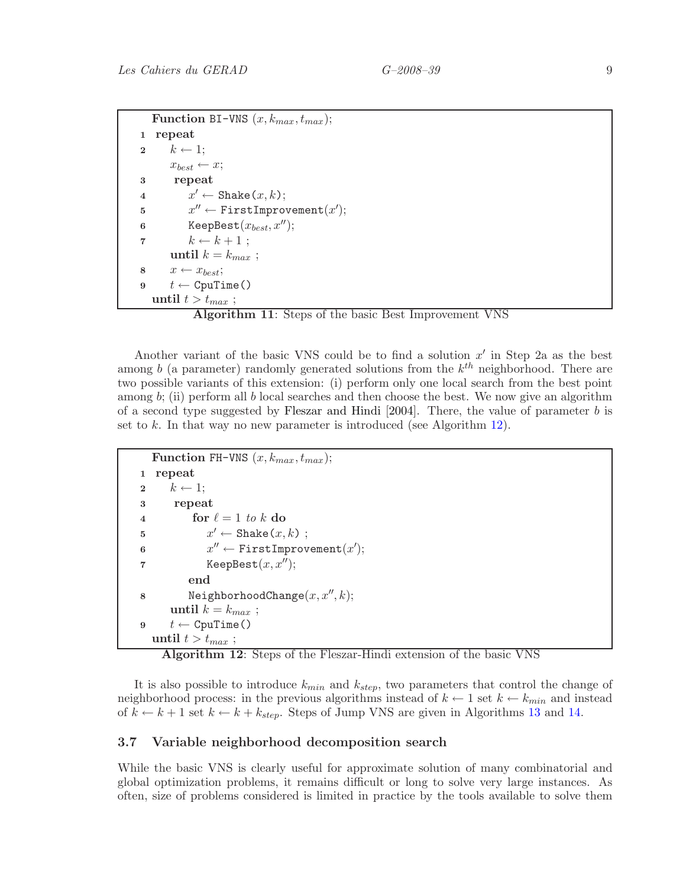```
Function BI-VNS (x, k_max, t_max);
1  repeat
2      k ← 1;
       x_best ← x;
3      repeat
4          x' ← Shake(x, k);
5          x'' ← FirstImprovement(x');
6          KeepBest(x_best, x'');
7          k ← k + 1 ;
       until k = k_max ;
8      x ← x_best;
9      t ← CpuTime()
   until t > t_max ;
```

**Algorithm 11**: Steps of the basic Best Improvement VNS

Another variant of the basic VNS could be to find a solution $x'$ in Step 2a as the best among $b$ (a parameter) randomly generated solutions from the $k^{th}$ neighborhood. There are two possible variants of this extension: (i) perform only one local search from the best point among $b$; (ii) perform all $b$ local searches and then choose the best. We now give an algorithm of a second type suggested by Fleszar and Hindi [2004]. There, the value of parameter $b$ is set to $k$. In that way no new parameter is introduced (see Algorithm 12).

```
Function FH-VNS (x, k_max, t_max);
1  repeat
2      k ← 1;
3      repeat
4          for ℓ = 1 to k do
5              x' ← Shake(x, k) ;
6              x'' ← FirstImprovement(x');
7              KeepBest(x, x'');
           end
8          NeighborhoodChange(x, x'', k);
       until k = k_max ;
9      t ← CpuTime()
   until t > t_max ;
```

**Algorithm 12**: Steps of the Fleszar-Hindi extension of the basic VNS

It is also possible to introduce $k_{min}$ and $k_{step}$, two parameters that control the change of neighborhood process: in the previous algorithms instead of $k \leftarrow 1$ set $k \leftarrow k_{min}$ and instead of $k \leftarrow k + 1$ set $k \leftarrow k + k_{step}$. Steps of Jump VNS are given in Algorithms 13 and 14.

### 3.7 Variable neighborhood decomposition search

While the basic VNS is clearly useful for approximate solution of many combinatorial and global optimization problems, it remains difficult or long to solve very large instances. As often, size of problems considered is limited in practice by the tools available to solve them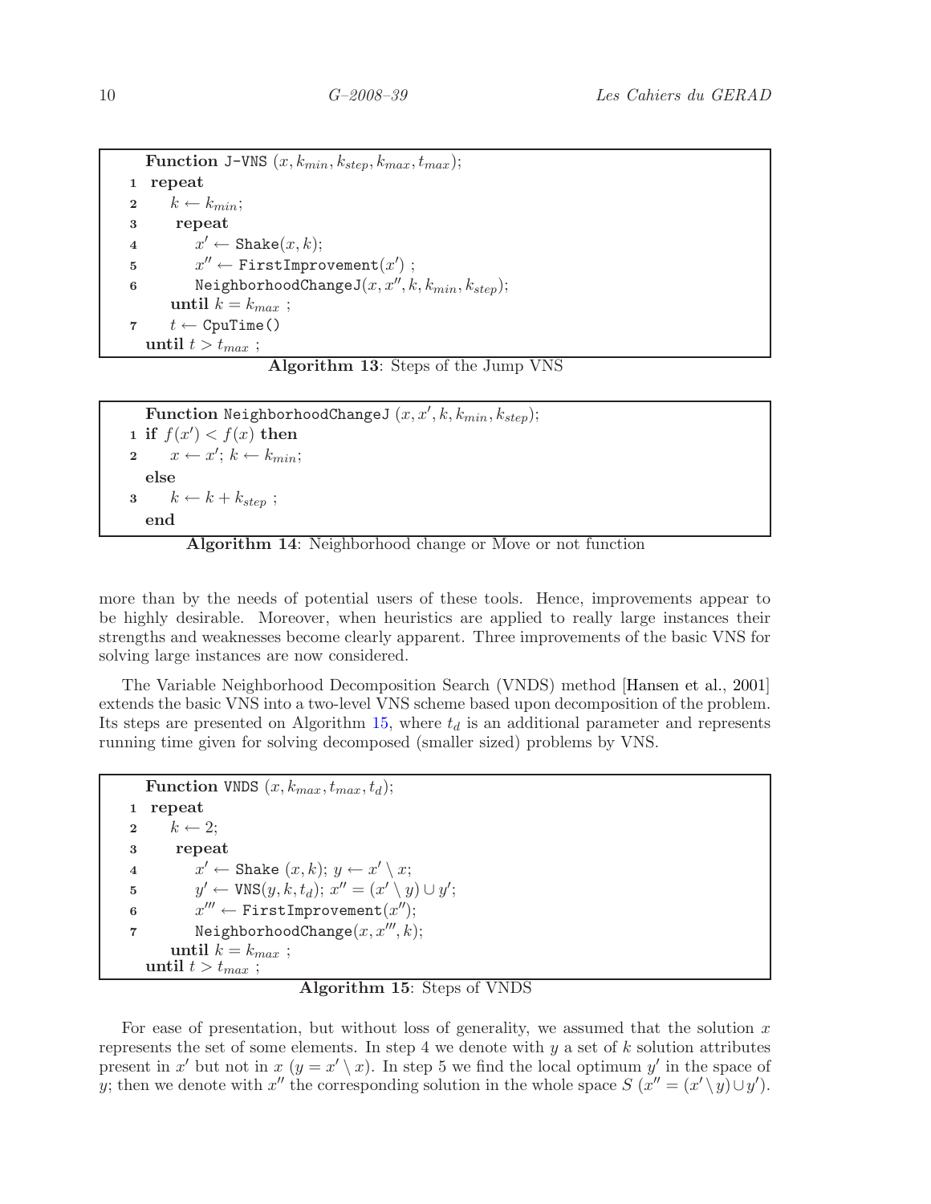```
Function J-VNS (x, k_min, k_step, k_max, t_max);
1  repeat
2      k ← k_min;
3      repeat
4          x' ← Shake(x, k);
5          x'' ← FirstImprovement(x') ;
6          NeighborhoodChangeJ(x, x'', k, k_min, k_step);
       until k = k_max ;
7      t ← CpuTime()
   until t > t_max ;
```

**Algorithm 13**: Steps of the Jump VNS

```
Function NeighborhoodChangeJ (x, x', k, k_min, k_step);
1  if f(x') < f(x) then
2      x ← x'; k ← k_min;
   else
3      k ← k + k_step ;
   end
```

**Algorithm 14**: Neighborhood change or Move or not function

more than by the needs of potential users of these tools. Hence, improvements appear to be highly desirable. Moreover, when heuristics are applied to really large instances their strengths and weaknesses become clearly apparent. Three improvements of the basic VNS for solving large instances are now considered.

The Variable Neighborhood Decomposition Search (VNDS) method [Hansen et al., 2001] extends the basic VNS into a two-level VNS scheme based upon decomposition of the problem. Its steps are presented on Algorithm 15, where $t_d$ is an additional parameter and represents running time given for solving decomposed (smaller sized) problems by VNS.

```
Function VNDS (x, k_max, t_max, t_d);
1  repeat
2      k ← 2;
3      repeat
4          x' ← Shake (x, k); y ← x' \ x;
5          y' ← VNS(y, k, t_d); x'' = (x' \ y) ∪ y';
6          x''' ← FirstImprovement(x'');
7          NeighborhoodChange(x, x''', k);
       until k = k_max ;
   until t > t_max ;
```

**Algorithm 15**: Steps of VNDS

For ease of presentation, but without loss of generality, we assumed that the solution $x$ represents the set of some elements. In step 4 we denote with $y$ a set of $k$ solution attributes present in $x'$ but not in $x$ ($y = x' \setminus x$). In step 5 we find the local optimum $y'$ in the space of $y$; then we denote with $x''$ the corresponding solution in the whole space $S$ ($x'' = (x' \setminus y) \cup y'$).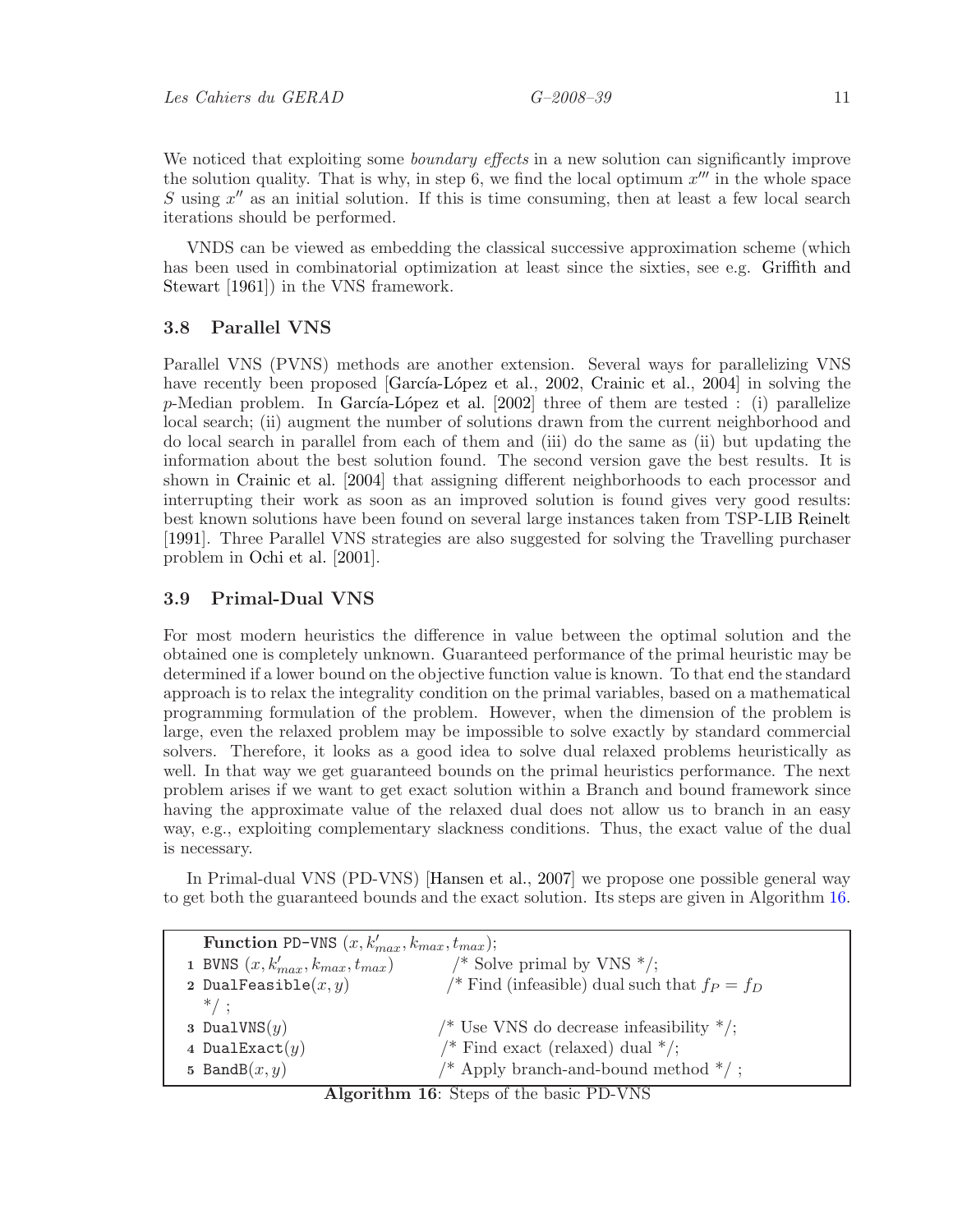We noticed that exploiting some *boundary effects* in a new solution can significantly improve the solution quality. That is why, in step 6, we find the local optimum $x'''$ in the whole space $S$ using $x''$ as an initial solution. If this is time consuming, then at least a few local search iterations should be performed.

VNDS can be viewed as embedding the classical successive approximation scheme (which has been used in combinatorial optimization at least since the sixties, see e.g. Griffith and Stewart [1961]) in the VNS framework.

### 3.8 Parallel VNS

Parallel VNS (PVNS) methods are another extension. Several ways for parallelizing VNS have recently been proposed [García-López et al., 2002, Crainic et al., 2004] in solving the $p$-Median problem. In García-López et al. [2002] three of them are tested : (i) parallelize local search; (ii) augment the number of solutions drawn from the current neighborhood and do local search in parallel from each of them and (iii) do the same as (ii) but updating the information about the best solution found. The second version gave the best results. It is shown in Crainic et al. [2004] that assigning different neighborhoods to each processor and interrupting their work as soon as an improved solution is found gives very good results: best known solutions have been found on several large instances taken from TSP-LIB Reinelt [1991]. Three Parallel VNS strategies are also suggested for solving the Travelling purchaser problem in Ochi et al. [2001].

### 3.9 Primal-Dual VNS

For most modern heuristics the difference in value between the optimal solution and the obtained one is completely unknown. Guaranteed performance of the primal heuristic may be determined if a lower bound on the objective function value is known. To that end the standard approach is to relax the integrality condition on the primal variables, based on a mathematical programming formulation of the problem. However, when the dimension of the problem is large, even the relaxed problem may be impossible to solve exactly by standard commercial solvers. Therefore, it looks as a good idea to solve dual relaxed problems heuristically as well. In that way we get guaranteed bounds on the primal heuristics performance. The next problem arises if we want to get exact solution within a Branch and bound framework since having the approximate value of the relaxed dual does not allow us to branch in an easy way, e.g., exploiting complementary slackness conditions. Thus, the exact value of the dual is necessary.

In Primal-dual VNS (PD-VNS) [Hansen et al., 2007] we propose one possible general way to get both the guaranteed bounds and the exact solution. Its steps are given in Algorithm 16.

```
  Function PD-VNS (x, k'_max, k_max, t_max);
1 BVNS (x, k'_max, k_max, t_max)     /* Solve primal by VNS */;
2 DualFeasible(x, y)                 /* Find (infeasible) dual such that f_P = f_D */ ;
3 DualVNS(y)                         /* Use VNS do decrease infeasibility */;
4 DualExact(y)                       /* Find exact (relaxed) dual */;
5 BandB(x, y)                        /* Apply branch-and-bound method */ ;
```

**Algorithm 16**: Steps of the basic PD-VNS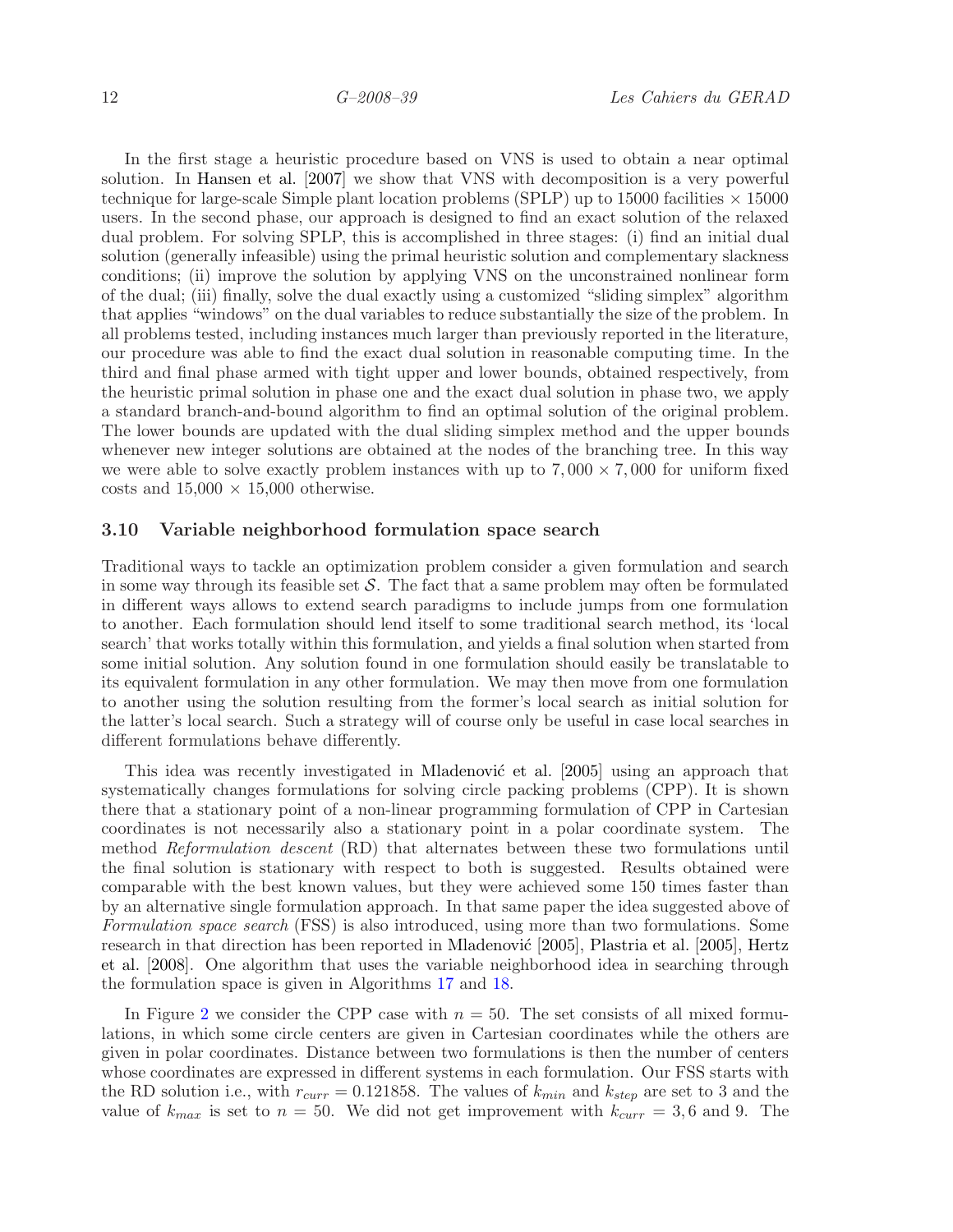In the first stage a heuristic procedure based on VNS is used to obtain a near optimal solution. In Hansen et al. [2007] we show that VNS with decomposition is a very powerful technique for large-scale Simple plant location problems (SPLP) up to 15000 facilities × 15000 users. In the second phase, our approach is designed to find an exact solution of the relaxed dual problem. For solving SPLP, this is accomplished in three stages: (i) find an initial dual solution (generally infeasible) using the primal heuristic solution and complementary slackness conditions; (ii) improve the solution by applying VNS on the unconstrained nonlinear form of the dual; (iii) finally, solve the dual exactly using a customized "sliding simplex" algorithm that applies "windows" on the dual variables to reduce substantially the size of the problem. In all problems tested, including instances much larger than previously reported in the literature, our procedure was able to find the exact dual solution in reasonable computing time. In the third and final phase armed with tight upper and lower bounds, obtained respectively, from the heuristic primal solution in phase one and the exact dual solution in phase two, we apply a standard branch-and-bound algorithm to find an optimal solution of the original problem. The lower bounds are updated with the dual sliding simplex method and the upper bounds whenever new integer solutions are obtained at the nodes of the branching tree. In this way we were able to solve exactly problem instances with up to $7,000 \times 7,000$ for uniform fixed costs and 15,000 × 15,000 otherwise.

### 3.10 Variable neighborhood formulation space search

Traditional ways to tackle an optimization problem consider a given formulation and search in some way through its feasible set $\mathcal{S}$. The fact that a same problem may often be formulated in different ways allows to extend search paradigms to include jumps from one formulation to another. Each formulation should lend itself to some traditional search method, its 'local search' that works totally within this formulation, and yields a final solution when started from some initial solution. Any solution found in one formulation should easily be translatable to its equivalent formulation in any other formulation. We may then move from one formulation to another using the solution resulting from the former's local search as initial solution for the latter's local search. Such a strategy will of course only be useful in case local searches in different formulations behave differently.

This idea was recently investigated in Mladenović et al. [2005] using an approach that systematically changes formulations for solving circle packing problems (CPP). It is shown there that a stationary point of a non-linear programming formulation of CPP in Cartesian coordinates is not necessarily also a stationary point in a polar coordinate system. The method *Reformulation descent* (RD) that alternates between these two formulations until the final solution is stationary with respect to both is suggested. Results obtained were comparable with the best known values, but they were achieved some 150 times faster than by an alternative single formulation approach. In that same paper the idea suggested above of *Formulation space search* (FSS) is also introduced, using more than two formulations. Some research in that direction has been reported in Mladenović [2005], Plastria et al. [2005], Hertz et al. [2008]. One algorithm that uses the variable neighborhood idea in searching through the formulation space is given in Algorithms 17 and 18.

In Figure 2 we consider the CPP case with $n = 50$. The set consists of all mixed formulations, in which some circle centers are given in Cartesian coordinates while the others are given in polar coordinates. Distance between two formulations is then the number of centers whose coordinates are expressed in different systems in each formulation. Our FSS starts with the RD solution i.e., with $r_{curr} = 0.121858$. The values of $k_{min}$ and $k_{step}$ are set to 3 and the value of $k_{max}$ is set to $n = 50$. We did not get improvement with $k_{curr} = 3, 6$ and 9. The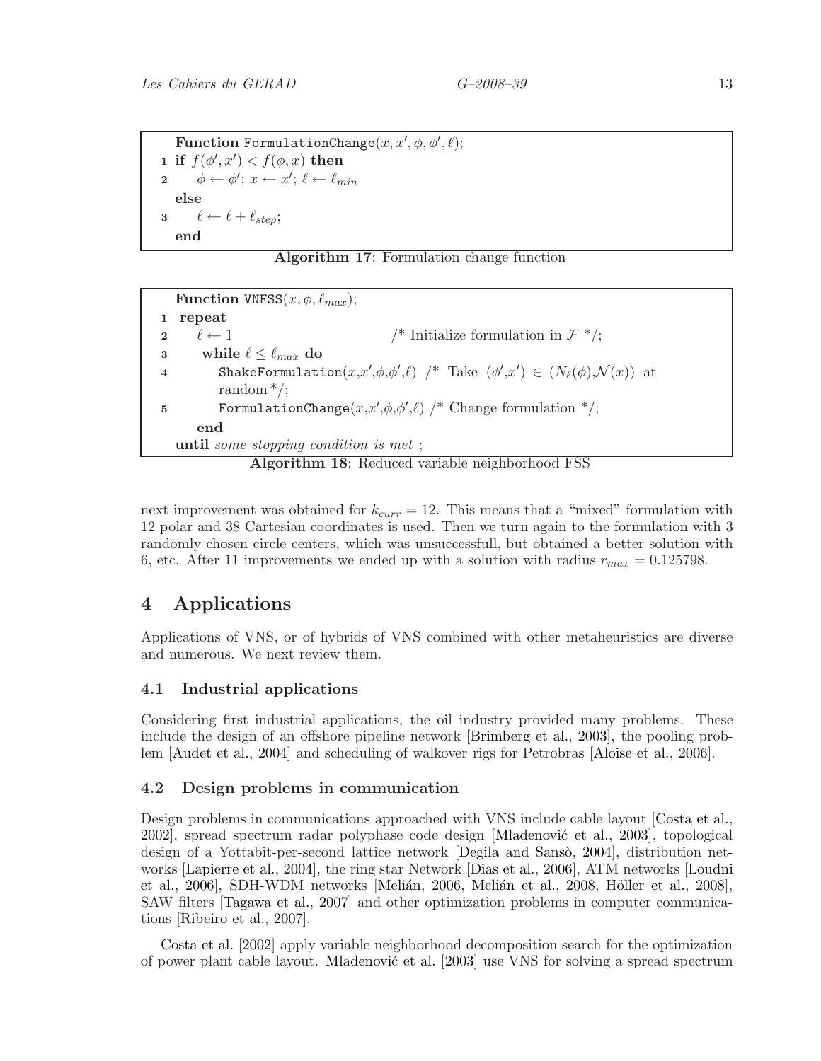```
Function FormulationChange(x, x', φ, φ', ℓ);
1 if f(φ', x') < f(φ, x) then
2     φ ← φ'; x ← x'; ℓ ← ℓ_min
  else
3     ℓ ← ℓ + ℓ_step;
  end
```

**Algorithm 17**: Formulation change function

```
Function VNFSS(x, φ, ℓ_max);
1 repeat
2     ℓ ← 1                          /* Initialize formulation in F */;
3     while ℓ ≤ ℓ_max do
4         ShakeFormulation(x,x',φ,φ',ℓ) /* Take (φ',x') ∈ (N_ℓ(φ),N(x)) at
          random */;
5         FormulationChange(x,x',φ,φ',ℓ) /* Change formulation */;
      end
  until some stopping condition is met ;
```

**Algorithm 18**: Reduced variable neighborhood FSS

next improvement was obtained for $k_{curr} = 12$. This means that a "mixed" formulation with 12 polar and 38 Cartesian coordinates is used. Then we turn again to the formulation with 3 randomly chosen circle centers, which was unsuccessfull, but obtained a better solution with 6, etc. After 11 improvements we ended up with a solution with radius $r_{max} = 0.125798$.

# 4 Applications

Applications of VNS, or of hybrids of VNS combined with other metaheuristics are diverse and numerous. We next review them.

## 4.1 Industrial applications

Considering first industrial applications, the oil industry provided many problems. These include the design of an offshore pipeline network [Brimberg et al., 2003], the pooling problem [Audet et al., 2004] and scheduling of walkover rigs for Petrobras [Aloise et al., 2006].

## 4.2 Design problems in communication

Design problems in communications approached with VNS include cable layout [Costa et al., 2002], spread spectrum radar polyphase code design [Mladenović et al., 2003], topological design of a Yottabit-per-second lattice network [Degila and Sansò, 2004], distribution networks [Lapierre et al., 2004], the ring star Network [Dias et al., 2006], ATM networks [Loudni et al., 2006], SDH-WDM networks [Melián, 2006, Melián et al., 2008, Höller et al., 2008], SAW filters [Tagawa et al., 2007] and other optimization problems in computer communications [Ribeiro et al., 2007].

Costa et al. [2002] apply variable neighborhood decomposition search for the optimization of power plant cable layout. Mladenović et al. [2003] use VNS for solving a spread spectrum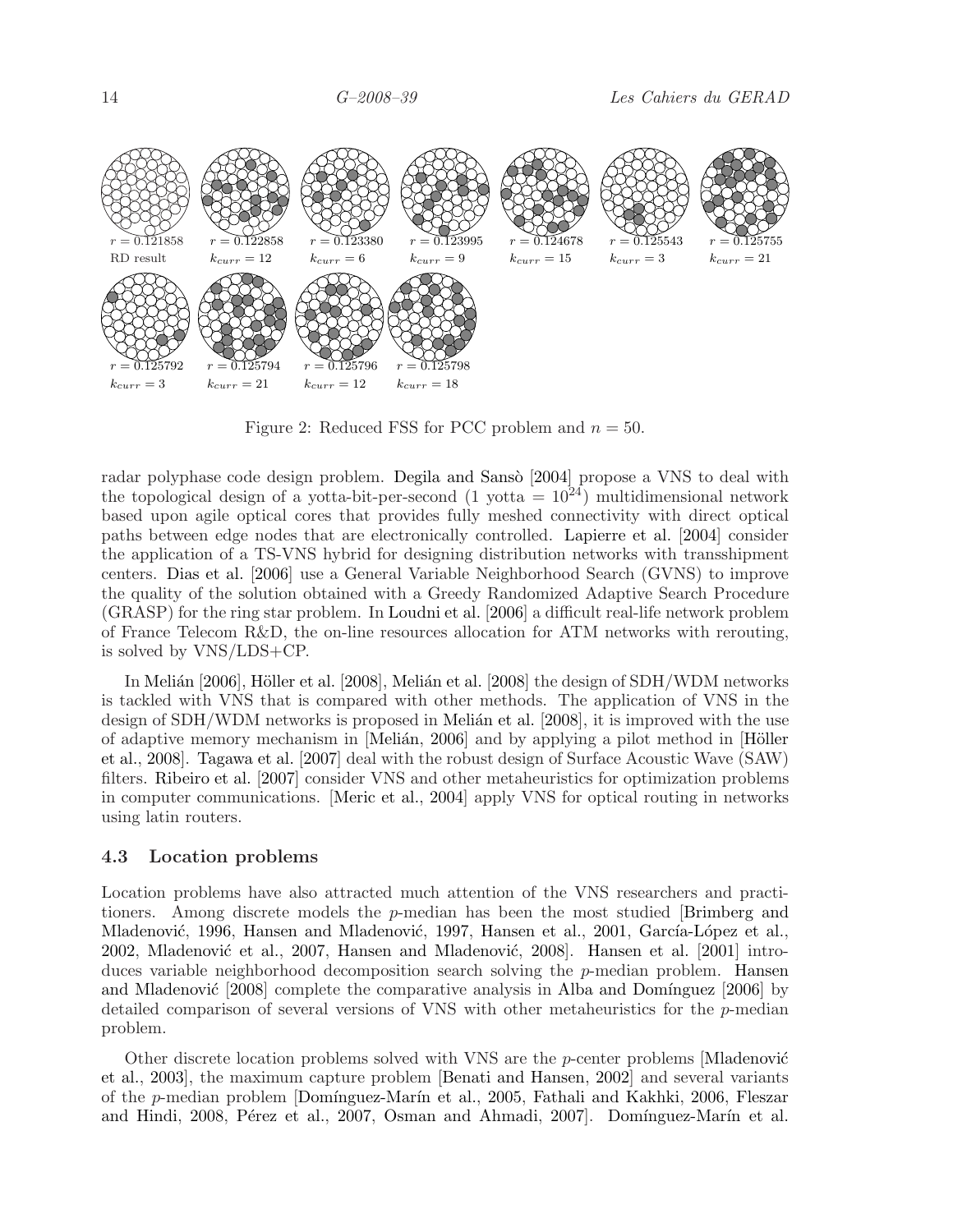$r = 0.121858$ RD result
$r = 0.122858$ $k_{curr} = 12$
$r = 0.123380$ $k_{curr} = 6$
$r = 0.123995$ $k_{curr} = 9$
$r = 0.124678$ $k_{curr} = 15$
$r = 0.125543$ $k_{curr} = 3$
$r = 0.125755$ $k_{curr} = 21$
$r = 0.125792$ $k_{curr} = 3$
$r = 0.125794$ $k_{curr} = 21$
$r = 0.125796$ $k_{curr} = 12$
$r = 0.125798$ $k_{curr} = 18$

Figure 2: Reduced FSS for PCC problem and $n = 50$.

radar polyphase code design problem. Degila and Sansò [2004] propose a VNS to deal with the topological design of a yotta-bit-per-second (1 yotta = $10^{24}$) multidimensional network based upon agile optical cores that provides fully meshed connectivity with direct optical paths between edge nodes that are electronically controlled. Lapierre et al. [2004] consider the application of a TS-VNS hybrid for designing distribution networks with transshipment centers. Dias et al. [2006] use a General Variable Neighborhood Search (GVNS) to improve the quality of the solution obtained with a Greedy Randomized Adaptive Search Procedure (GRASP) for the ring star problem. In Loudni et al. [2006] a difficult real-life network problem of France Telecom R&D, the on-line resources allocation for ATM networks with rerouting, is solved by VNS/LDS+CP.

In Melián [2006], Höller et al. [2008], Melián et al. [2008] the design of SDH/WDM networks is tackled with VNS that is compared with other methods. The application of VNS in the design of SDH/WDM networks is proposed in Melián et al. [2008], it is improved with the use of adaptive memory mechanism in [Melián, 2006] and by applying a pilot method in [Höller et al., 2008]. Tagawa et al. [2007] deal with the robust design of Surface Acoustic Wave (SAW) filters. Ribeiro et al. [2007] consider VNS and other metaheuristics for optimization problems in computer communications. [Meric et al., 2004] apply VNS for optical routing in networks using latin routers.

### 4.3 Location problems

Location problems have also attracted much attention of the VNS researchers and practitioners. Among discrete models the $p$-median has been the most studied [Brimberg and Mladenović, 1996, Hansen and Mladenović, 1997, Hansen et al., 2001, García-López et al., 2002, Mladenović et al., 2007, Hansen and Mladenović, 2008]. Hansen et al. [2001] introduces variable neighborhood decomposition search solving the $p$-median problem. Hansen and Mladenović [2008] complete the comparative analysis in Alba and Domínguez [2006] by detailed comparison of several versions of VNS with other metaheuristics for the $p$-median problem.

Other discrete location problems solved with VNS are the $p$-center problems [Mladenović et al., 2003], the maximum capture problem [Benati and Hansen, 2002] and several variants of the $p$-median problem [Domínguez-Marín et al., 2005, Fathali and Kakhki, 2006, Fleszar and Hindi, 2008, Pérez et al., 2007, Osman and Ahmadi, 2007]. Domínguez-Marín et al.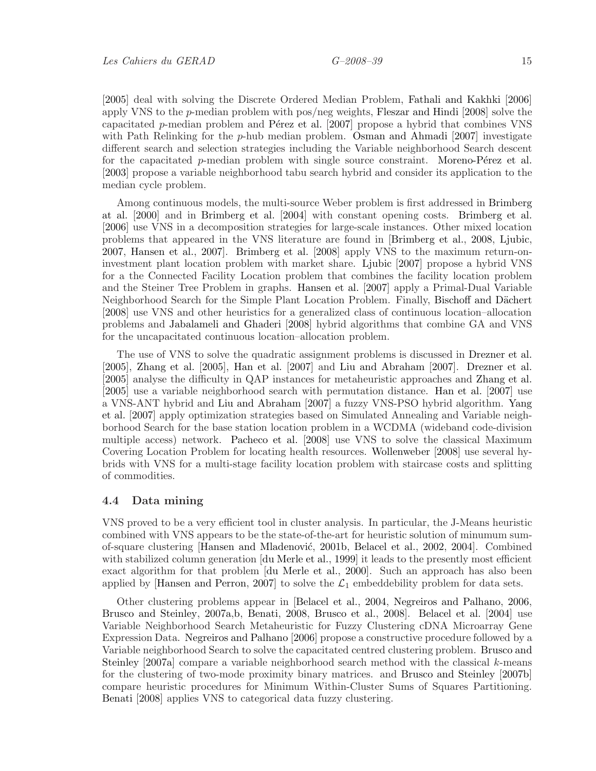[2005] deal with solving the Discrete Ordered Median Problem, Fathali and Kakhki [2006] apply VNS to the $p$-median problem with pos/neg weights, Fleszar and Hindi [2008] solve the capacitated $p$-median problem and Pérez et al. [2007] propose a hybrid that combines VNS with Path Relinking for the $p$-hub median problem. Osman and Ahmadi [2007] investigate different search and selection strategies including the Variable neighborhood Search descent for the capacitated $p$-median problem with single source constraint. Moreno-Pérez et al. [2003] propose a variable neighborhood tabu search hybrid and consider its application to the median cycle problem.

Among continuous models, the multi-source Weber problem is first addressed in Brimberg at al. [2000] and in Brimberg et al. [2004] with constant opening costs. Brimberg et al. [2006] use VNS in a decomposition strategies for large-scale instances. Other mixed location problems that appeared in the VNS literature are found in [Brimberg et al., 2008, Ljubic, 2007, Hansen et al., 2007]. Brimberg et al. [2008] apply VNS to the maximum return-on-investment plant location problem with market share. Ljubic [2007] propose a hybrid VNS for a the Connected Facility Location problem that combines the facility location problem and the Steiner Tree Problem in graphs. Hansen et al. [2007] apply a Primal-Dual Variable Neighborhood Search for the Simple Plant Location Problem. Finally, Bischoff and Dächert [2008] use VNS and other heuristics for a generalized class of continuous location–allocation problems and Jabalameli and Ghaderi [2008] hybrid algorithms that combine GA and VNS for the uncapacitated continuous location–allocation problem.

The use of VNS to solve the quadratic assignment problems is discussed in Drezner et al. [2005], Zhang et al. [2005], Han et al. [2007] and Liu and Abraham [2007]. Drezner et al. [2005] analyse the difficulty in QAP instances for metaheuristic approaches and Zhang et al. [2005] use a variable neighborhood search with permutation distance. Han et al. [2007] use a VNS-ANT hybrid and Liu and Abraham [2007] a fuzzy VNS-PSO hybrid algorithm. Yang et al. [2007] apply optimization strategies based on Simulated Annealing and Variable neighborhood Search for the base station location problem in a WCDMA (wideband code-division multiple access) network. Pacheco et al. [2008] use VNS to solve the classical Maximum Covering Location Problem for locating health resources. Wollenweber [2008] use several hybrids with VNS for a multi-stage facility location problem with staircase costs and splitting of commodities.

### 4.4 Data mining

VNS proved to be a very efficient tool in cluster analysis. In particular, the J-Means heuristic combined with VNS appears to be the state-of-the-art for heuristic solution of minumum sum-of-square clustering [Hansen and Mladenović, 2001b, Belacel et al., 2002, 2004]. Combined with stabilized column generation [du Merle et al., 1999] it leads to the presently most efficient exact algorithm for that problem [du Merle et al., 2000]. Such an approach has also been applied by [Hansen and Perron, 2007] to solve the $\mathcal{L}_1$ embeddebility problem for data sets.

Other clustering problems appear in [Belacel et al., 2004, Negreiros and Palhano, 2006, Brusco and Steinley, 2007a,b, Benati, 2008, Brusco et al., 2008]. Belacel et al. [2004] use Variable Neighborhood Search Metaheuristic for Fuzzy Clustering cDNA Microarray Gene Expression Data. Negreiros and Palhano [2006] propose a constructive procedure followed by a Variable neighborhood Search to solve the capacitated centred clustering problem. Brusco and Steinley [2007a] compare a variable neighborhood search method with the classical $k$-means for the clustering of two-mode proximity binary matrices. and Brusco and Steinley [2007b] compare heuristic procedures for Minimum Within-Cluster Sums of Squares Partitioning. Benati [2008] applies VNS to categorical data fuzzy clustering.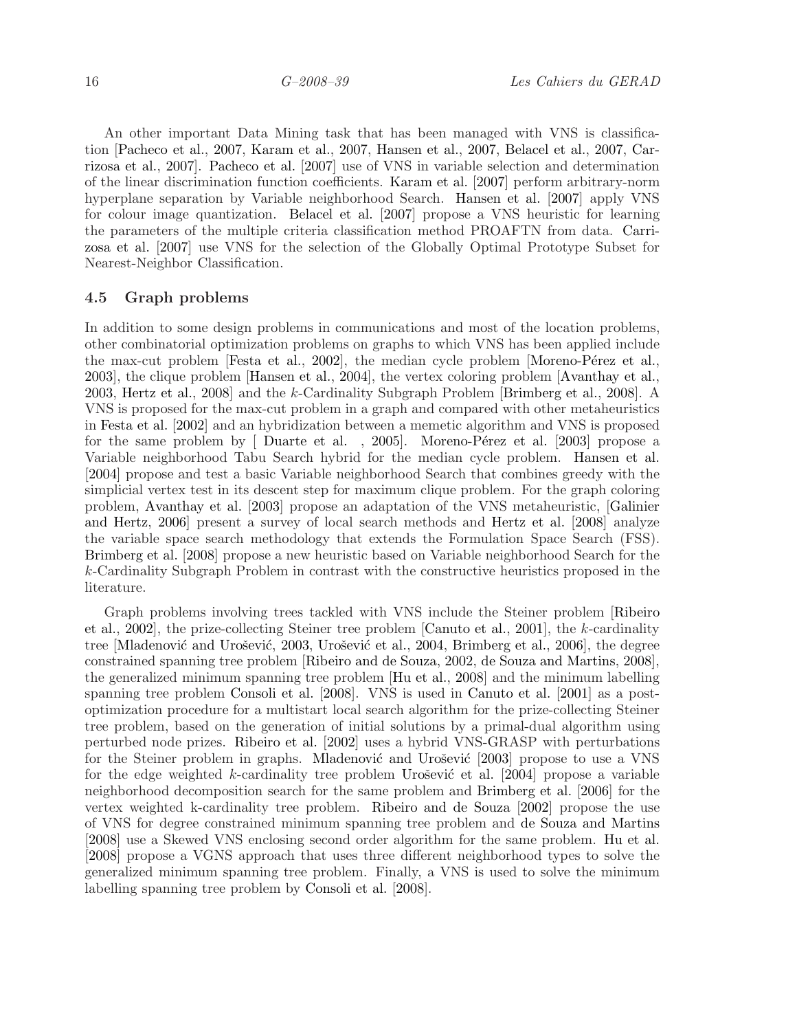An other important Data Mining task that has been managed with VNS is classification [Pacheco et al., 2007, Karam et al., 2007, Hansen et al., 2007, Belacel et al., 2007, Carrizosa et al., 2007]. Pacheco et al. [2007] use of VNS in variable selection and determination of the linear discrimination function coefficients. Karam et al. [2007] perform arbitrary-norm hyperplane separation by Variable neighborhood Search. Hansen et al. [2007] apply VNS for colour image quantization. Belacel et al. [2007] propose a VNS heuristic for learning the parameters of the multiple criteria classification method PROAFTN from data. Carrizosa et al. [2007] use VNS for the selection of the Globally Optimal Prototype Subset for Nearest-Neighbor Classification.

### 4.5 Graph problems

In addition to some design problems in communications and most of the location problems, other combinatorial optimization problems on graphs to which VNS has been applied include the max-cut problem [Festa et al., 2002], the median cycle problem [Moreno-Pérez et al., 2003], the clique problem [Hansen et al., 2004], the vertex coloring problem [Avanthay et al., 2003, Hertz et al., 2008] and the $k$-Cardinality Subgraph Problem [Brimberg et al., 2008]. A VNS is proposed for the max-cut problem in a graph and compared with other metaheuristics in Festa et al. [2002] and an hybridization between a memetic algorithm and VNS is proposed for the same problem by [ Duarte et al. , 2005]. Moreno-Pérez et al. [2003] propose a Variable neighborhood Tabu Search hybrid for the median cycle problem. Hansen et al. [2004] propose and test a basic Variable neighborhood Search that combines greedy with the simplicial vertex test in its descent step for maximum clique problem. For the graph coloring problem, Avanthay et al. [2003] propose an adaptation of the VNS metaheuristic, [Galinier and Hertz, 2006] present a survey of local search methods and Hertz et al. [2008] analyze the variable space search methodology that extends the Formulation Space Search (FSS). Brimberg et al. [2008] propose a new heuristic based on Variable neighborhood Search for the $k$-Cardinality Subgraph Problem in contrast with the constructive heuristics proposed in the literature.

Graph problems involving trees tackled with VNS include the Steiner problem [Ribeiro et al., 2002], the prize-collecting Steiner tree problem [Canuto et al., 2001], the $k$-cardinality tree [Mladenović and Urošević, 2003, Urošević et al., 2004, Brimberg et al., 2006], the degree constrained spanning tree problem [Ribeiro and de Souza, 2002, de Souza and Martins, 2008], the generalized minimum spanning tree problem [Hu et al., 2008] and the minimum labelling spanning tree problem Consoli et al. [2008]. VNS is used in Canuto et al. [2001] as a post-optimization procedure for a multistart local search algorithm for the prize-collecting Steiner tree problem, based on the generation of initial solutions by a primal-dual algorithm using perturbed node prizes. Ribeiro et al. [2002] uses a hybrid VNS-GRASP with perturbations for the Steiner problem in graphs. Mladenović and Urošević [2003] propose to use a VNS for the edge weighted $k$-cardinality tree problem Urošević et al. [2004] propose a variable neighborhood decomposition search for the same problem and Brimberg et al. [2006] for the vertex weighted k-cardinality tree problem. Ribeiro and de Souza [2002] propose the use of VNS for degree constrained minimum spanning tree problem and de Souza and Martins [2008] use a Skewed VNS enclosing second order algorithm for the same problem. Hu et al. [2008] propose a VGNS approach that uses three different neighborhood types to solve the generalized minimum spanning tree problem. Finally, a VNS is used to solve the minimum labelling spanning tree problem by Consoli et al. [2008].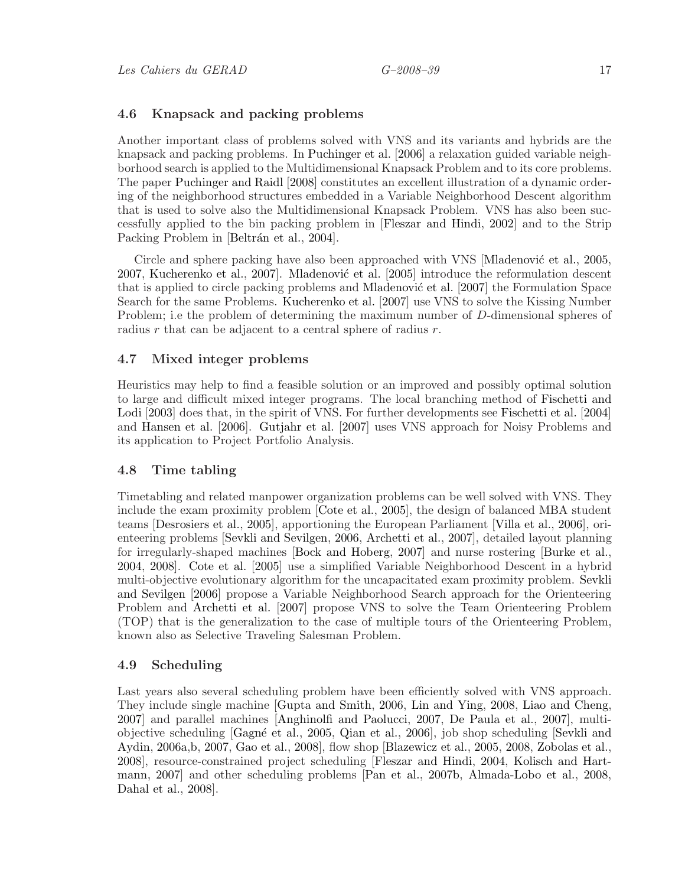### 4.6 Knapsack and packing problems

Another important class of problems solved with VNS and its variants and hybrids are the knapsack and packing problems. In Puchinger et al. [2006] a relaxation guided variable neighborhood search is applied to the Multidimensional Knapsack Problem and to its core problems. The paper Puchinger and Raidl [2008] constitutes an excellent illustration of a dynamic ordering of the neighborhood structures embedded in a Variable Neighborhood Descent algorithm that is used to solve also the Multidimensional Knapsack Problem. VNS has also been successfully applied to the bin packing problem in [Fleszar and Hindi, 2002] and to the Strip Packing Problem in [Beltrán et al., 2004].

Circle and sphere packing have also been approached with VNS [Mladenović et al., 2005, 2007, Kucherenko et al., 2007]. Mladenović et al. [2005] introduce the reformulation descent that is applied to circle packing problems and Mladenović et al. [2007] the Formulation Space Search for the same Problems. Kucherenko et al. [2007] use VNS to solve the Kissing Number Problem; i.e the problem of determining the maximum number of $D$-dimensional spheres of radius $r$ that can be adjacent to a central sphere of radius $r$.

### 4.7 Mixed integer problems

Heuristics may help to find a feasible solution or an improved and possibly optimal solution to large and difficult mixed integer programs. The local branching method of Fischetti and Lodi [2003] does that, in the spirit of VNS. For further developments see Fischetti et al. [2004] and Hansen et al. [2006]. Gutjahr et al. [2007] uses VNS approach for Noisy Problems and its application to Project Portfolio Analysis.

### 4.8 Time tabling

Timetabling and related manpower organization problems can be well solved with VNS. They include the exam proximity problem [Cote et al., 2005], the design of balanced MBA student teams [Desrosiers et al., 2005], apportioning the European Parliament [Villa et al., 2006], orienteering problems [Sevkli and Sevilgen, 2006, Archetti et al., 2007], detailed layout planning for irregularly-shaped machines [Bock and Hoberg, 2007] and nurse rostering [Burke et al., 2004, 2008]. Cote et al. [2005] use a simplified Variable Neighborhood Descent in a hybrid multi-objective evolutionary algorithm for the uncapacitated exam proximity problem. Sevkli and Sevilgen [2006] propose a Variable Neighborhood Search approach for the Orienteering Problem and Archetti et al. [2007] propose VNS to solve the Team Orienteering Problem (TOP) that is the generalization to the case of multiple tours of the Orienteering Problem, known also as Selective Traveling Salesman Problem.

### 4.9 Scheduling

Last years also several scheduling problem have been efficiently solved with VNS approach. They include single machine [Gupta and Smith, 2006, Lin and Ying, 2008, Liao and Cheng, 2007] and parallel machines [Anghinolfi and Paolucci, 2007, De Paula et al., 2007], multi-objective scheduling [Gagné et al., 2005, Qian et al., 2006], job shop scheduling [Sevkli and Aydin, 2006a,b, 2007, Gao et al., 2008], flow shop [Blazewicz et al., 2005, 2008, Zobolas et al., 2008], resource-constrained project scheduling [Fleszar and Hindi, 2004, Kolisch and Hartmann, 2007] and other scheduling problems [Pan et al., 2007b, Almada-Lobo et al., 2008, Dahal et al., 2008].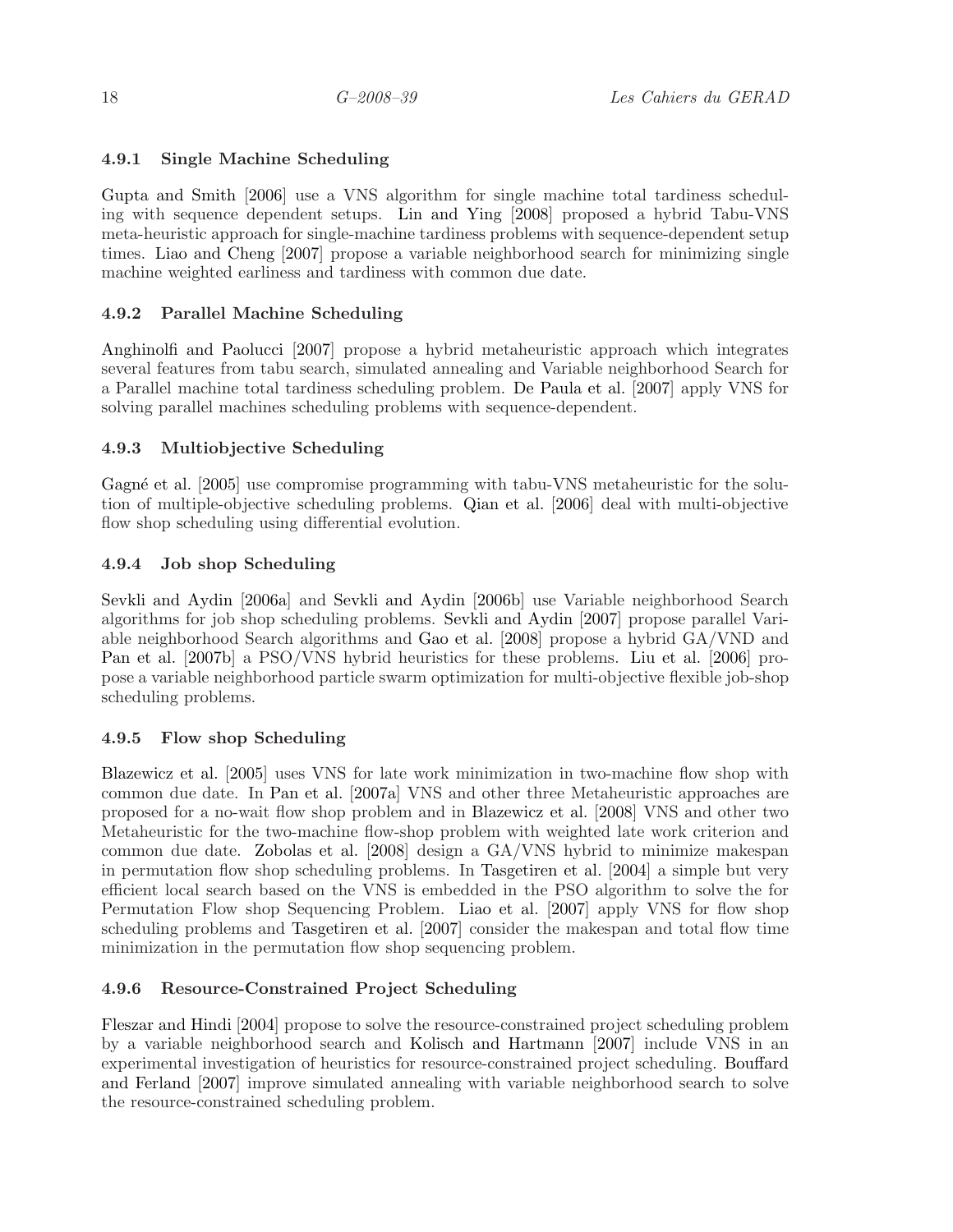#### 4.9.1 Single Machine Scheduling

Gupta and Smith [2006] use a VNS algorithm for single machine total tardiness scheduling with sequence dependent setups. Lin and Ying [2008] proposed a hybrid Tabu-VNS meta-heuristic approach for single-machine tardiness problems with sequence-dependent setup times. Liao and Cheng [2007] propose a variable neighborhood search for minimizing single machine weighted earliness and tardiness with common due date.

#### 4.9.2 Parallel Machine Scheduling

Anghinolfi and Paolucci [2007] propose a hybrid metaheuristic approach which integrates several features from tabu search, simulated annealing and Variable neighborhood Search for a Parallel machine total tardiness scheduling problem. De Paula et al. [2007] apply VNS for solving parallel machines scheduling problems with sequence-dependent.

#### 4.9.3 Multiobjective Scheduling

Gagné et al. [2005] use compromise programming with tabu-VNS metaheuristic for the solution of multiple-objective scheduling problems. Qian et al. [2006] deal with multi-objective flow shop scheduling using differential evolution.

#### 4.9.4 Job shop Scheduling

Sevkli and Aydin [2006a] and Sevkli and Aydin [2006b] use Variable neighborhood Search algorithms for job shop scheduling problems. Sevkli and Aydin [2007] propose parallel Variable neighborhood Search algorithms and Gao et al. [2008] propose a hybrid GA/VND and Pan et al. [2007b] a PSO/VNS hybrid heuristics for these problems. Liu et al. [2006] propose a variable neighborhood particle swarm optimization for multi-objective flexible job-shop scheduling problems.

#### 4.9.5 Flow shop Scheduling

Blazewicz et al. [2005] uses VNS for late work minimization in two-machine flow shop with common due date. In Pan et al. [2007a] VNS and other three Metaheuristic approaches are proposed for a no-wait flow shop problem and in Blazewicz et al. [2008] VNS and other two Metaheuristic for the two-machine flow-shop problem with weighted late work criterion and common due date. Zobolas et al. [2008] design a GA/VNS hybrid to minimize makespan in permutation flow shop scheduling problems. In Tasgetiren et al. [2004] a simple but very efficient local search based on the VNS is embedded in the PSO algorithm to solve the for Permutation Flow shop Sequencing Problem. Liao et al. [2007] apply VNS for flow shop scheduling problems and Tasgetiren et al. [2007] consider the makespan and total flow time minimization in the permutation flow shop sequencing problem.

#### 4.9.6 Resource-Constrained Project Scheduling

Fleszar and Hindi [2004] propose to solve the resource-constrained project scheduling problem by a variable neighborhood search and Kolisch and Hartmann [2007] include VNS in an experimental investigation of heuristics for resource-constrained project scheduling. Bouffard and Ferland [2007] improve simulated annealing with variable neighborhood search to solve the resource-constrained scheduling problem.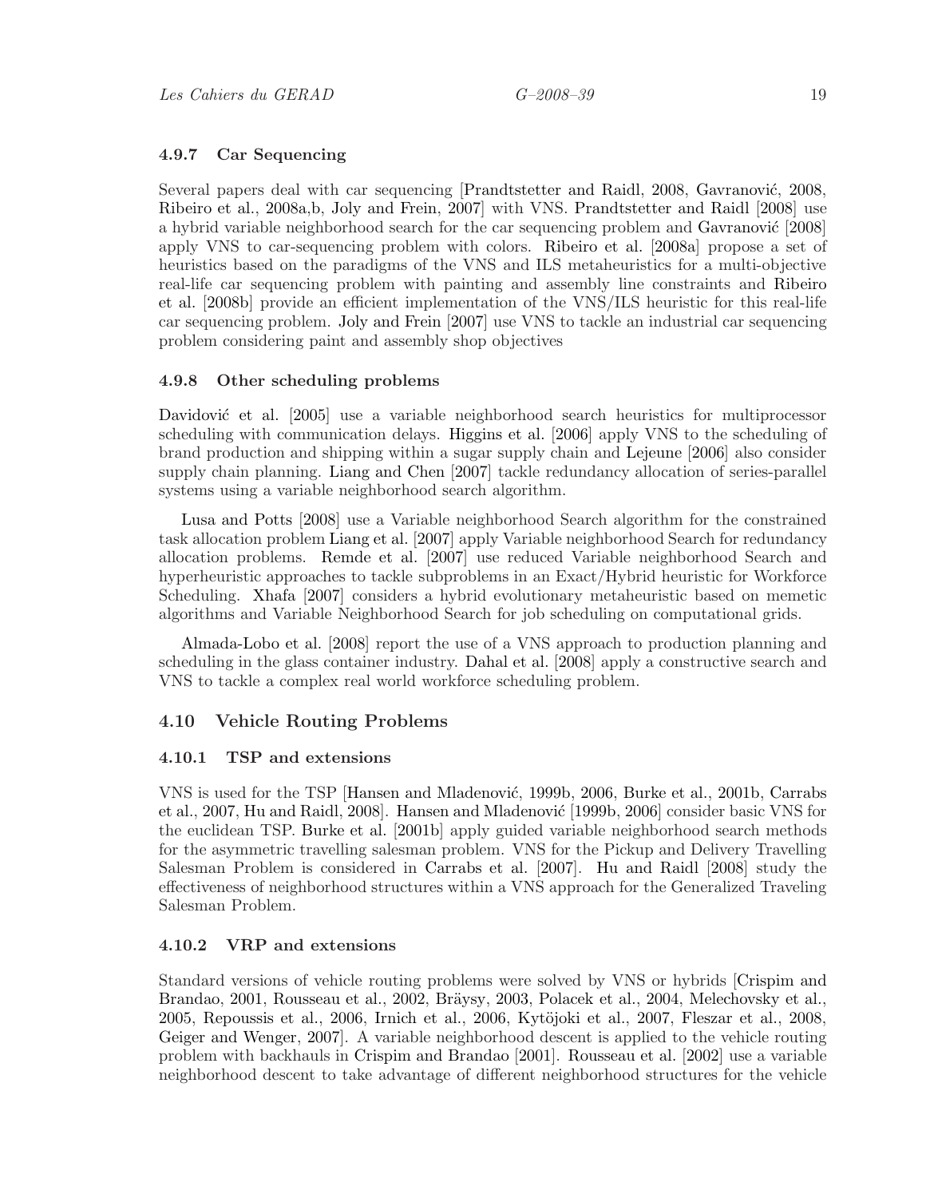#### 4.9.7 Car Sequencing

Several papers deal with car sequencing [Prandtstetter and Raidl, 2008, Gavranović, 2008, Ribeiro et al., 2008a,b, Joly and Frein, 2007] with VNS. Prandtstetter and Raidl [2008] use a hybrid variable neighborhood search for the car sequencing problem and Gavranović [2008] apply VNS to car-sequencing problem with colors. Ribeiro et al. [2008a] propose a set of heuristics based on the paradigms of the VNS and ILS metaheuristics for a multi-objective real-life car sequencing problem with painting and assembly line constraints and Ribeiro et al. [2008b] provide an efficient implementation of the VNS/ILS heuristic for this real-life car sequencing problem. Joly and Frein [2007] use VNS to tackle an industrial car sequencing problem considering paint and assembly shop objectives

#### 4.9.8 Other scheduling problems

Davidović et al. [2005] use a variable neighborhood search heuristics for multiprocessor scheduling with communication delays. Higgins et al. [2006] apply VNS to the scheduling of brand production and shipping within a sugar supply chain and Lejeune [2006] also consider supply chain planning. Liang and Chen [2007] tackle redundancy allocation of series-parallel systems using a variable neighborhood search algorithm.

Lusa and Potts [2008] use a Variable neighborhood Search algorithm for the constrained task allocation problem Liang et al. [2007] apply Variable neighborhood Search for redundancy allocation problems. Remde et al. [2007] use reduced Variable neighborhood Search and hyperheuristic approaches to tackle subproblems in an Exact/Hybrid heuristic for Workforce Scheduling. Xhafa [2007] considers a hybrid evolutionary metaheuristic based on memetic algorithms and Variable Neighborhood Search for job scheduling on computational grids.

Almada-Lobo et al. [2008] report the use of a VNS approach to production planning and scheduling in the glass container industry. Dahal et al. [2008] apply a constructive search and VNS to tackle a complex real world workforce scheduling problem.

### 4.10 Vehicle Routing Problems

#### 4.10.1 TSP and extensions

VNS is used for the TSP [Hansen and Mladenović, 1999b, 2006, Burke et al., 2001b, Carrabs et al., 2007, Hu and Raidl, 2008]. Hansen and Mladenović [1999b, 2006] consider basic VNS for the euclidean TSP. Burke et al. [2001b] apply guided variable neighborhood search methods for the asymmetric travelling salesman problem. VNS for the Pickup and Delivery Travelling Salesman Problem is considered in Carrabs et al. [2007]. Hu and Raidl [2008] study the effectiveness of neighborhood structures within a VNS approach for the Generalized Traveling Salesman Problem.

#### 4.10.2 VRP and extensions

Standard versions of vehicle routing problems were solved by VNS or hybrids [Crispim and Brandao, 2001, Rousseau et al., 2002, Bräysy, 2003, Polacek et al., 2004, Melechovsky et al., 2005, Repoussis et al., 2006, Irnich et al., 2006, Kytöjoki et al., 2007, Fleszar et al., 2008, Geiger and Wenger, 2007]. A variable neighborhood descent is applied to the vehicle routing problem with backhauls in Crispim and Brandao [2001]. Rousseau et al. [2002] use a variable neighborhood descent to take advantage of different neighborhood structures for the vehicle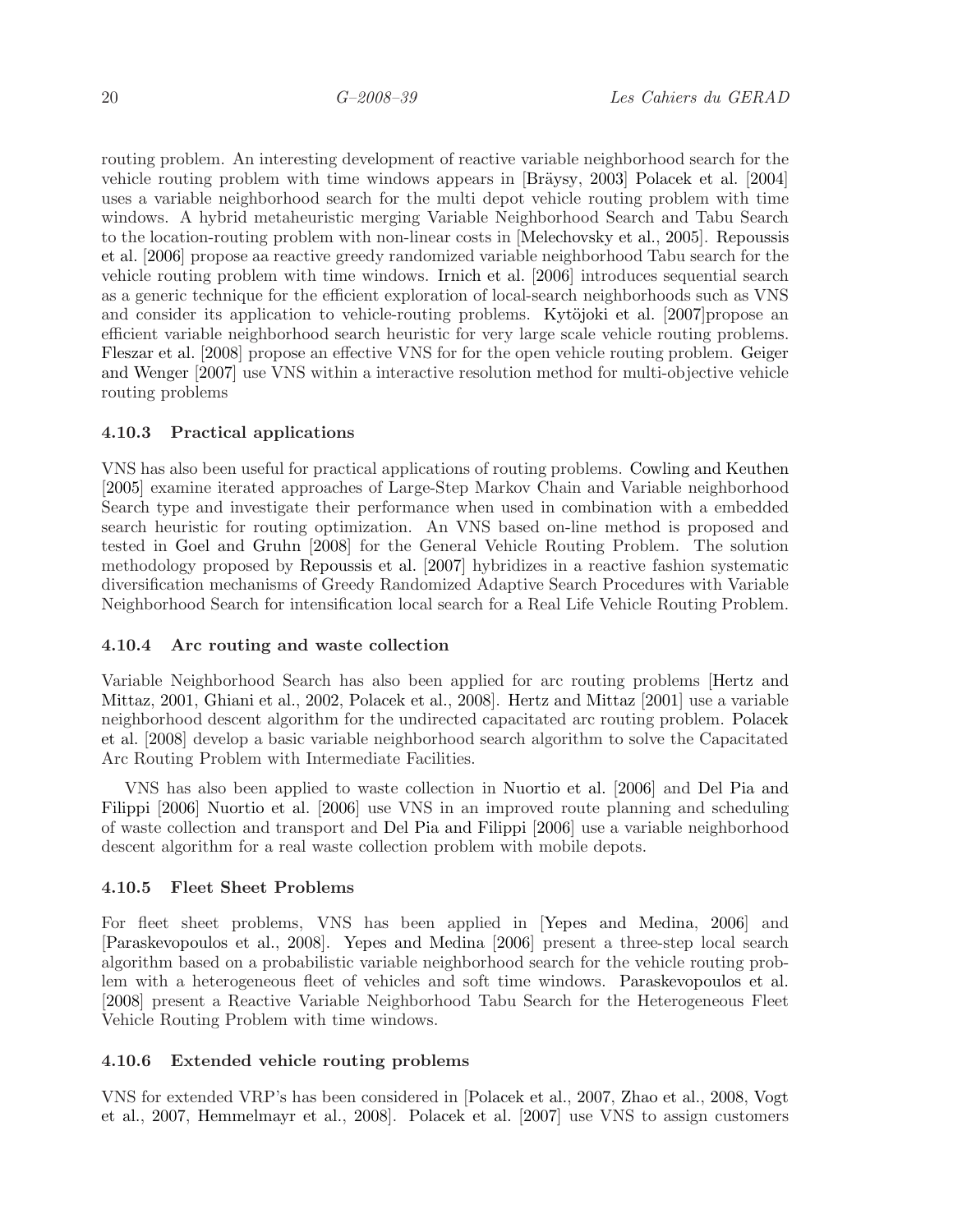routing problem. An interesting development of reactive variable neighborhood search for the vehicle routing problem with time windows appears in [Bräysy, 2003] Polacek et al. [2004] uses a variable neighborhood search for the multi depot vehicle routing problem with time windows. A hybrid metaheuristic merging Variable Neighborhood Search and Tabu Search to the location-routing problem with non-linear costs in [Melechovsky et al., 2005]. Repoussis et al. [2006] propose aa reactive greedy randomized variable neighborhood Tabu search for the vehicle routing problem with time windows. Irnich et al. [2006] introduces sequential search as a generic technique for the efficient exploration of local-search neighborhoods such as VNS and consider its application to vehicle-routing problems. Kytöjoki et al. [2007]propose an efficient variable neighborhood search heuristic for very large scale vehicle routing problems. Fleszar et al. [2008] propose an effective VNS for for the open vehicle routing problem. Geiger and Wenger [2007] use VNS within a interactive resolution method for multi-objective vehicle routing problems

#### 4.10.3 Practical applications

VNS has also been useful for practical applications of routing problems. Cowling and Keuthen [2005] examine iterated approaches of Large-Step Markov Chain and Variable neighborhood Search type and investigate their performance when used in combination with a embedded search heuristic for routing optimization. An VNS based on-line method is proposed and tested in Goel and Gruhn [2008] for the General Vehicle Routing Problem. The solution methodology proposed by Repoussis et al. [2007] hybridizes in a reactive fashion systematic diversification mechanisms of Greedy Randomized Adaptive Search Procedures with Variable Neighborhood Search for intensification local search for a Real Life Vehicle Routing Problem.

#### 4.10.4 Arc routing and waste collection

Variable Neighborhood Search has also been applied for arc routing problems [Hertz and Mittaz, 2001, Ghiani et al., 2002, Polacek et al., 2008]. Hertz and Mittaz [2001] use a variable neighborhood descent algorithm for the undirected capacitated arc routing problem. Polacek et al. [2008] develop a basic variable neighborhood search algorithm to solve the Capacitated Arc Routing Problem with Intermediate Facilities.

VNS has also been applied to waste collection in Nuortio et al. [2006] and Del Pia and Filippi [2006] Nuortio et al. [2006] use VNS in an improved route planning and scheduling of waste collection and transport and Del Pia and Filippi [2006] use a variable neighborhood descent algorithm for a real waste collection problem with mobile depots.

#### 4.10.5 Fleet Sheet Problems

For fleet sheet problems, VNS has been applied in [Yepes and Medina, 2006] and [Paraskevopoulos et al., 2008]. Yepes and Medina [2006] present a three-step local search algorithm based on a probabilistic variable neighborhood search for the vehicle routing problem with a heterogeneous fleet of vehicles and soft time windows. Paraskevopoulos et al. [2008] present a Reactive Variable Neighborhood Tabu Search for the Heterogeneous Fleet Vehicle Routing Problem with time windows.

#### 4.10.6 Extended vehicle routing problems

VNS for extended VRP's has been considered in [Polacek et al., 2007, Zhao et al., 2008, Vogt et al., 2007, Hemmelmayr et al., 2008]. Polacek et al. [2007] use VNS to assign customers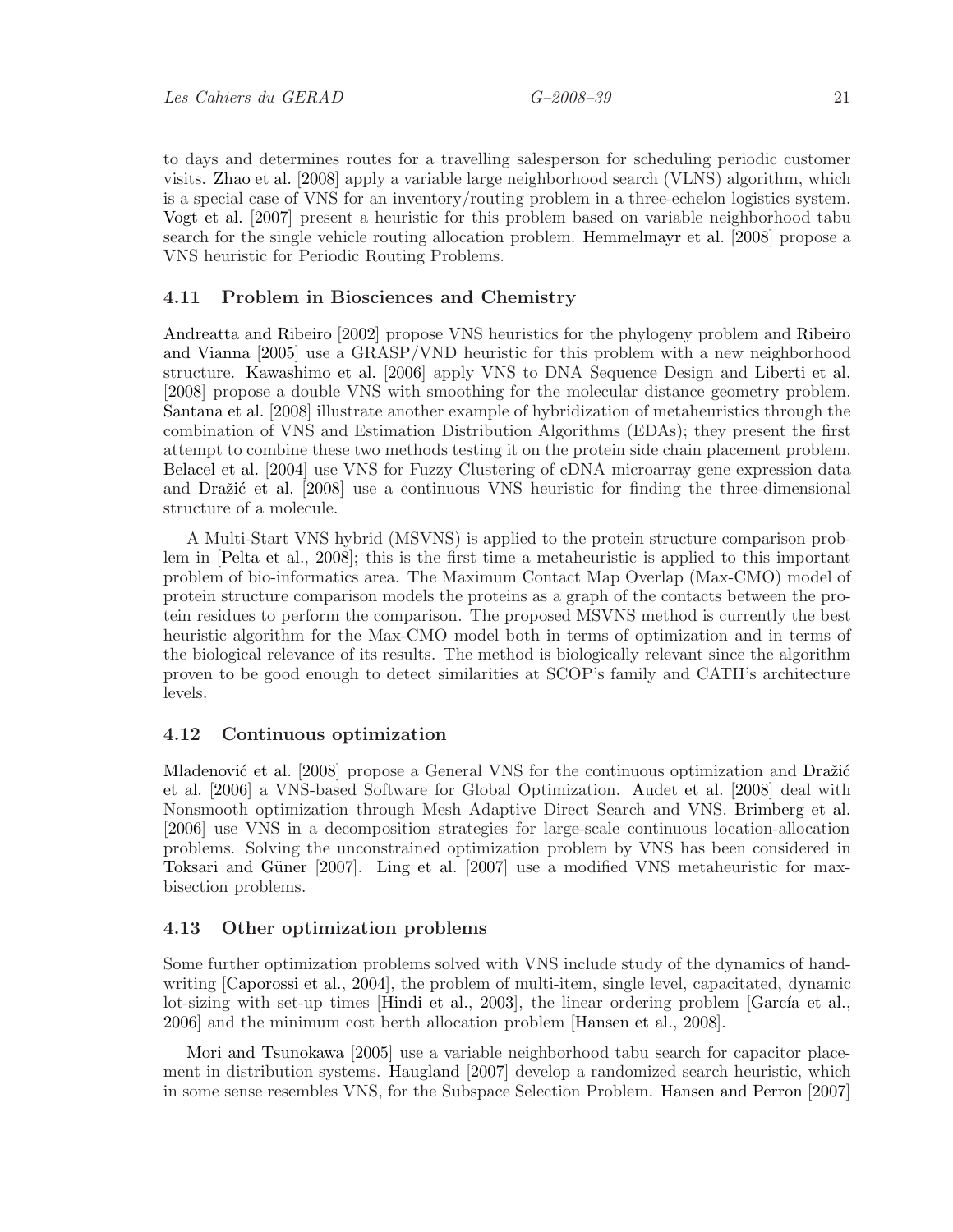to days and determines routes for a travelling salesperson for scheduling periodic customer visits. Zhao et al. [2008] apply a variable large neighborhood search (VLNS) algorithm, which is a special case of VNS for an inventory/routing problem in a three-echelon logistics system. Vogt et al. [2007] present a heuristic for this problem based on variable neighborhood tabu search for the single vehicle routing allocation problem. Hemmelmayr et al. [2008] propose a VNS heuristic for Periodic Routing Problems.

### 4.11 Problem in Biosciences and Chemistry

Andreatta and Ribeiro [2002] propose VNS heuristics for the phylogeny problem and Ribeiro and Vianna [2005] use a GRASP/VND heuristic for this problem with a new neighborhood structure. Kawashimo et al. [2006] apply VNS to DNA Sequence Design and Liberti et al. [2008] propose a double VNS with smoothing for the molecular distance geometry problem. Santana et al. [2008] illustrate another example of hybridization of metaheuristics through the combination of VNS and Estimation Distribution Algorithms (EDAs); they present the first attempt to combine these two methods testing it on the protein side chain placement problem. Belacel et al. [2004] use VNS for Fuzzy Clustering of cDNA microarray gene expression data and Dražić et al. [2008] use a continuous VNS heuristic for finding the three-dimensional structure of a molecule.

A Multi-Start VNS hybrid (MSVNS) is applied to the protein structure comparison problem in [Pelta et al., 2008]; this is the first time a metaheuristic is applied to this important problem of bio-informatics area. The Maximum Contact Map Overlap (Max-CMO) model of protein structure comparison models the proteins as a graph of the contacts between the protein residues to perform the comparison. The proposed MSVNS method is currently the best heuristic algorithm for the Max-CMO model both in terms of optimization and in terms of the biological relevance of its results. The method is biologically relevant since the algorithm proven to be good enough to detect similarities at SCOP's family and CATH's architecture levels.

### 4.12 Continuous optimization

Mladenović et al. [2008] propose a General VNS for the continuous optimization and Dražić et al. [2006] a VNS-based Software for Global Optimization. Audet et al. [2008] deal with Nonsmooth optimization through Mesh Adaptive Direct Search and VNS. Brimberg et al. [2006] use VNS in a decomposition strategies for large-scale continuous location-allocation problems. Solving the unconstrained optimization problem by VNS has been considered in Toksari and Güner [2007]. Ling et al. [2007] use a modified VNS metaheuristic for max-bisection problems.

### 4.13 Other optimization problems

Some further optimization problems solved with VNS include study of the dynamics of handwriting [Caporossi et al., 2004], the problem of multi-item, single level, capacitated, dynamic lot-sizing with set-up times [Hindi et al., 2003], the linear ordering problem [García et al., 2006] and the minimum cost berth allocation problem [Hansen et al., 2008].

Mori and Tsunokawa [2005] use a variable neighborhood tabu search for capacitor placement in distribution systems. Haugland [2007] develop a randomized search heuristic, which in some sense resembles VNS, for the Subspace Selection Problem. Hansen and Perron [2007]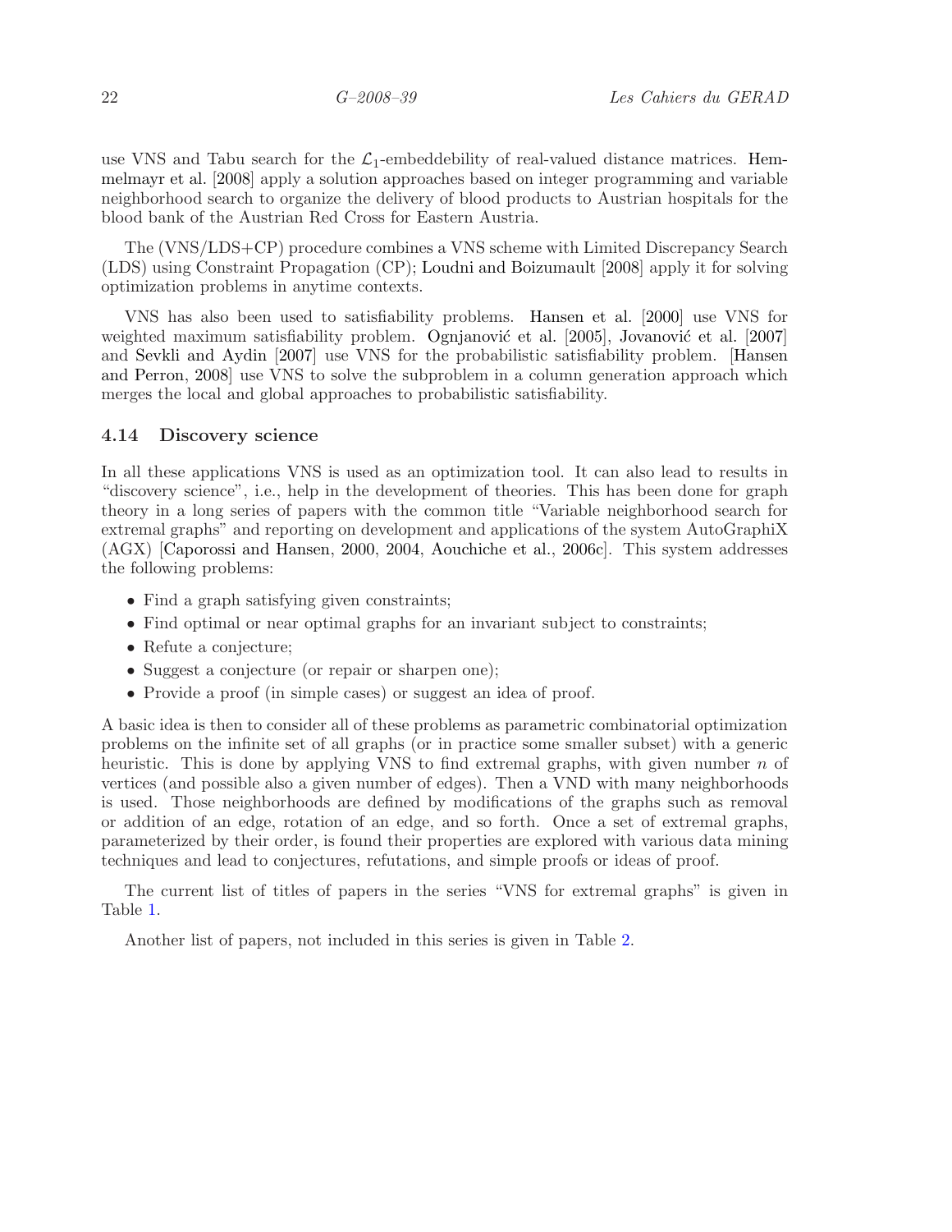use VNS and Tabu search for the $\mathcal{L}_1$-embeddebility of real-valued distance matrices. Hemmelmayr et al. [2008] apply a solution approaches based on integer programming and variable neighborhood search to organize the delivery of blood products to Austrian hospitals for the blood bank of the Austrian Red Cross for Eastern Austria.

The (VNS/LDS+CP) procedure combines a VNS scheme with Limited Discrepancy Search (LDS) using Constraint Propagation (CP); Loudni and Boizumault [2008] apply it for solving optimization problems in anytime contexts.

VNS has also been used to satisfiability problems. Hansen et al. [2000] use VNS for weighted maximum satisfiability problem. Ognjanović et al. [2005], Jovanović et al. [2007] and Sevkli and Aydin [2007] use VNS for the probabilistic satisfiability problem. [Hansen and Perron, 2008] use VNS to solve the subproblem in a column generation approach which merges the local and global approaches to probabilistic satisfiability.

### 4.14 Discovery science

In all these applications VNS is used as an optimization tool. It can also lead to results in "discovery science", i.e., help in the development of theories. This has been done for graph theory in a long series of papers with the common title "Variable neighborhood search for extremal graphs" and reporting on development and applications of the system AutoGraphiX (AGX) [Caporossi and Hansen, 2000, 2004, Aouchiche et al., 2006c]. This system addresses the following problems:

- Find a graph satisfying given constraints;
- Find optimal or near optimal graphs for an invariant subject to constraints;
- Refute a conjecture;
- Suggest a conjecture (or repair or sharpen one);
- Provide a proof (in simple cases) or suggest an idea of proof.

A basic idea is then to consider all of these problems as parametric combinatorial optimization problems on the infinite set of all graphs (or in practice some smaller subset) with a generic heuristic. This is done by applying VNS to find extremal graphs, with given number $n$ of vertices (and possible also a given number of edges). Then a VND with many neighborhoods is used. Those neighborhoods are defined by modifications of the graphs such as removal or addition of an edge, rotation of an edge, and so forth. Once a set of extremal graphs, parameterized by their order, is found their properties are explored with various data mining techniques and lead to conjectures, refutations, and simple proofs or ideas of proof.

The current list of titles of papers in the series "VNS for extremal graphs" is given in Table 1.

Another list of papers, not included in this series is given in Table 2.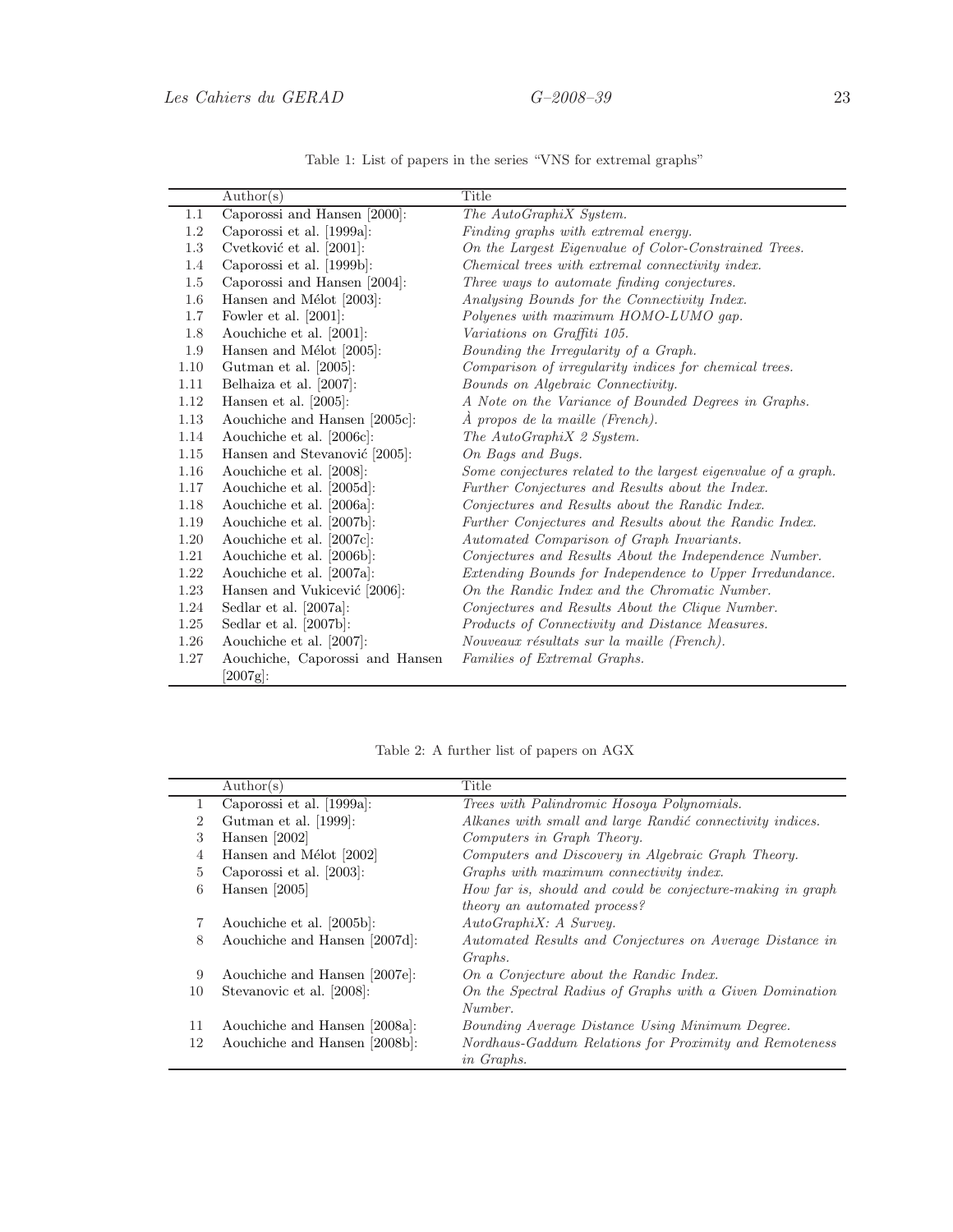Table 1: List of papers in the series "VNS for extremal graphs"

| | Author(s) | Title |
|---|---|---|
| 1.1 | Caporossi and Hansen [2000]: | *The AutoGraphiX System.* |
| 1.2 | Caporossi et al. [1999a]: | *Finding graphs with extremal energy.* |
| 1.3 | Cvetković et al. [2001]: | *On the Largest Eigenvalue of Color-Constrained Trees.* |
| 1.4 | Caporossi et al. [1999b]: | *Chemical trees with extremal connectivity index.* |
| 1.5 | Caporossi and Hansen [2004]: | *Three ways to automate finding conjectures.* |
| 1.6 | Hansen and Mélot [2003]: | *Analysing Bounds for the Connectivity Index.* |
| 1.7 | Fowler et al. [2001]: | *Polyenes with maximum HOMO-LUMO gap.* |
| 1.8 | Aouchiche et al. [2001]: | *Variations on Graffiti 105.* |
| 1.9 | Hansen and Mélot [2005]: | *Bounding the Irregularity of a Graph.* |
| 1.10 | Gutman et al. [2005]: | *Comparison of irregularity indices for chemical trees.* |
| 1.11 | Belhaiza et al. [2007]: | *Bounds on Algebraic Connectivity.* |
| 1.12 | Hansen et al. [2005]: | *A Note on the Variance of Bounded Degrees in Graphs.* |
| 1.13 | Aouchiche and Hansen [2005c]: | *À propos de la maille (French).* |
| 1.14 | Aouchiche et al. [2006c]: | *The AutoGraphiX 2 System.* |
| 1.15 | Hansen and Stevanović [2005]: | *On Bags and Bugs.* |
| 1.16 | Aouchiche et al. [2008]: | *Some conjectures related to the largest eigenvalue of a graph.* |
| 1.17 | Aouchiche et al. [2005d]: | *Further Conjectures and Results about the Index.* |
| 1.18 | Aouchiche et al. [2006a]: | *Conjectures and Results about the Randic Index.* |
| 1.19 | Aouchiche et al. [2007b]: | *Further Conjectures and Results about the Randic Index.* |
| 1.20 | Aouchiche et al. [2007c]: | *Automated Comparison of Graph Invariants.* |
| 1.21 | Aouchiche et al. [2006b]: | *Conjectures and Results About the Independence Number.* |
| 1.22 | Aouchiche et al. [2007a]: | *Extending Bounds for Independence to Upper Irredundance.* |
| 1.23 | Hansen and Vukicević [2006]: | *On the Randic Index and the Chromatic Number.* |
| 1.24 | Sedlar et al. [2007a]: | *Conjectures and Results About the Clique Number.* |
| 1.25 | Sedlar et al. [2007b]: | *Products of Connectivity and Distance Measures.* |
| 1.26 | Aouchiche et al. [2007]: | *Nouveaux résultats sur la maille (French).* |
| 1.27 | Aouchiche, Caporossi and Hansen [2007g]: | *Families of Extremal Graphs.* |

Table 2: A further list of papers on AGX

| | Author(s) | Title |
|---|---|---|
| 1 | Caporossi et al. [1999a]: | *Trees with Palindromic Hosoya Polynomials.* |
| 2 | Gutman et al. [1999]: | *Alkanes with small and large Randić connectivity indices.* |
| 3 | Hansen [2002] | *Computers in Graph Theory.* |
| 4 | Hansen and Mélot [2002] | *Computers and Discovery in Algebraic Graph Theory.* |
| 5 | Caporossi et al. [2003]: | *Graphs with maximum connectivity index.* |
| 6 | Hansen [2005] | *How far is, should and could be conjecture-making in graph theory an automated process?* |
| 7 | Aouchiche et al. [2005b]: | *AutoGraphiX: A Survey.* |
| 8 | Aouchiche and Hansen [2007d]: | *Automated Results and Conjectures on Average Distance in Graphs.* |
| 9 | Aouchiche and Hansen [2007e]: | *On a Conjecture about the Randic Index.* |
| 10 | Stevanovic et al. [2008]: | *On the Spectral Radius of Graphs with a Given Domination Number.* |
| 11 | Aouchiche and Hansen [2008a]: | *Bounding Average Distance Using Minimum Degree.* |
| 12 | Aouchiche and Hansen [2008b]: | *Nordhaus-Gaddum Relations for Proximity and Remoteness in Graphs.* |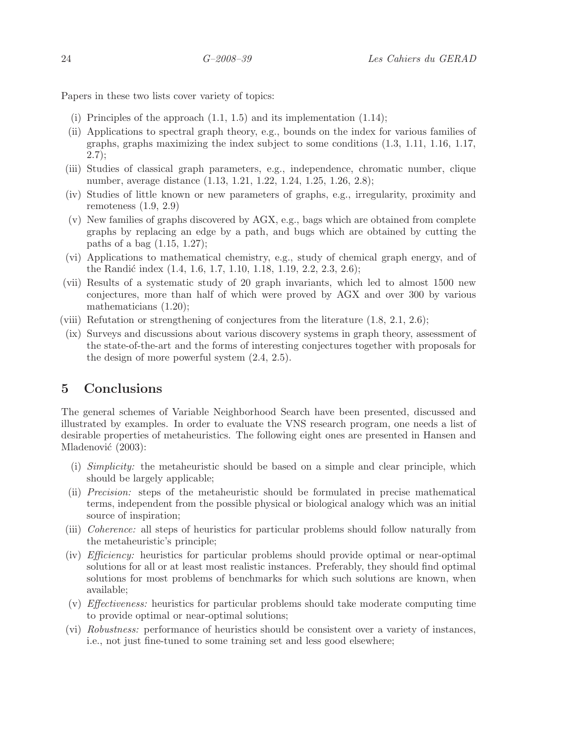Papers in these two lists cover variety of topics:

- (i) Principles of the approach (1.1, 1.5) and its implementation (1.14);
- (ii) Applications to spectral graph theory, e.g., bounds on the index for various families of graphs, graphs maximizing the index subject to some conditions (1.3, 1.11, 1.16, 1.17, 2.7);
- (iii) Studies of classical graph parameters, e.g., independence, chromatic number, clique number, average distance (1.13, 1.21, 1.22, 1.24, 1.25, 1.26, 2.8);
- (iv) Studies of little known or new parameters of graphs, e.g., irregularity, proximity and remoteness (1.9, 2.9)
- (v) New families of graphs discovered by AGX, e.g., bags which are obtained from complete graphs by replacing an edge by a path, and bugs which are obtained by cutting the paths of a bag (1.15, 1.27);
- (vi) Applications to mathematical chemistry, e.g., study of chemical graph energy, and of the Randić index (1.4, 1.6, 1.7, 1.10, 1.18, 1.19, 2.2, 2.3, 2.6);
- (vii) Results of a systematic study of 20 graph invariants, which led to almost 1500 new conjectures, more than half of which were proved by AGX and over 300 by various mathematicians (1.20);
- (viii) Refutation or strengthening of conjectures from the literature (1.8, 2.1, 2.6);
- (ix) Surveys and discussions about various discovery systems in graph theory, assessment of the state-of-the-art and the forms of interesting conjectures together with proposals for the design of more powerful system (2.4, 2.5).

# 5 Conclusions

The general schemes of Variable Neighborhood Search have been presented, discussed and illustrated by examples. In order to evaluate the VNS research program, one needs a list of desirable properties of metaheuristics. The following eight ones are presented in Hansen and Mladenović (2003):

- (i) *Simplicity:* the metaheuristic should be based on a simple and clear principle, which should be largely applicable;
- (ii) *Precision:* steps of the metaheuristic should be formulated in precise mathematical terms, independent from the possible physical or biological analogy which was an initial source of inspiration;
- (iii) *Coherence:* all steps of heuristics for particular problems should follow naturally from the metaheuristic's principle;
- (iv) *Efficiency:* heuristics for particular problems should provide optimal or near-optimal solutions for all or at least most realistic instances. Preferably, they should find optimal solutions for most problems of benchmarks for which such solutions are known, when available;
- (v) *Effectiveness:* heuristics for particular problems should take moderate computing time to provide optimal or near-optimal solutions;
- (vi) *Robustness:* performance of heuristics should be consistent over a variety of instances, i.e., not just fine-tuned to some training set and less good elsewhere;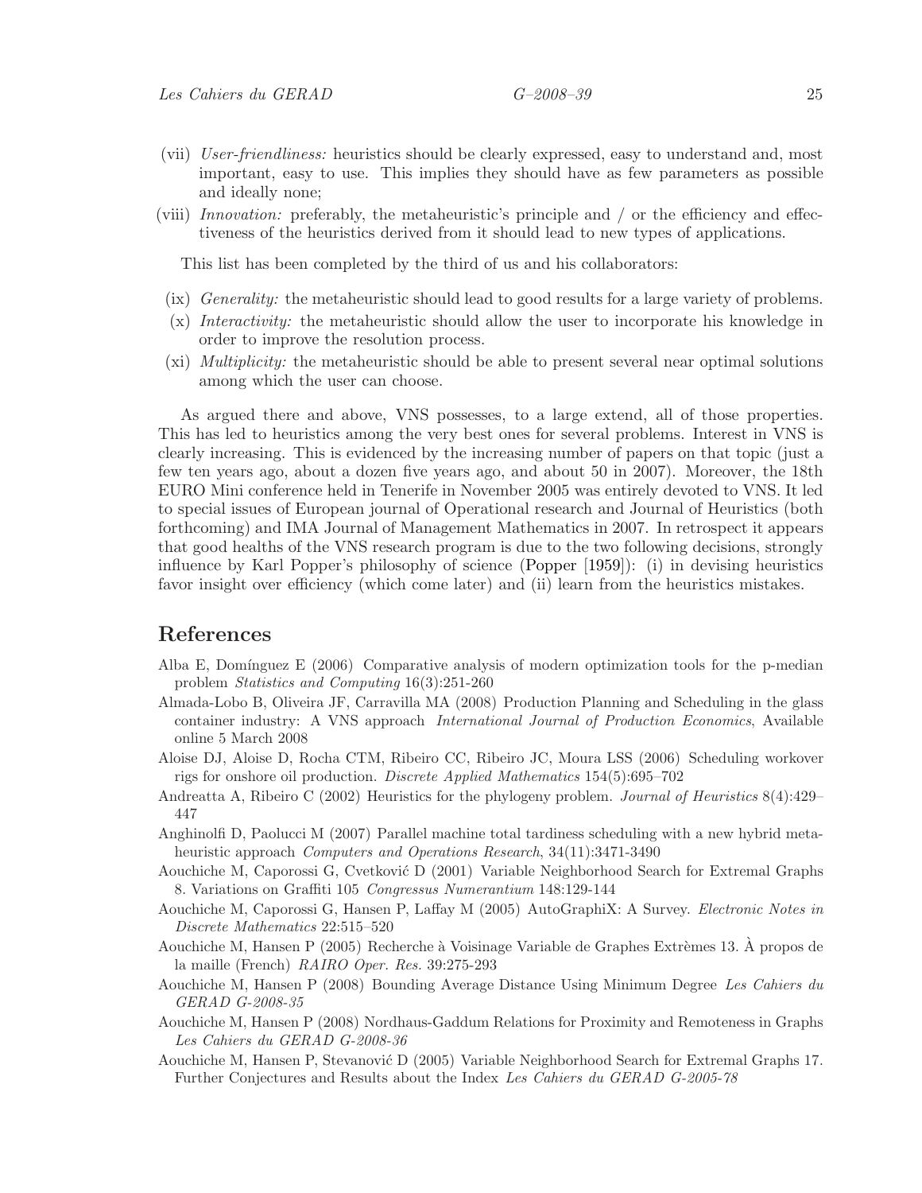(vii) *User-friendliness:* heuristics should be clearly expressed, easy to understand and, most important, easy to use. This implies they should have as few parameters as possible and ideally none;

(viii) *Innovation:* preferably, the metaheuristic's principle and / or the efficiency and effectiveness of the heuristics derived from it should lead to new types of applications.

This list has been completed by the third of us and his collaborators:

(ix) *Generality:* the metaheuristic should lead to good results for a large variety of problems.

(x) *Interactivity:* the metaheuristic should allow the user to incorporate his knowledge in order to improve the resolution process.

(xi) *Multiplicity:* the metaheuristic should be able to present several near optimal solutions among which the user can choose.

As argued there and above, VNS possesses, to a large extend, all of those properties. This has led to heuristics among the very best ones for several problems. Interest in VNS is clearly increasing. This is evidenced by the increasing number of papers on that topic (just a few ten years ago, about a dozen five years ago, and about 50 in 2007). Moreover, the 18th EURO Mini conference held in Tenerife in November 2005 was entirely devoted to VNS. It led to special issues of European journal of Operational research and Journal of Heuristics (both forthcoming) and IMA Journal of Management Mathematics in 2007. In retrospect it appears that good healths of the VNS research program is due to the two following decisions, strongly influence by Karl Popper's philosophy of science (Popper [1959]): (i) in devising heuristics favor insight over efficiency (which come later) and (ii) learn from the heuristics mistakes.

## References

Alba E, Domínguez E (2006) Comparative analysis of modern optimization tools for the p-median problem *Statistics and Computing* 16(3):251-260

Almada-Lobo B, Oliveira JF, Carravilla MA (2008) Production Planning and Scheduling in the glass container industry: A VNS approach *International Journal of Production Economics*, Available online 5 March 2008

Aloise DJ, Aloise D, Rocha CTM, Ribeiro CC, Ribeiro JC, Moura LSS (2006) Scheduling workover rigs for onshore oil production. *Discrete Applied Mathematics* 154(5):695–702

Andreatta A, Ribeiro C (2002) Heuristics for the phylogeny problem. *Journal of Heuristics* 8(4):429–447

Anghinolfi D, Paolucci M (2007) Parallel machine total tardiness scheduling with a new hybrid metaheuristic approach *Computers and Operations Research*, 34(11):3471-3490

Aouchiche M, Caporossi G, Cvetković D (2001) Variable Neighborhood Search for Extremal Graphs 8. Variations on Graffiti 105 *Congressus Numerantium* 148:129-144

Aouchiche M, Caporossi G, Hansen P, Laffay M (2005) AutoGraphiX: A Survey. *Electronic Notes in Discrete Mathematics* 22:515–520

Aouchiche M, Hansen P (2005) Recherche à Voisinage Variable de Graphes Extrèmes 13. À propos de la maille (French) *RAIRO Oper. Res.* 39:275-293

Aouchiche M, Hansen P (2008) Bounding Average Distance Using Minimum Degree *Les Cahiers du GERAD G-2008-35*

Aouchiche M, Hansen P (2008) Nordhaus-Gaddum Relations for Proximity and Remoteness in Graphs *Les Cahiers du GERAD G-2008-36*

Aouchiche M, Hansen P, Stevanović D (2005) Variable Neighborhood Search for Extremal Graphs 17. Further Conjectures and Results about the Index *Les Cahiers du GERAD G-2005-78*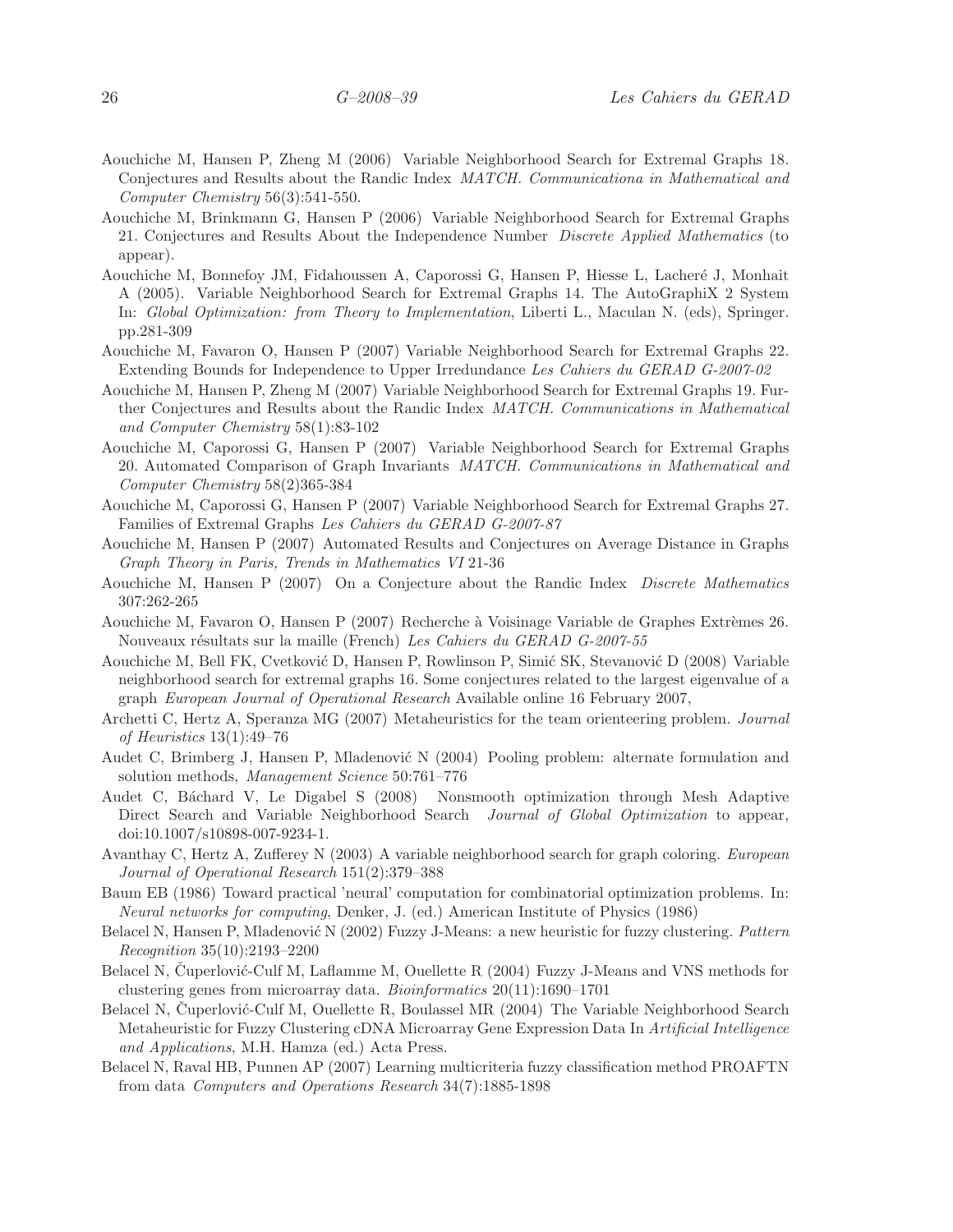Aouchiche M, Hansen P, Zheng M (2006) Variable Neighborhood Search for Extremal Graphs 18. Conjectures and Results about the Randic Index *MATCH. Communicationa in Mathematical and Computer Chemistry* 56(3):541-550.

Aouchiche M, Brinkmann G, Hansen P (2006) Variable Neighborhood Search for Extremal Graphs 21. Conjectures and Results About the Independence Number *Discrete Applied Mathematics* (to appear).

Aouchiche M, Bonnefoy JM, Fidahoussen A, Caporossi G, Hansen P, Hiesse L, Lacheré J, Monhait A (2005). Variable Neighborhood Search for Extremal Graphs 14. The AutoGraphiX 2 System In: *Global Optimization: from Theory to Implementation*, Liberti L., Maculan N. (eds), Springer. pp.281-309

Aouchiche M, Favaron O, Hansen P (2007) Variable Neighborhood Search for Extremal Graphs 22. Extending Bounds for Independence to Upper Irredundance *Les Cahiers du GERAD G-2007-02*

Aouchiche M, Hansen P, Zheng M (2007) Variable Neighborhood Search for Extremal Graphs 19. Further Conjectures and Results about the Randic Index *MATCH. Communications in Mathematical and Computer Chemistry* 58(1):83-102

Aouchiche M, Caporossi G, Hansen P (2007) Variable Neighborhood Search for Extremal Graphs 20. Automated Comparison of Graph Invariants *MATCH. Communications in Mathematical and Computer Chemistry* 58(2)365-384

Aouchiche M, Caporossi G, Hansen P (2007) Variable Neighborhood Search for Extremal Graphs 27. Families of Extremal Graphs *Les Cahiers du GERAD G-2007-87*

Aouchiche M, Hansen P (2007) Automated Results and Conjectures on Average Distance in Graphs *Graph Theory in Paris, Trends in Mathematics VI* 21-36

Aouchiche M, Hansen P (2007) On a Conjecture about the Randic Index *Discrete Mathematics* 307:262-265

Aouchiche M, Favaron O, Hansen P (2007) Recherche à Voisinage Variable de Graphes Extrèmes 26. Nouveaux résultats sur la maille (French) *Les Cahiers du GERAD G-2007-55*

Aouchiche M, Bell FK, Cvetković D, Hansen P, Rowlinson P, Simić SK, Stevanović D (2008) Variable neighborhood search for extremal graphs 16. Some conjectures related to the largest eigenvalue of a graph *European Journal of Operational Research* Available online 16 February 2007,

Archetti C, Hertz A, Speranza MG (2007) Metaheuristics for the team orienteering problem. *Journal of Heuristics* 13(1):49–76

Audet C, Brimberg J, Hansen P, Mladenović N (2004) Pooling problem: alternate formulation and solution methods, *Management Science* 50:761–776

Audet C, Báchard V, Le Digabel S (2008) Nonsmooth optimization through Mesh Adaptive Direct Search and Variable Neighborhood Search *Journal of Global Optimization* to appear, doi:10.1007/s10898-007-9234-1.

Avanthay C, Hertz A, Zufferey N (2003) A variable neighborhood search for graph coloring. *European Journal of Operational Research* 151(2):379–388

Baum EB (1986) Toward practical 'neural' computation for combinatorial optimization problems. In: *Neural networks for computing*, Denker, J. (ed.) American Institute of Physics (1986)

Belacel N, Hansen P, Mladenović N (2002) Fuzzy J-Means: a new heuristic for fuzzy clustering. *Pattern Recognition* 35(10):2193–2200

Belacel N, Čuperlović-Culf M, Laflamme M, Ouellette R (2004) Fuzzy J-Means and VNS methods for clustering genes from microarray data. *Bioinformatics* 20(11):1690–1701

Belacel N, Čuperlović-Culf M, Ouellette R, Boulassel MR (2004) The Variable Neighborhood Search Metaheuristic for Fuzzy Clustering cDNA Microarray Gene Expression Data In *Artificial Intelligence and Applications*, M.H. Hamza (ed.) Acta Press.

Belacel N, Raval HB, Punnen AP (2007) Learning multicriteria fuzzy classification method PROAFTN from data *Computers and Operations Research* 34(7):1885-1898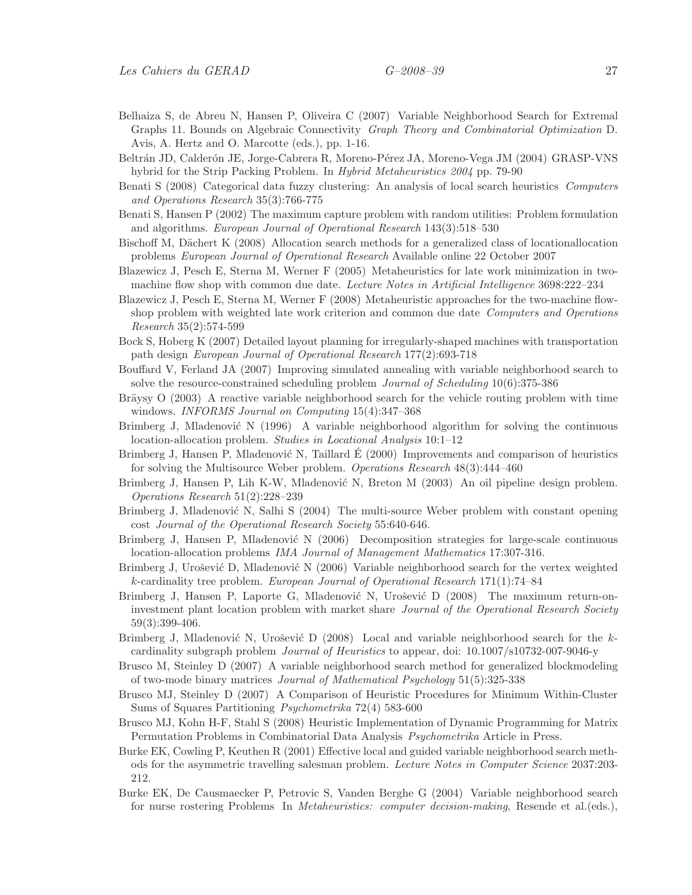Belhaiza S, de Abreu N, Hansen P, Oliveira C (2007) Variable Neighborhood Search for Extremal Graphs 11. Bounds on Algebraic Connectivity *Graph Theory and Combinatorial Optimization* D. Avis, A. Hertz and O. Marcotte (eds.), pp. 1-16.

Beltrán JD, Calderón JE, Jorge-Cabrera R, Moreno-Pérez JA, Moreno-Vega JM (2004) GRASP-VNS hybrid for the Strip Packing Problem. In *Hybrid Metaheuristics 2004* pp. 79-90

Benati S (2008) Categorical data fuzzy clustering: An analysis of local search heuristics *Computers and Operations Research* 35(3):766-775

Benati S, Hansen P (2002) The maximum capture problem with random utilities: Problem formulation and algorithms. *European Journal of Operational Research* 143(3):518–530

Bischoff M, Dächert K (2008) Allocation search methods for a generalized class of locationallocation problems *European Journal of Operational Research* Available online 22 October 2007

Blazewicz J, Pesch E, Sterna M, Werner F (2005) Metaheuristics for late work minimization in two-machine flow shop with common due date. *Lecture Notes in Artificial Intelligence* 3698:222–234

Blazewicz J, Pesch E, Sterna M, Werner F (2008) Metaheuristic approaches for the two-machine flow-shop problem with weighted late work criterion and common due date *Computers and Operations Research* 35(2):574-599

Bock S, Hoberg K (2007) Detailed layout planning for irregularly-shaped machines with transportation path design *European Journal of Operational Research* 177(2):693-718

Bouffard V, Ferland JA (2007) Improving simulated annealing with variable neighborhood search to solve the resource-constrained scheduling problem *Journal of Scheduling* 10(6):375-386

Bräysy O (2003) A reactive variable neighborhood search for the vehicle routing problem with time windows. *INFORMS Journal on Computing* 15(4):347–368

Brimberg J, Mladenović N (1996) A variable neighborhood algorithm for solving the continuous location-allocation problem. *Studies in Locational Analysis* 10:1–12

Brimberg J, Hansen P, Mladenović N, Taillard É (2000) Improvements and comparison of heuristics for solving the Multisource Weber problem. *Operations Research* 48(3):444–460

Brimberg J, Hansen P, Lih K-W, Mladenović N, Breton M (2003) An oil pipeline design problem. *Operations Research* 51(2):228–239

Brimberg J, Mladenović N, Salhi S (2004) The multi-source Weber problem with constant opening cost *Journal of the Operational Research Society* 55:640-646.

Brimberg J, Hansen P, Mladenović N (2006) Decomposition strategies for large-scale continuous location-allocation problems *IMA Journal of Management Mathematics* 17:307-316.

Brimberg J, Urošević D, Mladenović N (2006) Variable neighborhood search for the vertex weighted $k$-cardinality tree problem. *European Journal of Operational Research* 171(1):74–84

Brimberg J, Hansen P, Laporte G, Mladenović N, Urošević D (2008) The maximum return-on-investment plant location problem with market share *Journal of the Operational Research Society* 59(3):399-406.

Brimberg J, Mladenović N, Urošević D (2008) Local and variable neighborhood search for the $k$-cardinality subgraph problem *Journal of Heuristics* to appear, doi: 10.1007/s10732-007-9046-y

Brusco M, Steinley D (2007) A variable neighborhood search method for generalized blockmodeling of two-mode binary matrices *Journal of Mathematical Psychology* 51(5):325-338

Brusco MJ, Steinley D (2007) A Comparison of Heuristic Procedures for Minimum Within-Cluster Sums of Squares Partitioning *Psychometrika* 72(4) 583-600

Brusco MJ, Kohn H-F, Stahl S (2008) Heuristic Implementation of Dynamic Programming for Matrix Permutation Problems in Combinatorial Data Analysis *Psychometrika* Article in Press.

Burke EK, Cowling P, Keuthen R (2001) Effective local and guided variable neighborhood search methods for the asymmetric travelling salesman problem. *Lecture Notes in Computer Science* 2037:203-212.

Burke EK, De Causmaecker P, Petrovic S, Vanden Berghe G (2004) Variable neighborhood search for nurse rostering Problems In *Metaheuristics: computer decision-making*, Resende et al.(eds.),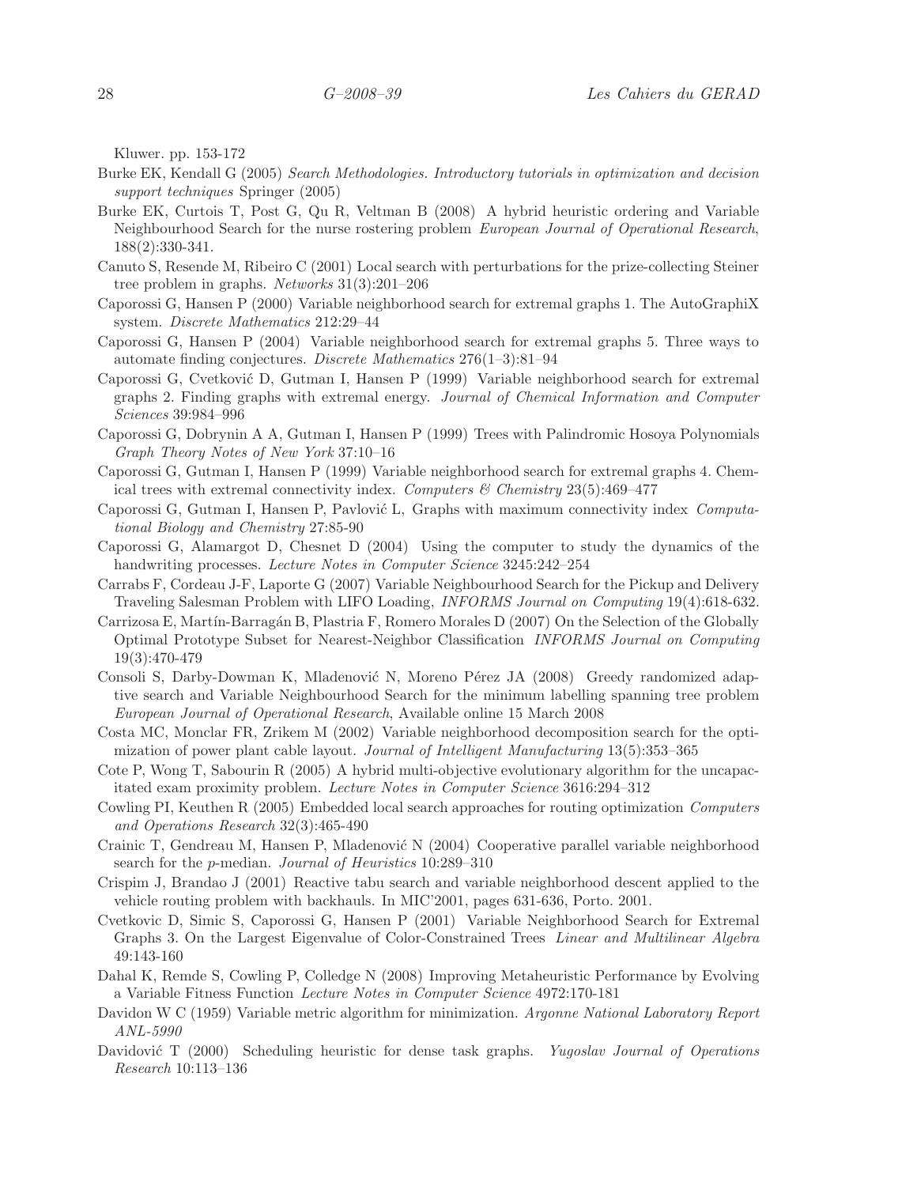Kluwer. pp. 153-172

Burke EK, Kendall G (2005) *Search Methodologies. Introductory tutorials in optimization and decision support techniques* Springer (2005)

Burke EK, Curtois T, Post G, Qu R, Veltman B (2008) A hybrid heuristic ordering and Variable Neighbourhood Search for the nurse rostering problem *European Journal of Operational Research*, 188(2):330-341.

Canuto S, Resende M, Ribeiro C (2001) Local search with perturbations for the prize-collecting Steiner tree problem in graphs. *Networks* 31(3):201–206

Caporossi G, Hansen P (2000) Variable neighborhood search for extremal graphs 1. The AutoGraphiX system. *Discrete Mathematics* 212:29–44

Caporossi G, Hansen P (2004) Variable neighborhood search for extremal graphs 5. Three ways to automate finding conjectures. *Discrete Mathematics* 276(1–3):81–94

Caporossi G, Cvetković D, Gutman I, Hansen P (1999) Variable neighborhood search for extremal graphs 2. Finding graphs with extremal energy. *Journal of Chemical Information and Computer Sciences* 39:984–996

Caporossi G, Dobrynin A A, Gutman I, Hansen P (1999) Trees with Palindromic Hosoya Polynomials *Graph Theory Notes of New York* 37:10–16

Caporossi G, Gutman I, Hansen P (1999) Variable neighborhood search for extremal graphs 4. Chemical trees with extremal connectivity index. *Computers & Chemistry* 23(5):469–477

Caporossi G, Gutman I, Hansen P, Pavlović L, Graphs with maximum connectivity index *Computational Biology and Chemistry* 27:85-90

Caporossi G, Alamargot D, Chesnet D (2004) Using the computer to study the dynamics of the handwriting processes. *Lecture Notes in Computer Science* 3245:242–254

Carrabs F, Cordeau J-F, Laporte G (2007) Variable Neighbourhood Search for the Pickup and Delivery Traveling Salesman Problem with LIFO Loading, *INFORMS Journal on Computing* 19(4):618-632.

Carrizosa E, Martín-Barragán B, Plastria F, Romero Morales D (2007) On the Selection of the Globally Optimal Prototype Subset for Nearest-Neighbor Classification *INFORMS Journal on Computing* 19(3):470-479

Consoli S, Darby-Dowman K, Mladenović N, Moreno Pérez JA (2008) Greedy randomized adaptive search and Variable Neighbourhood Search for the minimum labelling spanning tree problem *European Journal of Operational Research*, Available online 15 March 2008

Costa MC, Monclar FR, Zrikem M (2002) Variable neighborhood decomposition search for the optimization of power plant cable layout. *Journal of Intelligent Manufacturing* 13(5):353–365

Cote P, Wong T, Sabourin R (2005) A hybrid multi-objective evolutionary algorithm for the uncapacitated exam proximity problem. *Lecture Notes in Computer Science* 3616:294–312

Cowling PI, Keuthen R (2005) Embedded local search approaches for routing optimization *Computers and Operations Research* 32(3):465-490

Crainic T, Gendreau M, Hansen P, Mladenović N (2004) Cooperative parallel variable neighborhood search for the $p$-median. *Journal of Heuristics* 10:289–310

Crispim J, Brandao J (2001) Reactive tabu search and variable neighborhood descent applied to the vehicle routing problem with backhauls. In MIC'2001, pages 631-636, Porto. 2001.

Cvetkovic D, Simic S, Caporossi G, Hansen P (2001) Variable Neighborhood Search for Extremal Graphs 3. On the Largest Eigenvalue of Color-Constrained Trees *Linear and Multilinear Algebra* 49:143-160

Dahal K, Remde S, Cowling P, Colledge N (2008) Improving Metaheuristic Performance by Evolving a Variable Fitness Function *Lecture Notes in Computer Science* 4972:170-181

Davidon W C (1959) Variable metric algorithm for minimization. *Argonne National Laboratory Report ANL-5990*

Davidović T (2000) Scheduling heuristic for dense task graphs. *Yugoslav Journal of Operations Research* 10:113–136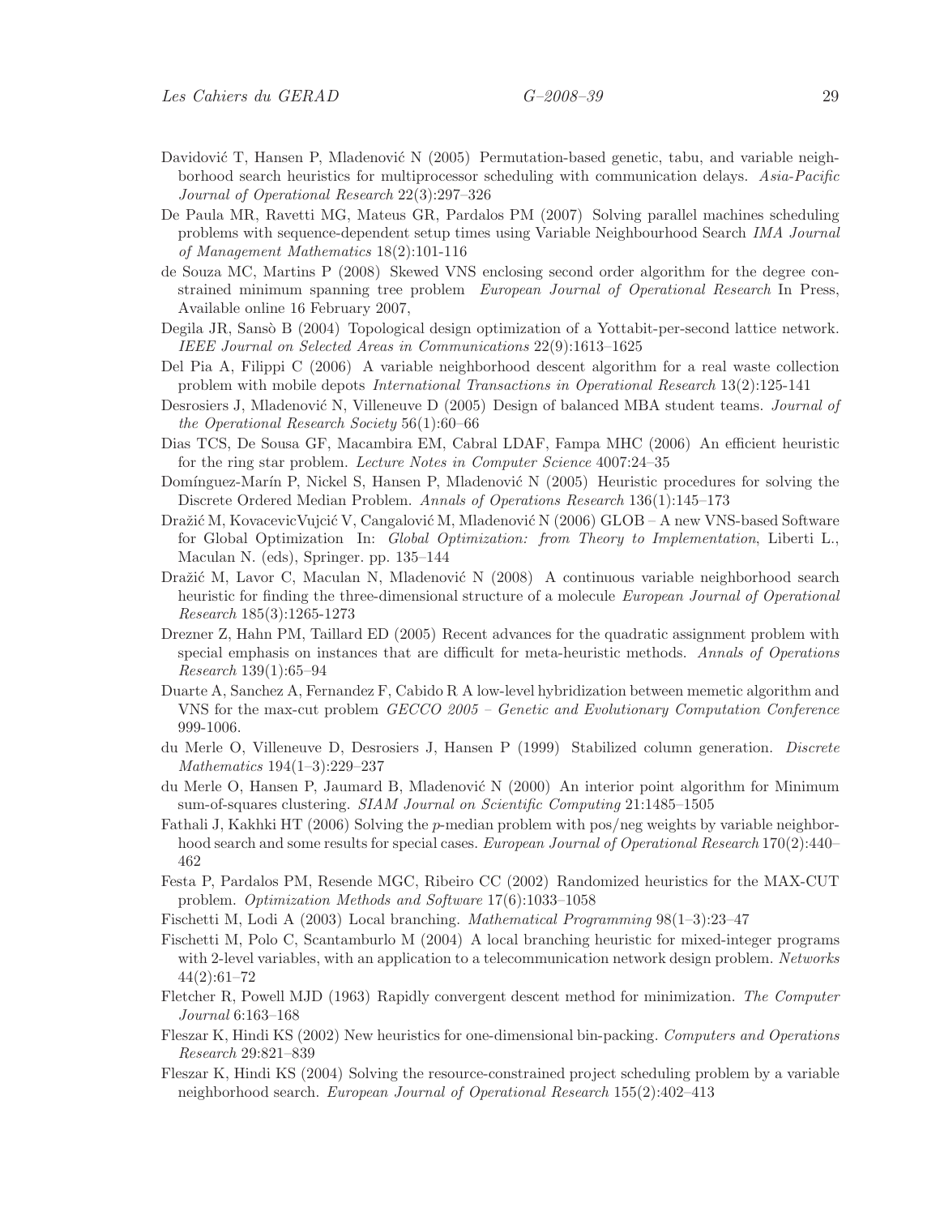Davidović T, Hansen P, Mladenović N (2005) Permutation-based genetic, tabu, and variable neighborhood search heuristics for multiprocessor scheduling with communication delays. *Asia-Pacific Journal of Operational Research* 22(3):297–326

De Paula MR, Ravetti MG, Mateus GR, Pardalos PM (2007) Solving parallel machines scheduling problems with sequence-dependent setup times using Variable Neighbourhood Search *IMA Journal of Management Mathematics* 18(2):101-116

de Souza MC, Martins P (2008) Skewed VNS enclosing second order algorithm for the degree constrained minimum spanning tree problem *European Journal of Operational Research* In Press, Available online 16 February 2007,

Degila JR, Sansò B (2004) Topological design optimization of a Yottabit-per-second lattice network. *IEEE Journal on Selected Areas in Communications* 22(9):1613–1625

Del Pia A, Filippi C (2006) A variable neighborhood descent algorithm for a real waste collection problem with mobile depots *International Transactions in Operational Research* 13(2):125-141

Desrosiers J, Mladenović N, Villeneuve D (2005) Design of balanced MBA student teams. *Journal of the Operational Research Society* 56(1):60–66

Dias TCS, De Sousa GF, Macambira EM, Cabral LDAF, Fampa MHC (2006) An efficient heuristic for the ring star problem. *Lecture Notes in Computer Science* 4007:24–35

Domínguez-Marín P, Nickel S, Hansen P, Mladenović N (2005) Heuristic procedures for solving the Discrete Ordered Median Problem. *Annals of Operations Research* 136(1):145–173

Dražić M, KovacevicVujcić V, Cangalović M, Mladenović N (2006) GLOB – A new VNS-based Software for Global Optimization In: *Global Optimization: from Theory to Implementation*, Liberti L., Maculan N. (eds), Springer. pp. 135–144

Dražić M, Lavor C, Maculan N, Mladenović N (2008) A continuous variable neighborhood search heuristic for finding the three-dimensional structure of a molecule *European Journal of Operational Research* 185(3):1265-1273

Drezner Z, Hahn PM, Taillard ED (2005) Recent advances for the quadratic assignment problem with special emphasis on instances that are difficult for meta-heuristic methods. *Annals of Operations Research* 139(1):65–94

Duarte A, Sanchez A, Fernandez F, Cabido R A low-level hybridization between memetic algorithm and VNS for the max-cut problem *GECCO 2005 – Genetic and Evolutionary Computation Conference* 999-1006.

du Merle O, Villeneuve D, Desrosiers J, Hansen P (1999) Stabilized column generation. *Discrete Mathematics* 194(1–3):229–237

du Merle O, Hansen P, Jaumard B, Mladenović N (2000) An interior point algorithm for Minimum sum-of-squares clustering. *SIAM Journal on Scientific Computing* 21:1485–1505

Fathali J, Kakhki HT (2006) Solving the $p$-median problem with pos/neg weights by variable neighborhood search and some results for special cases. *European Journal of Operational Research* 170(2):440–462

Festa P, Pardalos PM, Resende MGC, Ribeiro CC (2002) Randomized heuristics for the MAX-CUT problem. *Optimization Methods and Software* 17(6):1033–1058

Fischetti M, Lodi A (2003) Local branching. *Mathematical Programming* 98(1–3):23–47

Fischetti M, Polo C, Scantamburlo M (2004) A local branching heuristic for mixed-integer programs with 2-level variables, with an application to a telecommunication network design problem. *Networks* 44(2):61–72

Fletcher R, Powell MJD (1963) Rapidly convergent descent method for minimization. *The Computer Journal* 6:163–168

Fleszar K, Hindi KS (2002) New heuristics for one-dimensional bin-packing. *Computers and Operations Research* 29:821–839

Fleszar K, Hindi KS (2004) Solving the resource-constrained project scheduling problem by a variable neighborhood search. *European Journal of Operational Research* 155(2):402–413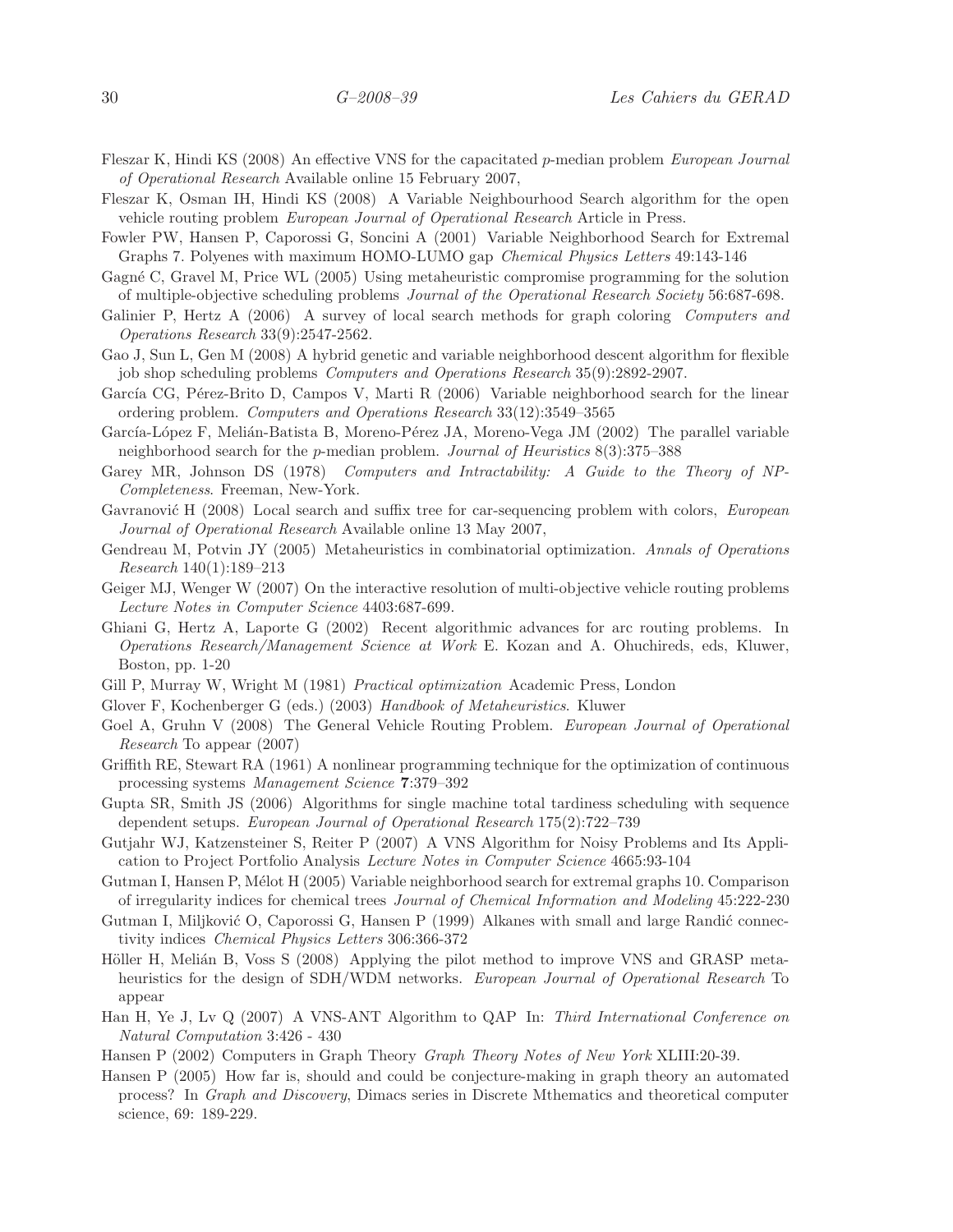Fleszar K, Hindi KS (2008) An effective VNS for the capacitated $p$-median problem *European Journal of Operational Research* Available online 15 February 2007,

Fleszar K, Osman IH, Hindi KS (2008) A Variable Neighbourhood Search algorithm for the open vehicle routing problem *European Journal of Operational Research* Article in Press.

Fowler PW, Hansen P, Caporossi G, Soncini A (2001) Variable Neighborhood Search for Extremal Graphs 7. Polyenes with maximum HOMO-LUMO gap *Chemical Physics Letters* 49:143-146

Gagné C, Gravel M, Price WL (2005) Using metaheuristic compromise programming for the solution of multiple-objective scheduling problems *Journal of the Operational Research Society* 56:687-698.

Galinier P, Hertz A (2006) A survey of local search methods for graph coloring *Computers and Operations Research* 33(9):2547-2562.

Gao J, Sun L, Gen M (2008) A hybrid genetic and variable neighborhood descent algorithm for flexible job shop scheduling problems *Computers and Operations Research* 35(9):2892-2907.

García CG, Pérez-Brito D, Campos V, Marti R (2006) Variable neighborhood search for the linear ordering problem. *Computers and Operations Research* 33(12):3549–3565

García-López F, Melián-Batista B, Moreno-Pérez JA, Moreno-Vega JM (2002) The parallel variable neighborhood search for the $p$-median problem. *Journal of Heuristics* 8(3):375–388

Garey MR, Johnson DS (1978) *Computers and Intractability: A Guide to the Theory of NP-Completeness*. Freeman, New-York.

Gavranović H (2008) Local search and suffix tree for car-sequencing problem with colors, *European Journal of Operational Research* Available online 13 May 2007,

Gendreau M, Potvin JY (2005) Metaheuristics in combinatorial optimization. *Annals of Operations Research* 140(1):189–213

Geiger MJ, Wenger W (2007) On the interactive resolution of multi-objective vehicle routing problems *Lecture Notes in Computer Science* 4403:687-699.

Ghiani G, Hertz A, Laporte G (2002) Recent algorithmic advances for arc routing problems. In *Operations Research/Management Science at Work* E. Kozan and A. Ohuchireds, eds, Kluwer, Boston, pp. 1-20

Gill P, Murray W, Wright M (1981) *Practical optimization* Academic Press, London

Glover F, Kochenberger G (eds.) (2003) *Handbook of Metaheuristics*. Kluwer

Goel A, Gruhn V (2008) The General Vehicle Routing Problem. *European Journal of Operational Research* To appear (2007)

Griffith RE, Stewart RA (1961) A nonlinear programming technique for the optimization of continuous processing systems *Management Science* **7**:379–392

Gupta SR, Smith JS (2006) Algorithms for single machine total tardiness scheduling with sequence dependent setups. *European Journal of Operational Research* 175(2):722–739

Gutjahr WJ, Katzensteiner S, Reiter P (2007) A VNS Algorithm for Noisy Problems and Its Application to Project Portfolio Analysis *Lecture Notes in Computer Science* 4665:93-104

Gutman I, Hansen P, Mélot H (2005) Variable neighborhood search for extremal graphs 10. Comparison of irregularity indices for chemical trees *Journal of Chemical Information and Modeling* 45:222-230

Gutman I, Miljković O, Caporossi G, Hansen P (1999) Alkanes with small and large Randić connectivity indices *Chemical Physics Letters* 306:366-372

Höller H, Melián B, Voss S (2008) Applying the pilot method to improve VNS and GRASP metaheuristics for the design of SDH/WDM networks. *European Journal of Operational Research* To appear

Han H, Ye J, Lv Q (2007) A VNS-ANT Algorithm to QAP In: *Third International Conference on Natural Computation* 3:426 - 430

Hansen P (2002) Computers in Graph Theory *Graph Theory Notes of New York* XLIII:20-39.

Hansen P (2005) How far is, should and could be conjecture-making in graph theory an automated process? In *Graph and Discovery*, Dimacs series in Discrete Mthematics and theoretical computer science, 69: 189-229.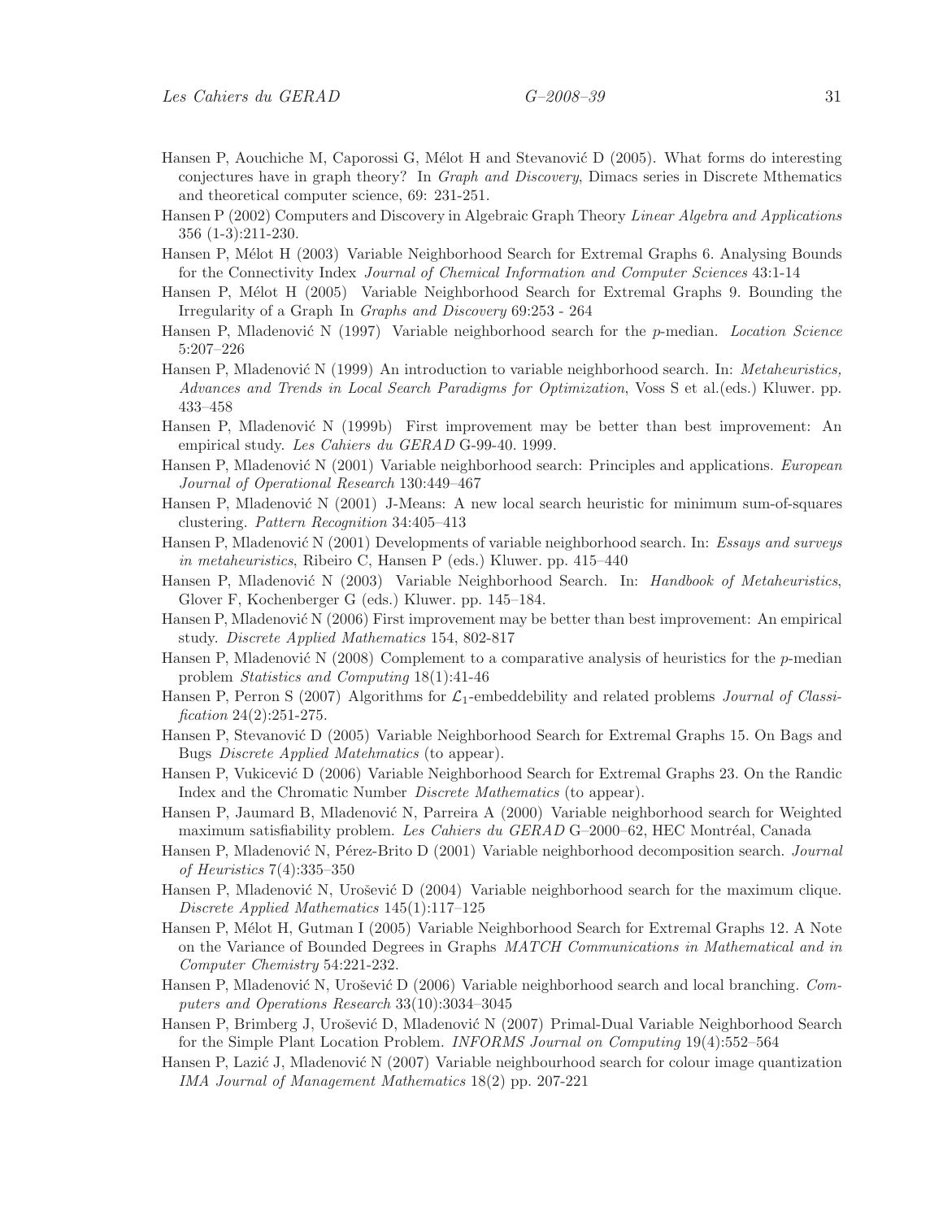Hansen P, Aouchiche M, Caporossi G, Mélot H and Stevanović D (2005). What forms do interesting conjectures have in graph theory? In *Graph and Discovery*, Dimacs series in Discrete Mthematics and theoretical computer science, 69: 231-251.

Hansen P (2002) Computers and Discovery in Algebraic Graph Theory *Linear Algebra and Applications* 356 (1-3):211-230.

Hansen P, Mélot H (2003) Variable Neighborhood Search for Extremal Graphs 6. Analysing Bounds for the Connectivity Index *Journal of Chemical Information and Computer Sciences* 43:1-14

Hansen P, Mélot H (2005) Variable Neighborhood Search for Extremal Graphs 9. Bounding the Irregularity of a Graph In *Graphs and Discovery* 69:253 - 264

Hansen P, Mladenović N (1997) Variable neighborhood search for the $p$-median. *Location Science* 5:207–226

Hansen P, Mladenović N (1999) An introduction to variable neighborhood search. In: *Metaheuristics, Advances and Trends in Local Search Paradigms for Optimization*, Voss S et al.(eds.) Kluwer. pp. 433–458

Hansen P, Mladenović N (1999b) First improvement may be better than best improvement: An empirical study. *Les Cahiers du GERAD* G-99-40. 1999.

Hansen P, Mladenović N (2001) Variable neighborhood search: Principles and applications. *European Journal of Operational Research* 130:449–467

Hansen P, Mladenović N (2001) J-Means: A new local search heuristic for minimum sum-of-squares clustering. *Pattern Recognition* 34:405–413

Hansen P, Mladenović N (2001) Developments of variable neighborhood search. In: *Essays and surveys in metaheuristics*, Ribeiro C, Hansen P (eds.) Kluwer. pp. 415–440

Hansen P, Mladenović N (2003) Variable Neighborhood Search. In: *Handbook of Metaheuristics*, Glover F, Kochenberger G (eds.) Kluwer. pp. 145–184.

Hansen P, Mladenović N (2006) First improvement may be better than best improvement: An empirical study. *Discrete Applied Mathematics* 154, 802-817

Hansen P, Mladenović N (2008) Complement to a comparative analysis of heuristics for the $p$-median problem *Statistics and Computing* 18(1):41-46

Hansen P, Perron S (2007) Algorithms for $\mathcal{L}_1$-embeddebility and related problems *Journal of Classification* 24(2):251-275.

Hansen P, Stevanović D (2005) Variable Neighborhood Search for Extremal Graphs 15. On Bags and Bugs *Discrete Applied Matehmatics* (to appear).

Hansen P, Vukicević D (2006) Variable Neighborhood Search for Extremal Graphs 23. On the Randic Index and the Chromatic Number *Discrete Mathematics* (to appear).

Hansen P, Jaumard B, Mladenović N, Parreira A (2000) Variable neighborhood search for Weighted maximum satisfiability problem. *Les Cahiers du GERAD* G–2000–62, HEC Montréal, Canada

Hansen P, Mladenović N, Pérez-Brito D (2001) Variable neighborhood decomposition search. *Journal of Heuristics* 7(4):335–350

Hansen P, Mladenović N, Urošević D (2004) Variable neighborhood search for the maximum clique. *Discrete Applied Mathematics* 145(1):117–125

Hansen P, Mélot H, Gutman I (2005) Variable Neighborhood Search for Extremal Graphs 12. A Note on the Variance of Bounded Degrees in Graphs *MATCH Communications in Mathematical and in Computer Chemistry* 54:221-232.

Hansen P, Mladenović N, Urošević D (2006) Variable neighborhood search and local branching. *Computers and Operations Research* 33(10):3034–3045

Hansen P, Brimberg J, Urošević D, Mladenović N (2007) Primal-Dual Variable Neighborhood Search for the Simple Plant Location Problem. *INFORMS Journal on Computing* 19(4):552–564

Hansen P, Lazić J, Mladenović N (2007) Variable neighbourhood search for colour image quantization *IMA Journal of Management Mathematics* 18(2) pp. 207-221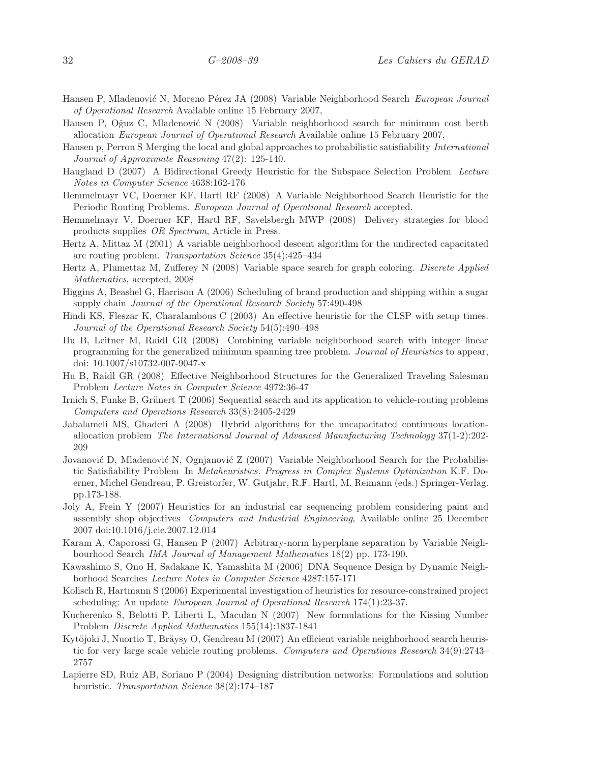Hansen P, Mladenović N, Moreno Pérez JA (2008) Variable Neighborhood Search *European Journal of Operational Research* Available online 15 February 2007,

Hansen P, Oğuz C, Mladenović N (2008) Variable neighborhood search for minimum cost berth allocation *European Journal of Operational Research* Available online 15 February 2007,

Hansen p, Perron S Merging the local and global approaches to probabilistic satisfiability *International Journal of Approximate Reasoning* 47(2): 125-140.

Haugland D (2007) A Bidirectional Greedy Heuristic for the Subspace Selection Problem *Lecture Notes in Computer Science* 4638:162-176

Hemmelmayr VC, Doerner KF, Hartl RF (2008) A Variable Neighborhood Search Heuristic for the Periodic Routing Problems. *European Journal of Operational Research* accepted.

Hemmelmayr V, Doerner KF, Hartl RF, Savelsbergh MWP (2008) Delivery strategies for blood products supplies *OR Spectrum*, Article in Press.

Hertz A, Mittaz M (2001) A variable neighborhood descent algorithm for the undirected capacitated arc routing problem. *Transportation Science* 35(4):425–434

Hertz A, Plumettaz M, Zufferey N (2008) Variable space search for graph coloring. *Discrete Applied Mathematics*, accepted, 2008

Higgins A, Beashel G, Harrison A (2006) Scheduling of brand production and shipping within a sugar supply chain *Journal of the Operational Research Society* 57:490-498

Hindi KS, Fleszar K, Charalambous C (2003) An effective heuristic for the CLSP with setup times. *Journal of the Operational Research Society* 54(5):490–498

Hu B, Leitner M, Raidl GR (2008) Combining variable neighborhood search with integer linear programming for the generalized minimum spanning tree problem. *Journal of Heuristics* to appear, doi: 10.1007/s10732-007-9047-x

Hu B, Raidl GR (2008) Effective Neighborhood Structures for the Generalized Traveling Salesman Problem *Lecture Notes in Computer Science* 4972:36-47

Irnich S, Funke B, Grünert T (2006) Sequential search and its application to vehicle-routing problems *Computers and Operations Research* 33(8):2405-2429

Jabalameli MS, Ghaderi A (2008) Hybrid algorithms for the uncapacitated continuous location-allocation problem *The International Journal of Advanced Manufacturing Technology* 37(1-2):202-209

Jovanović D, Mladenović N, Ognjanović Z (2007) Variable Neighborhood Search for the Probabilistic Satisfiability Problem In *Metaheuristics. Progress in Complex Systems Optimization* K.F. Doerner, Michel Gendreau, P. Greistorfer, W. Gutjahr, R.F. Hartl, M. Reimann (eds.) Springer-Verlag. pp.173-188.

Joly A, Frein Y (2007) Heuristics for an industrial car sequencing problem considering paint and assembly shop objectives *Computers and Industrial Engineering*, Available online 25 December 2007 doi:10.1016/j.cie.2007.12.014

Karam A, Caporossi G, Hansen P (2007) Arbitrary-norm hyperplane separation by Variable Neighbourhood Search *IMA Journal of Management Mathematics* 18(2) pp. 173-190.

Kawashimo S, Ono H, Sadakane K, Yamashita M (2006) DNA Sequence Design by Dynamic Neighborhood Searches *Lecture Notes in Computer Science* 4287:157-171

Kolisch R, Hartmann S (2006) Experimental investigation of heuristics for resource-constrained project scheduling: An update *European Journal of Operational Research* 174(1):23-37.

Kucherenko S, Belotti P, Liberti L, Maculan N (2007) New formulations for the Kissing Number Problem *Discrete Applied Mathematics* 155(14):1837-1841

Kytöjoki J, Nuortio T, Bräysy O, Gendreau M (2007) An efficient variable neighborhood search heuristic for very large scale vehicle routing problems. *Computers and Operations Research* 34(9):2743–2757

Lapierre SD, Ruiz AB, Soriano P (2004) Designing distribution networks: Formulations and solution heuristic. *Transportation Science* 38(2):174–187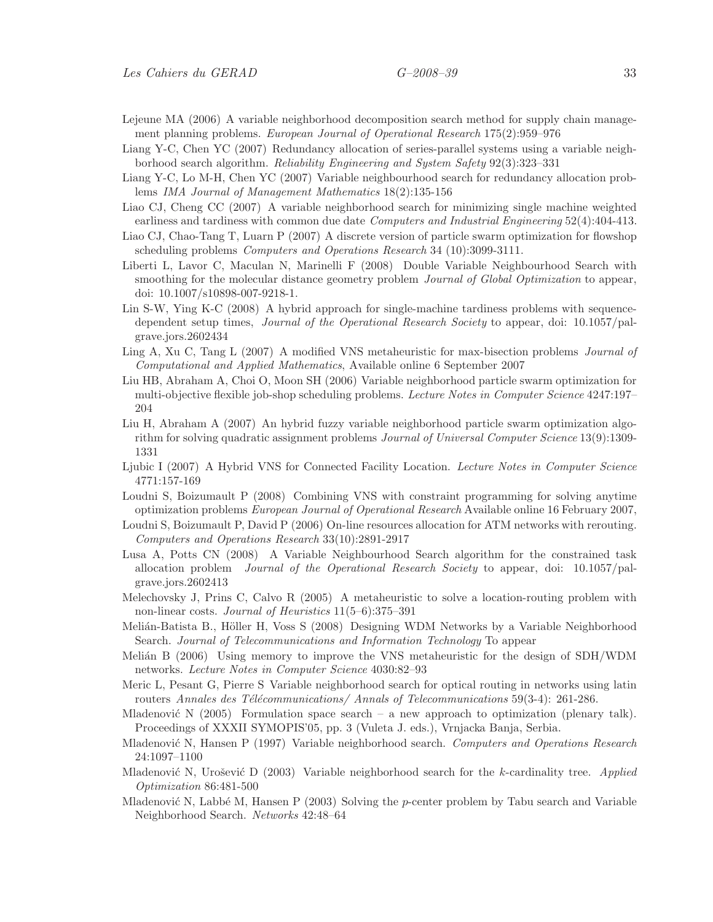Lejeune MA (2006) A variable neighborhood decomposition search method for supply chain management planning problems. *European Journal of Operational Research* 175(2):959–976

Liang Y-C, Chen YC (2007) Redundancy allocation of series-parallel systems using a variable neighborhood search algorithm. *Reliability Engineering and System Safety* 92(3):323–331

Liang Y-C, Lo M-H, Chen YC (2007) Variable neighbourhood search for redundancy allocation problems *IMA Journal of Management Mathematics* 18(2):135-156

Liao CJ, Cheng CC (2007) A variable neighborhood search for minimizing single machine weighted earliness and tardiness with common due date *Computers and Industrial Engineering* 52(4):404-413.

Liao CJ, Chao-Tang T, Luarn P (2007) A discrete version of particle swarm optimization for flowshop scheduling problems *Computers and Operations Research* 34 (10):3099-3111.

Liberti L, Lavor C, Maculan N, Marinelli F (2008) Double Variable Neighbourhood Search with smoothing for the molecular distance geometry problem *Journal of Global Optimization* to appear, doi: 10.1007/s10898-007-9218-1.

Lin S-W, Ying K-C (2008) A hybrid approach for single-machine tardiness problems with sequence-dependent setup times, *Journal of the Operational Research Society* to appear, doi: 10.1057/palgrave.jors.2602434

Ling A, Xu C, Tang L (2007) A modified VNS metaheuristic for max-bisection problems *Journal of Computational and Applied Mathematics*, Available online 6 September 2007

Liu HB, Abraham A, Choi O, Moon SH (2006) Variable neighborhood particle swarm optimization for multi-objective flexible job-shop scheduling problems. *Lecture Notes in Computer Science* 4247:197–204

Liu H, Abraham A (2007) An hybrid fuzzy variable neighborhood particle swarm optimization algorithm for solving quadratic assignment problems *Journal of Universal Computer Science* 13(9):1309-1331

Ljubic I (2007) A Hybrid VNS for Connected Facility Location. *Lecture Notes in Computer Science* 4771:157-169

Loudni S, Boizumault P (2008) Combining VNS with constraint programming for solving anytime optimization problems *European Journal of Operational Research* Available online 16 February 2007,

Loudni S, Boizumault P, David P (2006) On-line resources allocation for ATM networks with rerouting. *Computers and Operations Research* 33(10):2891-2917

Lusa A, Potts CN (2008) A Variable Neighbourhood Search algorithm for the constrained task allocation problem *Journal of the Operational Research Society* to appear, doi: 10.1057/palgrave.jors.2602413

Melechovsky J, Prins C, Calvo R (2005) A metaheuristic to solve a location-routing problem with non-linear costs. *Journal of Heuristics* 11(5–6):375–391

Melián-Batista B., Höller H, Voss S (2008) Designing WDM Networks by a Variable Neighborhood Search. *Journal of Telecommunications and Information Technology* To appear

Melián B (2006) Using memory to improve the VNS metaheuristic for the design of SDH/WDM networks. *Lecture Notes in Computer Science* 4030:82–93

Meric L, Pesant G, Pierre S Variable neighborhood search for optical routing in networks using latin routers *Annales des Télécommunications/ Annals of Telecommunications* 59(3-4): 261-286.

Mladenović N (2005) Formulation space search – a new approach to optimization (plenary talk). Proceedings of XXXII SYMOPIS'05, pp. 3 (Vuleta J. eds.), Vrnjacka Banja, Serbia.

Mladenović N, Hansen P (1997) Variable neighborhood search. *Computers and Operations Research* 24:1097–1100

Mladenović N, Urošević D (2003) Variable neighborhood search for the $k$-cardinality tree. *Applied Optimization* 86:481-500

Mladenović N, Labbé M, Hansen P (2003) Solving the $p$-center problem by Tabu search and Variable Neighborhood Search. *Networks* 42:48–64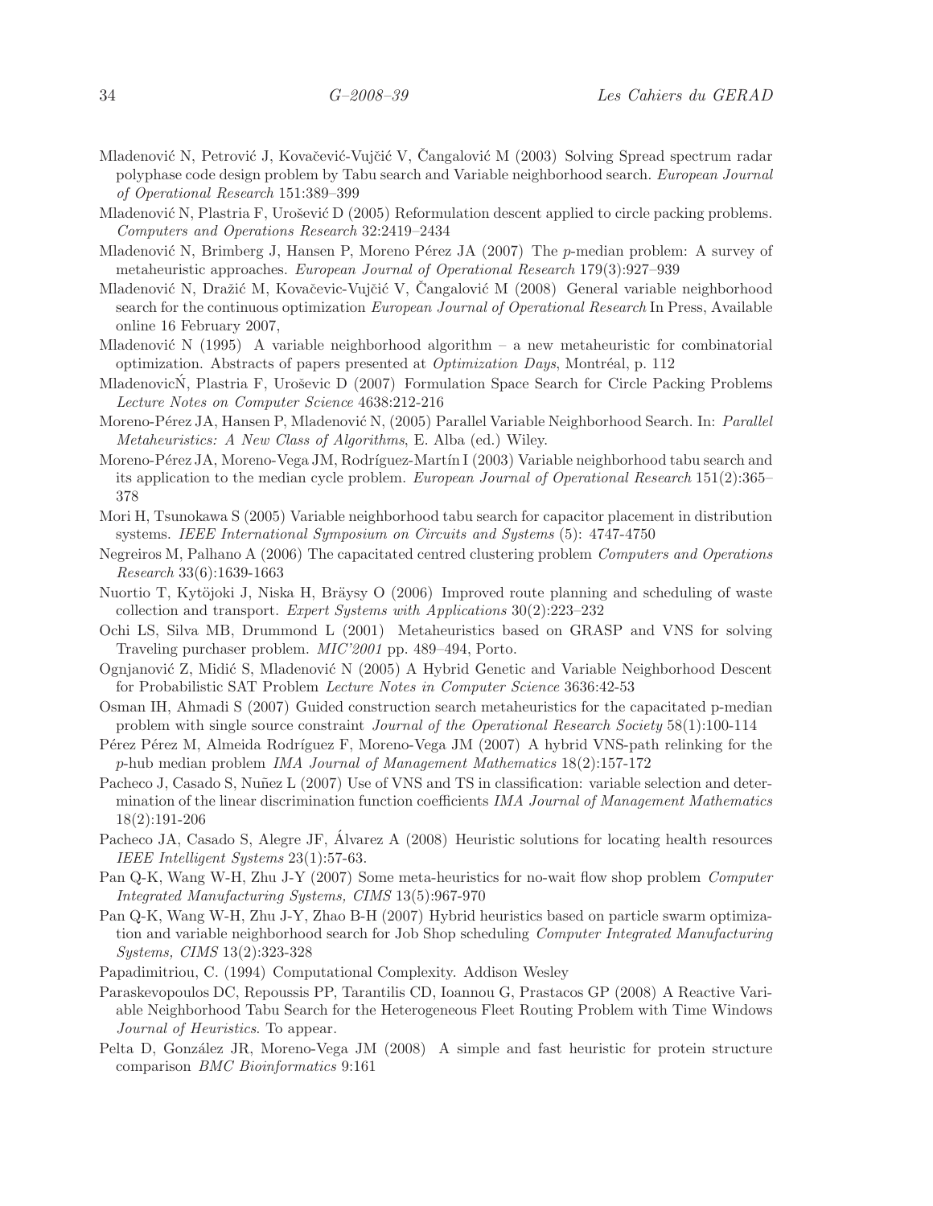Mladenović N, Petrović J, Kovačević-Vujčić V, Čangalović M (2003) Solving Spread spectrum radar polyphase code design problem by Tabu search and Variable neighborhood search. *European Journal of Operational Research* 151:389–399

Mladenović N, Plastria F, Urošević D (2005) Reformulation descent applied to circle packing problems. *Computers and Operations Research* 32:2419–2434

Mladenović N, Brimberg J, Hansen P, Moreno Pérez JA (2007) The *p*-median problem: A survey of metaheuristic approaches. *European Journal of Operational Research* 179(3):927–939

Mladenović N, Dražić M, Kovačevic-Vujčić V, Čangalović M (2008) General variable neighborhood search for the continuous optimization *European Journal of Operational Research* In Press, Available online 16 February 2007,

Mladenović N (1995) A variable neighborhood algorithm – a new metaheuristic for combinatorial optimization. Abstracts of papers presented at *Optimization Days*, Montréal, p. 112

MladenovicŃ, Plastria F, Uroševic D (2007) Formulation Space Search for Circle Packing Problems *Lecture Notes on Computer Science* 4638:212-216

Moreno-Pérez JA, Hansen P, Mladenović N, (2005) Parallel Variable Neighborhood Search. In: *Parallel Metaheuristics: A New Class of Algorithms*, E. Alba (ed.) Wiley.

Moreno-Pérez JA, Moreno-Vega JM, Rodríguez-Martín I (2003) Variable neighborhood tabu search and its application to the median cycle problem. *European Journal of Operational Research* 151(2):365–378

Mori H, Tsunokawa S (2005) Variable neighborhood tabu search for capacitor placement in distribution systems. *IEEE International Symposium on Circuits and Systems* (5): 4747-4750

Negreiros M, Palhano A (2006) The capacitated centred clustering problem *Computers and Operations Research* 33(6):1639-1663

Nuortio T, Kytöjoki J, Niska H, Bräysy O (2006) Improved route planning and scheduling of waste collection and transport. *Expert Systems with Applications* 30(2):223–232

Ochi LS, Silva MB, Drummond L (2001) Metaheuristics based on GRASP and VNS for solving Traveling purchaser problem. *MIC'2001* pp. 489–494, Porto.

Ognjanović Z, Midić S, Mladenović N (2005) A Hybrid Genetic and Variable Neighborhood Descent for Probabilistic SAT Problem *Lecture Notes in Computer Science* 3636:42-53

Osman IH, Ahmadi S (2007) Guided construction search metaheuristics for the capacitated p-median problem with single source constraint *Journal of the Operational Research Society* 58(1):100-114

Pérez Pérez M, Almeida Rodríguez F, Moreno-Vega JM (2007) A hybrid VNS-path relinking for the *p*-hub median problem *IMA Journal of Management Mathematics* 18(2):157-172

Pacheco J, Casado S, Nuñez L (2007) Use of VNS and TS in classification: variable selection and determination of the linear discrimination function coefficients *IMA Journal of Management Mathematics* 18(2):191-206

Pacheco JA, Casado S, Alegre JF, Álvarez A (2008) Heuristic solutions for locating health resources *IEEE Intelligent Systems* 23(1):57-63.

Pan Q-K, Wang W-H, Zhu J-Y (2007) Some meta-heuristics for no-wait flow shop problem *Computer Integrated Manufacturing Systems, CIMS* 13(5):967-970

Pan Q-K, Wang W-H, Zhu J-Y, Zhao B-H (2007) Hybrid heuristics based on particle swarm optimization and variable neighborhood search for Job Shop scheduling *Computer Integrated Manufacturing Systems, CIMS* 13(2):323-328

Papadimitriou, C. (1994) Computational Complexity. Addison Wesley

Paraskevopoulos DC, Repoussis PP, Tarantilis CD, Ioannou G, Prastacos GP (2008) A Reactive Variable Neighborhood Tabu Search for the Heterogeneous Fleet Routing Problem with Time Windows *Journal of Heuristics*. To appear.

Pelta D, González JR, Moreno-Vega JM (2008) A simple and fast heuristic for protein structure comparison *BMC Bioinformatics* 9:161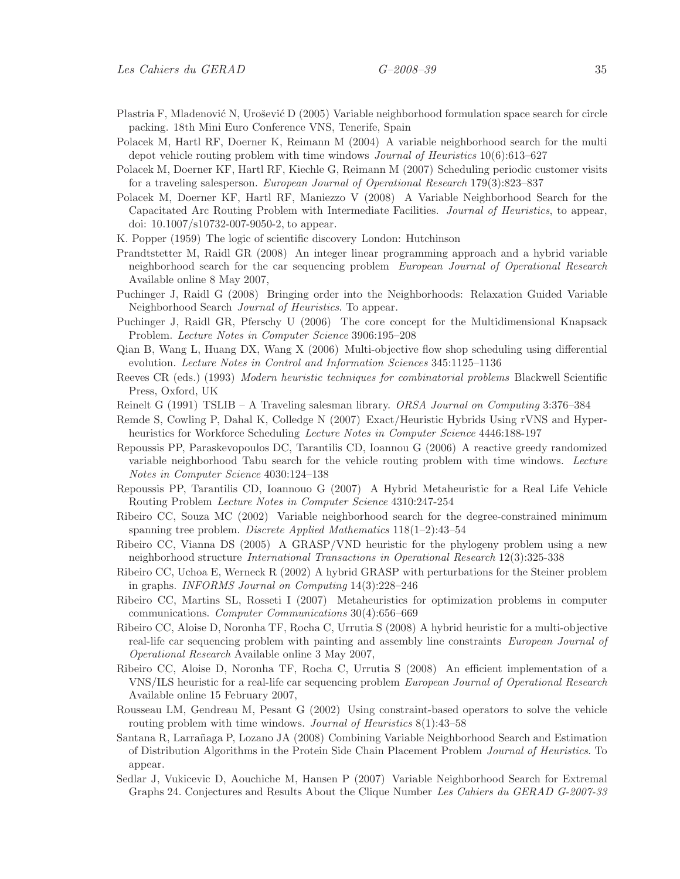Plastria F, Mladenović N, Urošević D (2005) Variable neighborhood formulation space search for circle packing. 18th Mini Euro Conference VNS, Tenerife, Spain

Polacek M, Hartl RF, Doerner K, Reimann M (2004) A variable neighborhood search for the multi depot vehicle routing problem with time windows *Journal of Heuristics* 10(6):613–627

Polacek M, Doerner KF, Hartl RF, Kiechle G, Reimann M (2007) Scheduling periodic customer visits for a traveling salesperson. *European Journal of Operational Research* 179(3):823–837

Polacek M, Doerner KF, Hartl RF, Maniezzo V (2008) A Variable Neighborhood Search for the Capacitated Arc Routing Problem with Intermediate Facilities. *Journal of Heuristics*, to appear, doi: 10.1007/s10732-007-9050-2, to appear.

K. Popper (1959) The logic of scientific discovery London: Hutchinson

Prandtstetter M, Raidl GR (2008) An integer linear programming approach and a hybrid variable neighborhood search for the car sequencing problem *European Journal of Operational Research* Available online 8 May 2007,

Puchinger J, Raidl G (2008) Bringing order into the Neighborhoods: Relaxation Guided Variable Neighborhood Search *Journal of Heuristics*. To appear.

Puchinger J, Raidl GR, Pferschy U (2006) The core concept for the Multidimensional Knapsack Problem. *Lecture Notes in Computer Science* 3906:195–208

Qian B, Wang L, Huang DX, Wang X (2006) Multi-objective flow shop scheduling using differential evolution. *Lecture Notes in Control and Information Sciences* 345:1125–1136

Reeves CR (eds.) (1993) *Modern heuristic techniques for combinatorial problems* Blackwell Scientific Press, Oxford, UK

Reinelt G (1991) TSLIB – A Traveling salesman library. *ORSA Journal on Computing* 3:376–384

Remde S, Cowling P, Dahal K, Colledge N (2007) Exact/Heuristic Hybrids Using rVNS and Hyperheuristics for Workforce Scheduling *Lecture Notes in Computer Science* 4446:188-197

Repoussis PP, Paraskevopoulos DC, Tarantilis CD, Ioannou G (2006) A reactive greedy randomized variable neighborhood Tabu search for the vehicle routing problem with time windows. *Lecture Notes in Computer Science* 4030:124–138

Repoussis PP, Tarantilis CD, Ioannouo G (2007) A Hybrid Metaheuristic for a Real Life Vehicle Routing Problem *Lecture Notes in Computer Science* 4310:247-254

Ribeiro CC, Souza MC (2002) Variable neighborhood search for the degree-constrained minimum spanning tree problem. *Discrete Applied Mathematics* 118(1–2):43–54

Ribeiro CC, Vianna DS (2005) A GRASP/VND heuristic for the phylogeny problem using a new neighborhood structure *International Transactions in Operational Research* 12(3):325-338

Ribeiro CC, Uchoa E, Werneck R (2002) A hybrid GRASP with perturbations for the Steiner problem in graphs. *INFORMS Journal on Computing* 14(3):228–246

Ribeiro CC, Martins SL, Rosseti I (2007) Metaheuristics for optimization problems in computer communications. *Computer Communications* 30(4):656–669

Ribeiro CC, Aloise D, Noronha TF, Rocha C, Urrutia S (2008) A hybrid heuristic for a multi-objective real-life car sequencing problem with painting and assembly line constraints *European Journal of Operational Research* Available online 3 May 2007,

Ribeiro CC, Aloise D, Noronha TF, Rocha C, Urrutia S (2008) An efficient implementation of a VNS/ILS heuristic for a real-life car sequencing problem *European Journal of Operational Research* Available online 15 February 2007,

Rousseau LM, Gendreau M, Pesant G (2002) Using constraint-based operators to solve the vehicle routing problem with time windows. *Journal of Heuristics* 8(1):43–58

Santana R, Larrañaga P, Lozano JA (2008) Combining Variable Neighborhood Search and Estimation of Distribution Algorithms in the Protein Side Chain Placement Problem *Journal of Heuristics*. To appear.

Sedlar J, Vukicevic D, Aouchiche M, Hansen P (2007) Variable Neighborhood Search for Extremal Graphs 24. Conjectures and Results About the Clique Number *Les Cahiers du GERAD G-2007-33*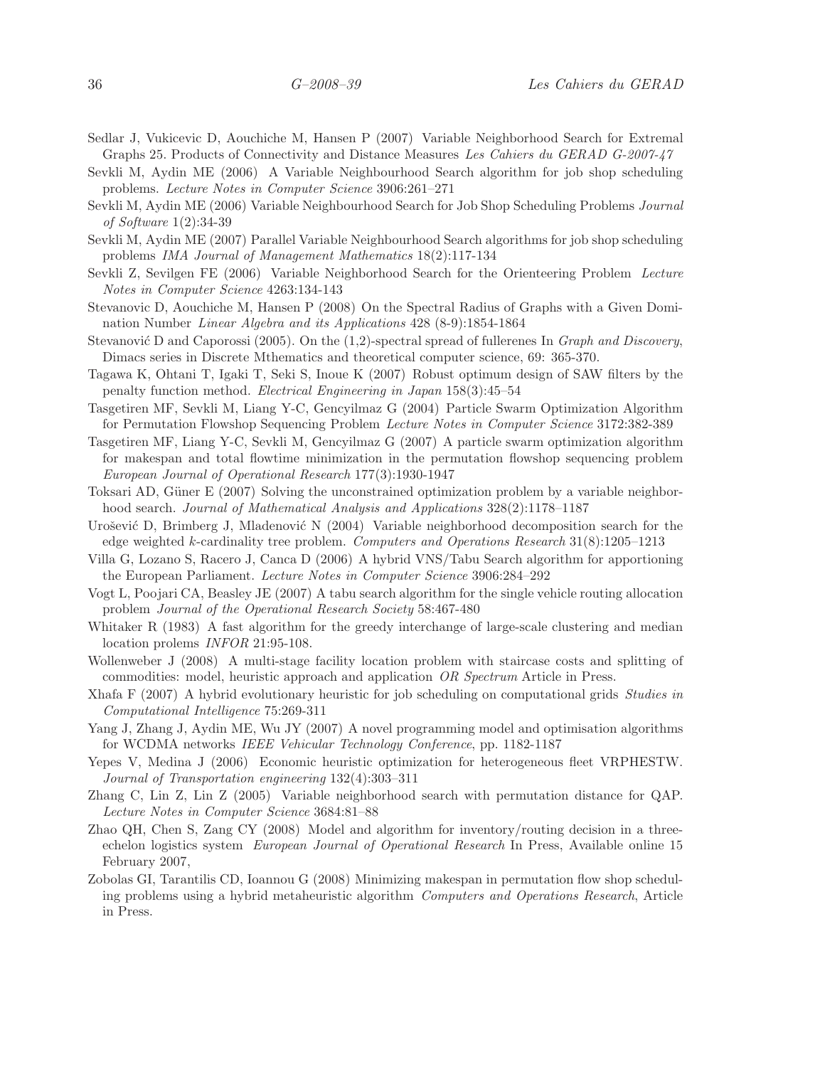Sedlar J, Vukicevic D, Aouchiche M, Hansen P (2007) Variable Neighborhood Search for Extremal Graphs 25. Products of Connectivity and Distance Measures *Les Cahiers du GERAD G-2007-47*

Sevkli M, Aydin ME (2006) A Variable Neighbourhood Search algorithm for job shop scheduling problems. *Lecture Notes in Computer Science* 3906:261–271

Sevkli M, Aydin ME (2006) Variable Neighbourhood Search for Job Shop Scheduling Problems *Journal of Software* 1(2):34-39

Sevkli M, Aydin ME (2007) Parallel Variable Neighbourhood Search algorithms for job shop scheduling problems *IMA Journal of Management Mathematics* 18(2):117-134

Sevkli Z, Sevilgen FE (2006) Variable Neighborhood Search for the Orienteering Problem *Lecture Notes in Computer Science* 4263:134-143

Stevanovic D, Aouchiche M, Hansen P (2008) On the Spectral Radius of Graphs with a Given Domination Number *Linear Algebra and its Applications* 428 (8-9):1854-1864

Stevanović D and Caporossi (2005). On the (1,2)-spectral spread of fullerenes In *Graph and Discovery*, Dimacs series in Discrete Mthematics and theoretical computer science, 69: 365-370.

Tagawa K, Ohtani T, Igaki T, Seki S, Inoue K (2007) Robust optimum design of SAW filters by the penalty function method. *Electrical Engineering in Japan* 158(3):45–54

Tasgetiren MF, Sevkli M, Liang Y-C, Gencyilmaz G (2004) Particle Swarm Optimization Algorithm for Permutation Flowshop Sequencing Problem *Lecture Notes in Computer Science* 3172:382-389

Tasgetiren MF, Liang Y-C, Sevkli M, Gencyilmaz G (2007) A particle swarm optimization algorithm for makespan and total flowtime minimization in the permutation flowshop sequencing problem *European Journal of Operational Research* 177(3):1930-1947

Toksari AD, Güner E (2007) Solving the unconstrained optimization problem by a variable neighborhood search. *Journal of Mathematical Analysis and Applications* 328(2):1178–1187

Urošević D, Brimberg J, Mladenović N (2004) Variable neighborhood decomposition search for the edge weighted $k$-cardinality tree problem. *Computers and Operations Research* 31(8):1205–1213

Villa G, Lozano S, Racero J, Canca D (2006) A hybrid VNS/Tabu Search algorithm for apportioning the European Parliament. *Lecture Notes in Computer Science* 3906:284–292

Vogt L, Poojari CA, Beasley JE (2007) A tabu search algorithm for the single vehicle routing allocation problem *Journal of the Operational Research Society* 58:467-480

Whitaker R (1983) A fast algorithm for the greedy interchange of large-scale clustering and median location prolems *INFOR* 21:95-108.

Wollenweber J (2008) A multi-stage facility location problem with staircase costs and splitting of commodities: model, heuristic approach and application *OR Spectrum* Article in Press.

Xhafa F (2007) A hybrid evolutionary heuristic for job scheduling on computational grids *Studies in Computational Intelligence* 75:269-311

Yang J, Zhang J, Aydin ME, Wu JY (2007) A novel programming model and optimisation algorithms for WCDMA networks *IEEE Vehicular Technology Conference*, pp. 1182-1187

Yepes V, Medina J (2006) Economic heuristic optimization for heterogeneous fleet VRPHESTW. *Journal of Transportation engineering* 132(4):303–311

Zhang C, Lin Z, Lin Z (2005) Variable neighborhood search with permutation distance for QAP. *Lecture Notes in Computer Science* 3684:81–88

Zhao QH, Chen S, Zang CY (2008) Model and algorithm for inventory/routing decision in a three-echelon logistics system *European Journal of Operational Research* In Press, Available online 15 February 2007,

Zobolas GI, Tarantilis CD, Ioannou G (2008) Minimizing makespan in permutation flow shop scheduling problems using a hybrid metaheuristic algorithm *Computers and Operations Research*, Article in Press.